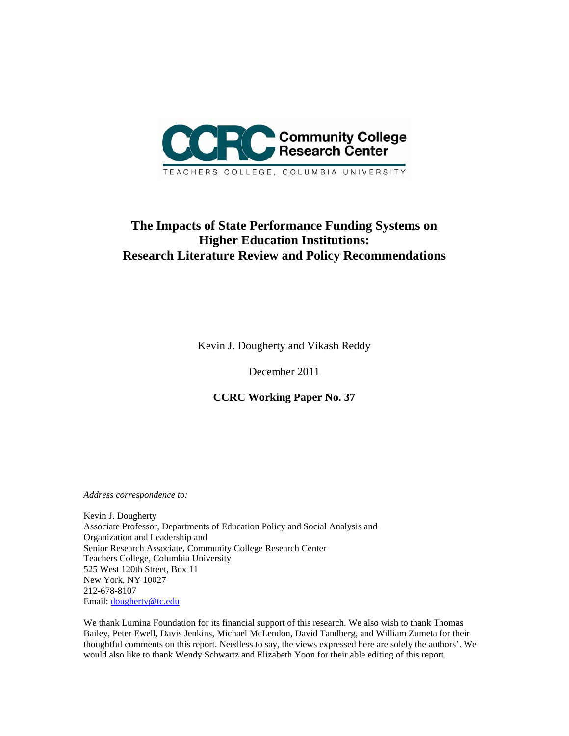Community College Research Center

TEACHERS COLLEGE, COLUMBIA UNIVERSITY

# The Impacts of State Performance Funding Systems on Higher Education Institutions: Research Literature Review and Policy Recommendations

Kevin J. Dougherty and Vikash Reddy

December 2011

**CCRC Working Paper No. 37**

*Address correspondence to:*

Kevin J. Dougherty  
Associate Professor, Departments of Education Policy and Social Analysis and  
Organization and Leadership and  
Senior Research Associate, Community College Research Center  
Teachers College, Columbia University  
525 West 120th Street, Box 11  
New York, NY 10027  
212-678-8107  
Email: dougherty@tc.edu

We thank Lumina Foundation for its financial support of this research. We also wish to thank Thomas Bailey, Peter Ewell, Davis Jenkins, Michael McLendon, David Tandberg, and William Zumeta for their thoughtful comments on this report. Needless to say, the views expressed here are solely the authors'. We would also like to thank Wendy Schwartz and Elizabeth Yoon for their able editing of this report.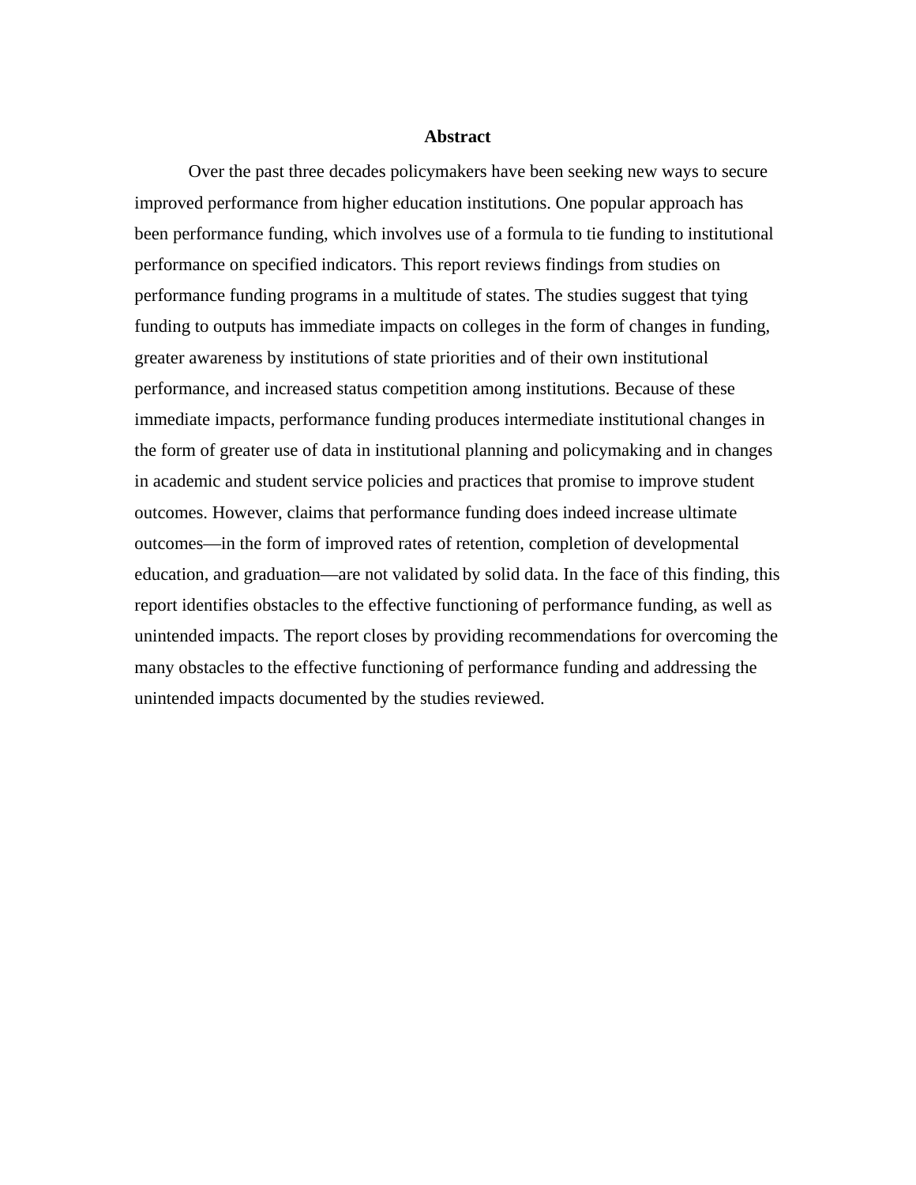# Abstract

Over the past three decades policymakers have been seeking new ways to secure improved performance from higher education institutions. One popular approach has been performance funding, which involves use of a formula to tie funding to institutional performance on specified indicators. This report reviews findings from studies on performance funding programs in a multitude of states. The studies suggest that tying funding to outputs has immediate impacts on colleges in the form of changes in funding, greater awareness by institutions of state priorities and of their own institutional performance, and increased status competition among institutions. Because of these immediate impacts, performance funding produces intermediate institutional changes in the form of greater use of data in institutional planning and policymaking and in changes in academic and student service policies and practices that promise to improve student outcomes. However, claims that performance funding does indeed increase ultimate outcomes—in the form of improved rates of retention, completion of developmental education, and graduation—are not validated by solid data. In the face of this finding, this report identifies obstacles to the effective functioning of performance funding, as well as unintended impacts. The report closes by providing recommendations for overcoming the many obstacles to the effective functioning of performance funding and addressing the unintended impacts documented by the studies reviewed.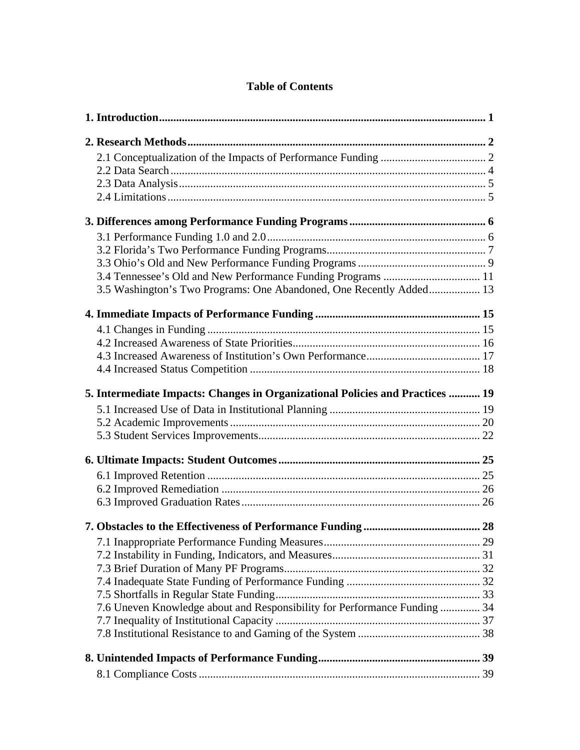# Table of Contents

**1. Introduction** .......... **1**

**2. Research Methods** .......... **2**

- 2.1 Conceptualization of the Impacts of Performance Funding .......... 2
- 2.2 Data Search .......... 4
- 2.3 Data Analysis .......... 5
- 2.4 Limitations .......... 5

**3. Differences among Performance Funding Programs** .......... **6**

- 3.1 Performance Funding 1.0 and 2.0 .......... 6
- 3.2 Florida's Two Performance Funding Programs .......... 7
- 3.3 Ohio's Old and New Performance Funding Programs .......... 9
- 3.4 Tennessee's Old and New Performance Funding Programs .......... 11
- 3.5 Washington's Two Programs: One Abandoned, One Recently Added .......... 13

**4. Immediate Impacts of Performance Funding** .......... **15**

- 4.1 Changes in Funding .......... 15
- 4.2 Increased Awareness of State Priorities .......... 16
- 4.3 Increased Awareness of Institution's Own Performance .......... 17
- 4.4 Increased Status Competition .......... 18

**5. Intermediate Impacts: Changes in Organizational Policies and Practices** .......... **19**

- 5.1 Increased Use of Data in Institutional Planning .......... 19
- 5.2 Academic Improvements .......... 20
- 5.3 Student Services Improvements .......... 22

**6. Ultimate Impacts: Student Outcomes** .......... **25**

- 6.1 Improved Retention .......... 25
- 6.2 Improved Remediation .......... 26
- 6.3 Improved Graduation Rates .......... 26

**7. Obstacles to the Effectiveness of Performance Funding** .......... **28**

- 7.1 Inappropriate Performance Funding Measures .......... 29
- 7.2 Instability in Funding, Indicators, and Measures .......... 31
- 7.3 Brief Duration of Many PF Programs .......... 32
- 7.4 Inadequate State Funding of Performance Funding .......... 32
- 7.5 Shortfalls in Regular State Funding .......... 33
- 7.6 Uneven Knowledge about and Responsibility for Performance Funding .......... 34
- 7.7 Inequality of Institutional Capacity .......... 37
- 7.8 Institutional Resistance to and Gaming of the System .......... 38

**8. Unintended Impacts of Performance Funding** .......... **39**

- 8.1 Compliance Costs .......... 39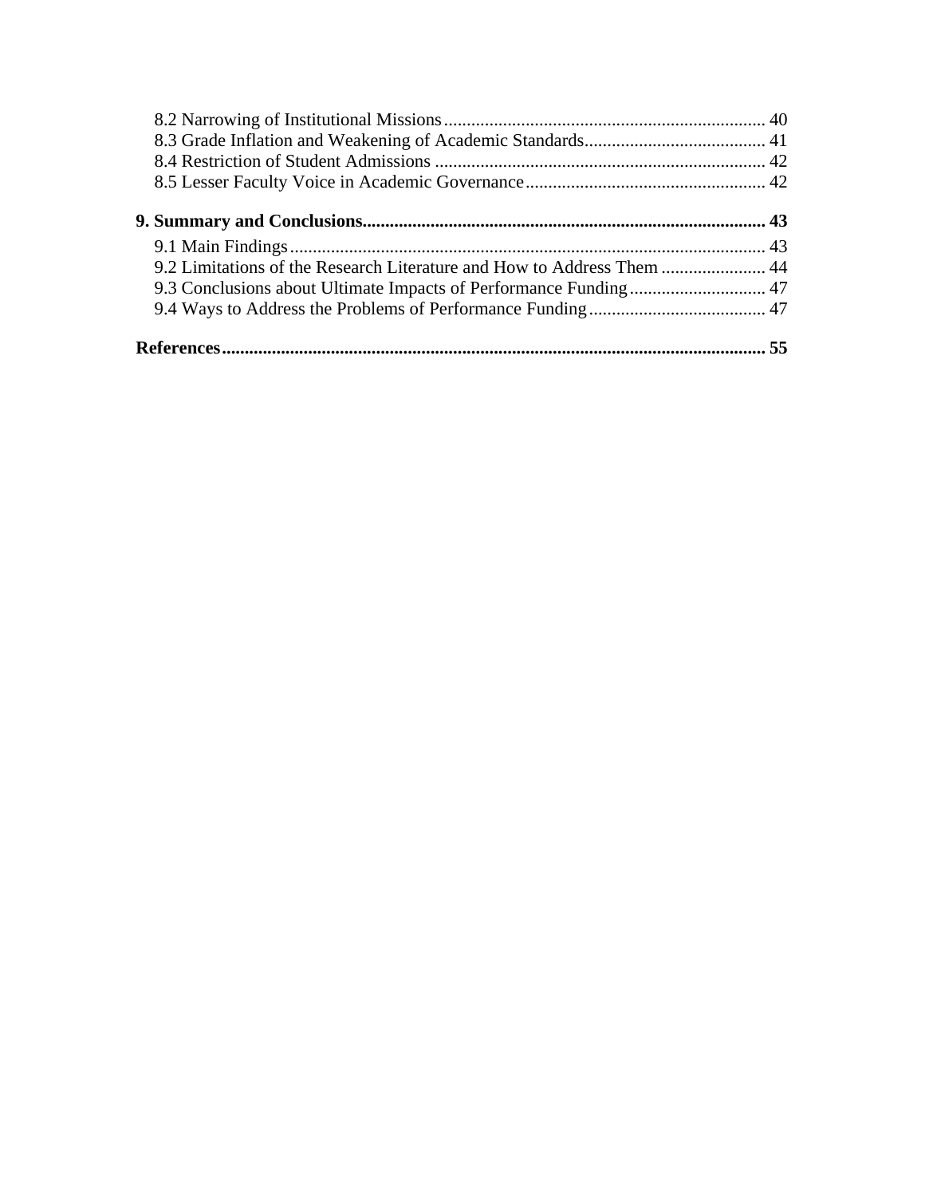8.2 Narrowing of Institutional Missions ..... 40
8.3 Grade Inflation and Weakening of Academic Standards ..... 41
8.4 Restriction of Student Admissions ..... 42
8.5 Lesser Faculty Voice in Academic Governance ..... 42

**9. Summary and Conclusions ..... 43**

9.1 Main Findings ..... 43
9.2 Limitations of the Research Literature and How to Address Them ..... 44
9.3 Conclusions about Ultimate Impacts of Performance Funding ..... 47
9.4 Ways to Address the Problems of Performance Funding ..... 47

**References ..... 55**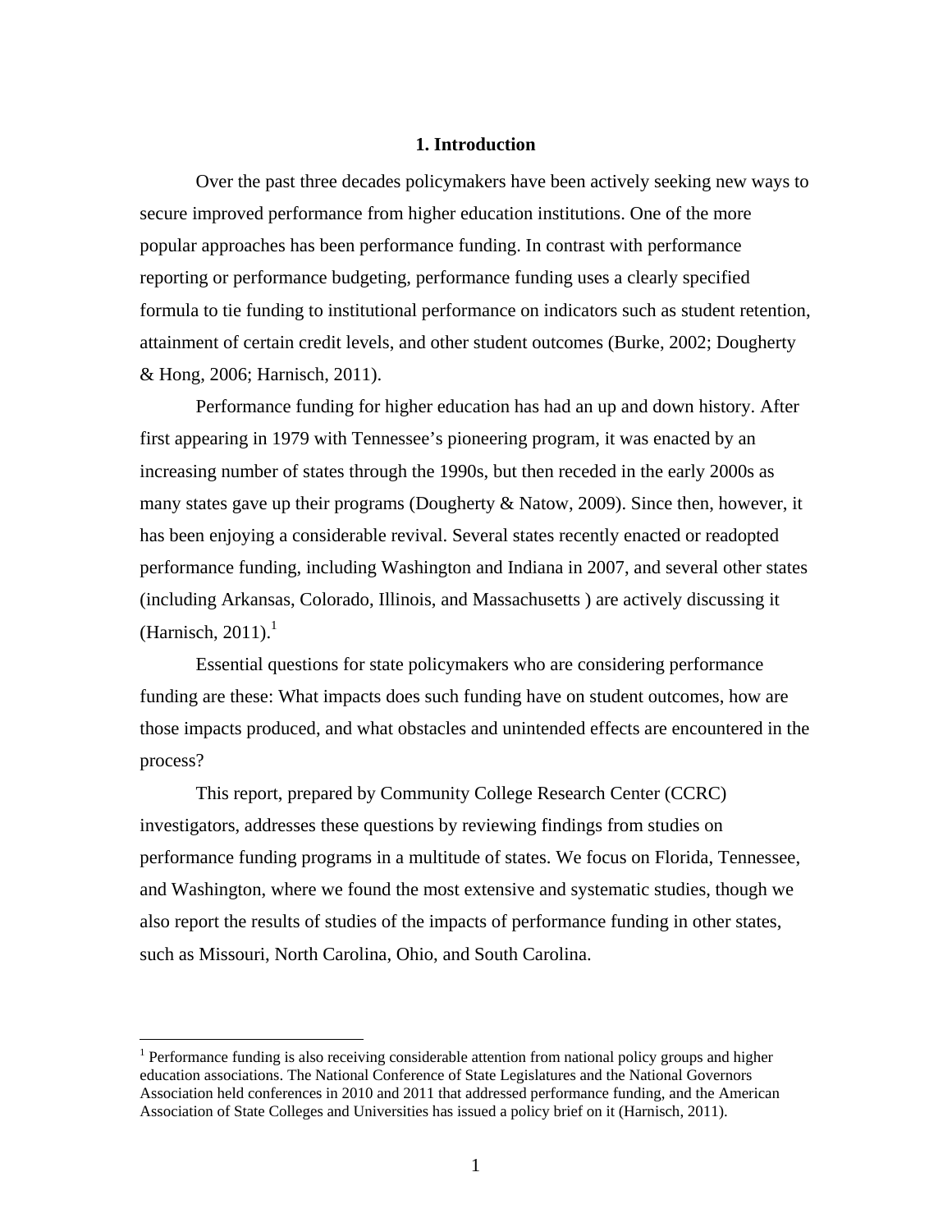# 1. Introduction

Over the past three decades policymakers have been actively seeking new ways to secure improved performance from higher education institutions. One of the more popular approaches has been performance funding. In contrast with performance reporting or performance budgeting, performance funding uses a clearly specified formula to tie funding to institutional performance on indicators such as student retention, attainment of certain credit levels, and other student outcomes (Burke, 2002; Dougherty & Hong, 2006; Harnisch, 2011).

Performance funding for higher education has had an up and down history. After first appearing in 1979 with Tennessee's pioneering program, it was enacted by an increasing number of states through the 1990s, but then receded in the early 2000s as many states gave up their programs (Dougherty & Natow, 2009). Since then, however, it has been enjoying a considerable revival. Several states recently enacted or readopted performance funding, including Washington and Indiana in 2007, and several other states (including Arkansas, Colorado, Illinois, and Massachusetts ) are actively discussing it (Harnisch, 2011).[1]

Essential questions for state policymakers who are considering performance funding are these: What impacts does such funding have on student outcomes, how are those impacts produced, and what obstacles and unintended effects are encountered in the process?

This report, prepared by Community College Research Center (CCRC) investigators, addresses these questions by reviewing findings from studies on performance funding programs in a multitude of states. We focus on Florida, Tennessee, and Washington, where we found the most extensive and systematic studies, though we also report the results of studies of the impacts of performance funding in other states, such as Missouri, North Carolina, Ohio, and South Carolina.

---

[1] Performance funding is also receiving considerable attention from national policy groups and higher education associations. The National Conference of State Legislatures and the National Governors Association held conferences in 2010 and 2011 that addressed performance funding, and the American Association of State Colleges and Universities has issued a policy brief on it (Harnisch, 2011).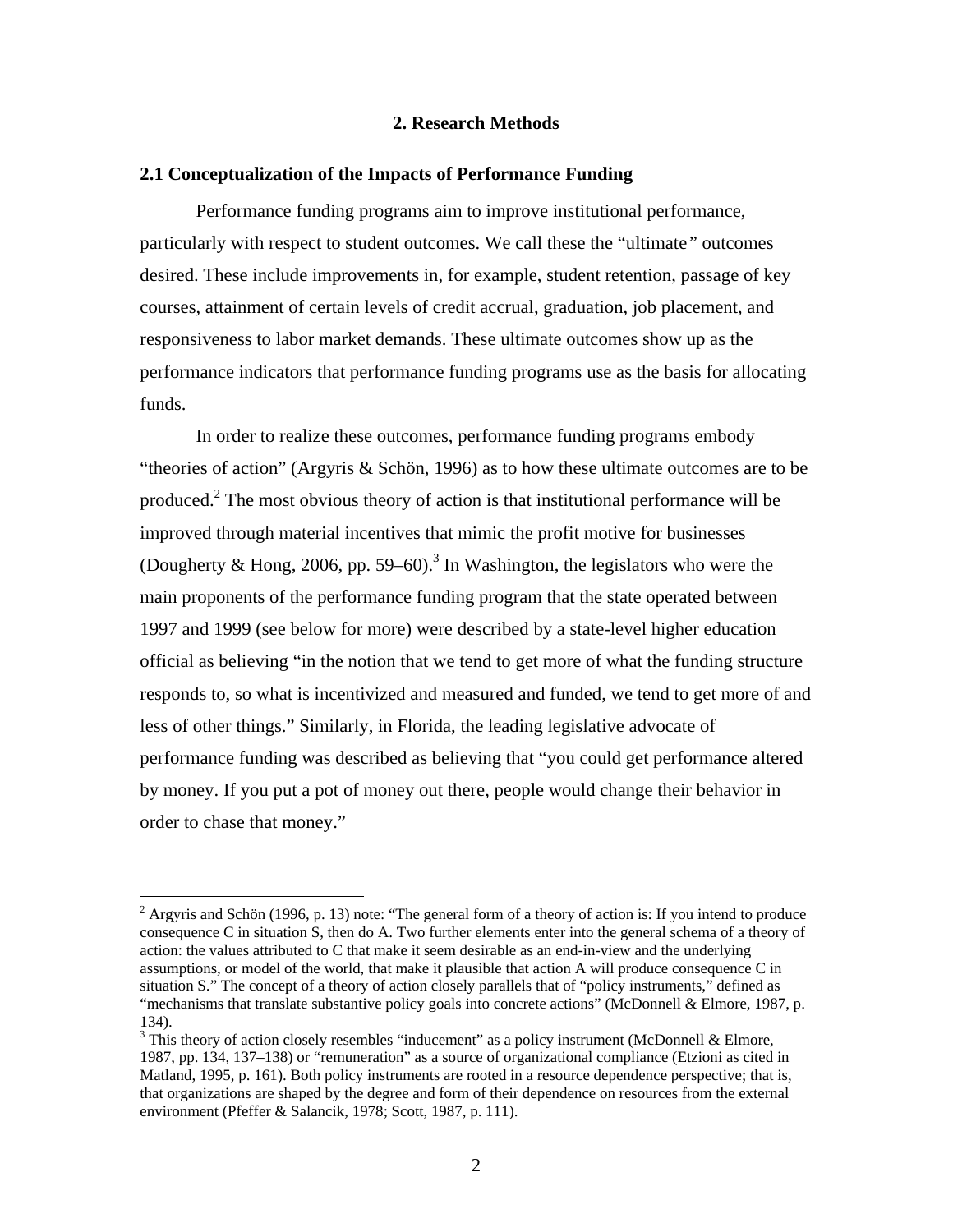## 2. Research Methods

### 2.1 Conceptualization of the Impacts of Performance Funding

Performance funding programs aim to improve institutional performance, particularly with respect to student outcomes. We call these the "ultimate" outcomes desired. These include improvements in, for example, student retention, passage of key courses, attainment of certain levels of credit accrual, graduation, job placement, and responsiveness to labor market demands. These ultimate outcomes show up as the performance indicators that performance funding programs use as the basis for allocating funds.

In order to realize these outcomes, performance funding programs embody "theories of action" (Argyris & Schön, 1996) as to how these ultimate outcomes are to be produced.[2] The most obvious theory of action is that institutional performance will be improved through material incentives that mimic the profit motive for businesses (Dougherty & Hong, 2006, pp. 59–60).[3] In Washington, the legislators who were the main proponents of the performance funding program that the state operated between 1997 and 1999 (see below for more) were described by a state-level higher education official as believing "in the notion that we tend to get more of what the funding structure responds to, so what is incentivized and measured and funded, we tend to get more of and less of other things." Similarly, in Florida, the leading legislative advocate of performance funding was described as believing that "you could get performance altered by money. If you put a pot of money out there, people would change their behavior in order to chase that money."

---

[2] Argyris and Schön (1996, p. 13) note: "The general form of a theory of action is: If you intend to produce consequence C in situation S, then do A. Two further elements enter into the general schema of a theory of action: the values attributed to C that make it seem desirable as an end-in-view and the underlying assumptions, or model of the world, that make it plausible that action A will produce consequence C in situation S." The concept of a theory of action closely parallels that of "policy instruments," defined as "mechanisms that translate substantive policy goals into concrete actions" (McDonnell & Elmore, 1987, p. 134).

[3] This theory of action closely resembles "inducement" as a policy instrument (McDonnell & Elmore, 1987, pp. 134, 137–138) or "remuneration" as a source of organizational compliance (Etzioni as cited in Matland, 1995, p. 161). Both policy instruments are rooted in a resource dependence perspective; that is, that organizations are shaped by the degree and form of their dependence on resources from the external environment (Pfeffer & Salancik, 1978; Scott, 1987, p. 111).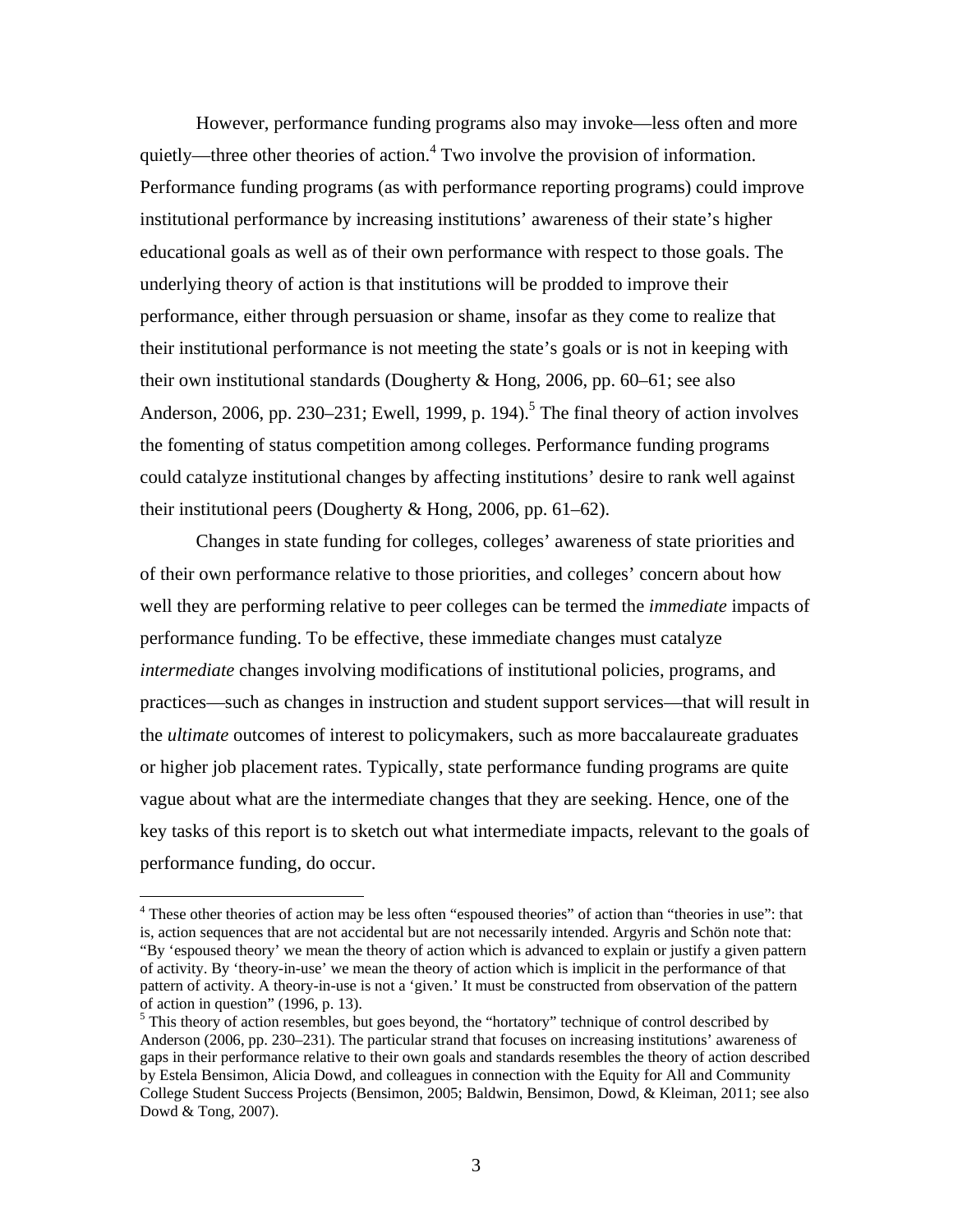However, performance funding programs also may invoke—less often and more quietly—three other theories of action.[4] Two involve the provision of information. Performance funding programs (as with performance reporting programs) could improve institutional performance by increasing institutions' awareness of their state's higher educational goals as well as of their own performance with respect to those goals. The underlying theory of action is that institutions will be prodded to improve their performance, either through persuasion or shame, insofar as they come to realize that their institutional performance is not meeting the state's goals or is not in keeping with their own institutional standards (Dougherty & Hong, 2006, pp. 60–61; see also Anderson, 2006, pp. 230–231; Ewell, 1999, p. 194).[5] The final theory of action involves the fomenting of status competition among colleges. Performance funding programs could catalyze institutional changes by affecting institutions' desire to rank well against their institutional peers (Dougherty & Hong, 2006, pp. 61–62).

Changes in state funding for colleges, colleges' awareness of state priorities and of their own performance relative to those priorities, and colleges' concern about how well they are performing relative to peer colleges can be termed the *immediate* impacts of performance funding. To be effective, these immediate changes must catalyze *intermediate* changes involving modifications of institutional policies, programs, and practices—such as changes in instruction and student support services—that will result in the *ultimate* outcomes of interest to policymakers, such as more baccalaureate graduates or higher job placement rates. Typically, state performance funding programs are quite vague about what are the intermediate changes that they are seeking. Hence, one of the key tasks of this report is to sketch out what intermediate impacts, relevant to the goals of performance funding, do occur.

---

[4] These other theories of action may be less often "espoused theories" of action than "theories in use": that is, action sequences that are not accidental but are not necessarily intended. Argyris and Schön note that: "By 'espoused theory' we mean the theory of action which is advanced to explain or justify a given pattern of activity. By 'theory-in-use' we mean the theory of action which is implicit in the performance of that pattern of activity. A theory-in-use is not a 'given.' It must be constructed from observation of the pattern of action in question" (1996, p. 13).

[5] This theory of action resembles, but goes beyond, the "hortatory" technique of control described by Anderson (2006, pp. 230–231). The particular strand that focuses on increasing institutions' awareness of gaps in their performance relative to their own goals and standards resembles the theory of action described by Estela Bensimon, Alicia Dowd, and colleagues in connection with the Equity for All and Community College Student Success Projects (Bensimon, 2005; Baldwin, Bensimon, Dowd, & Kleiman, 2011; see also Dowd & Tong, 2007).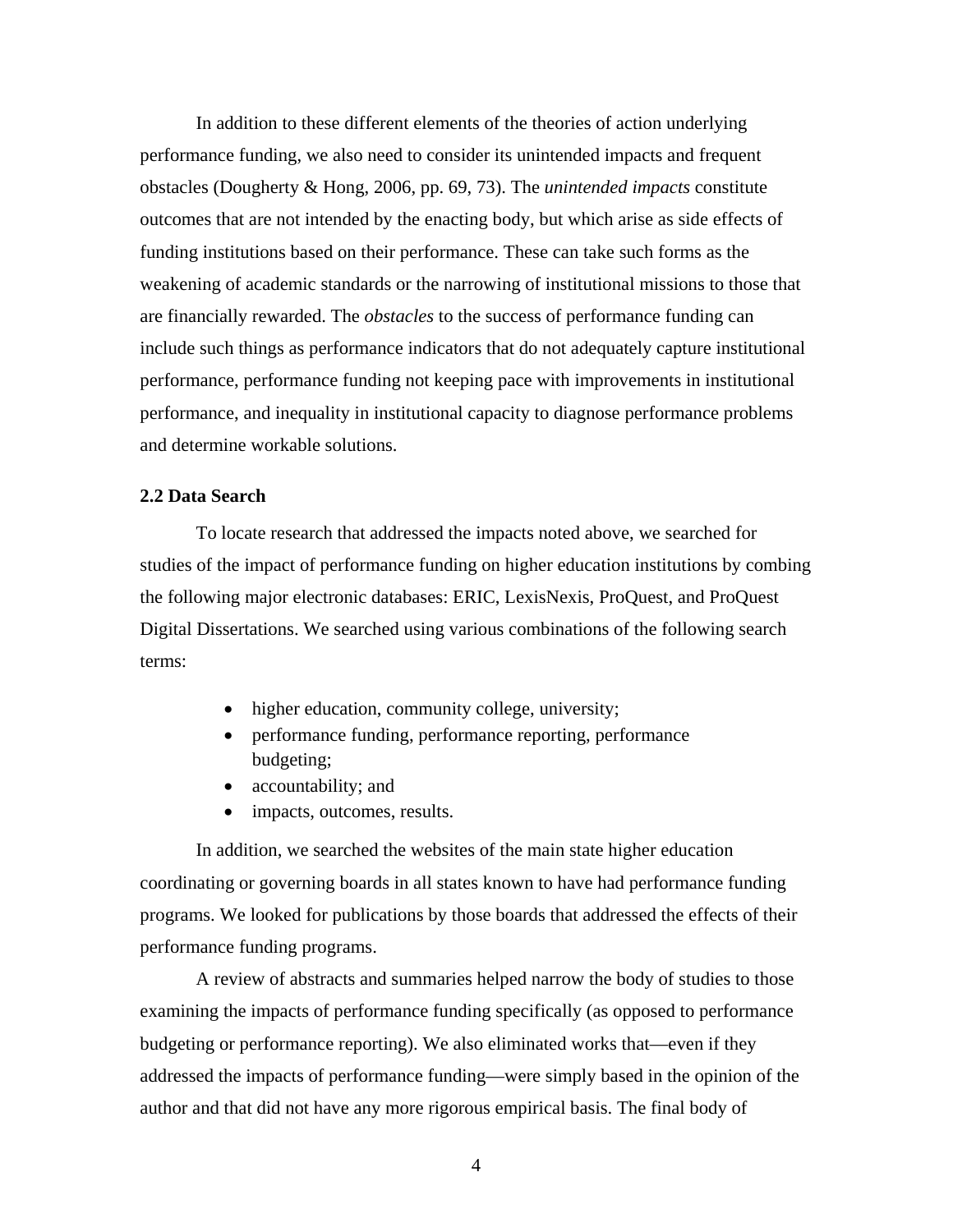In addition to these different elements of the theories of action underlying performance funding, we also need to consider its unintended impacts and frequent obstacles (Dougherty & Hong, 2006, pp. 69, 73). The *unintended impacts* constitute outcomes that are not intended by the enacting body, but which arise as side effects of funding institutions based on their performance. These can take such forms as the weakening of academic standards or the narrowing of institutional missions to those that are financially rewarded. The *obstacles* to the success of performance funding can include such things as performance indicators that do not adequately capture institutional performance, performance funding not keeping pace with improvements in institutional performance, and inequality in institutional capacity to diagnose performance problems and determine workable solutions.

### 2.2 Data Search

To locate research that addressed the impacts noted above, we searched for studies of the impact of performance funding on higher education institutions by combing the following major electronic databases: ERIC, LexisNexis, ProQuest, and ProQuest Digital Dissertations. We searched using various combinations of the following search terms:

- higher education, community college, university;
- performance funding, performance reporting, performance budgeting;
- accountability; and
- impacts, outcomes, results.

In addition, we searched the websites of the main state higher education coordinating or governing boards in all states known to have had performance funding programs. We looked for publications by those boards that addressed the effects of their performance funding programs.

A review of abstracts and summaries helped narrow the body of studies to those examining the impacts of performance funding specifically (as opposed to performance budgeting or performance reporting). We also eliminated works that—even if they addressed the impacts of performance funding—were simply based in the opinion of the author and that did not have any more rigorous empirical basis. The final body of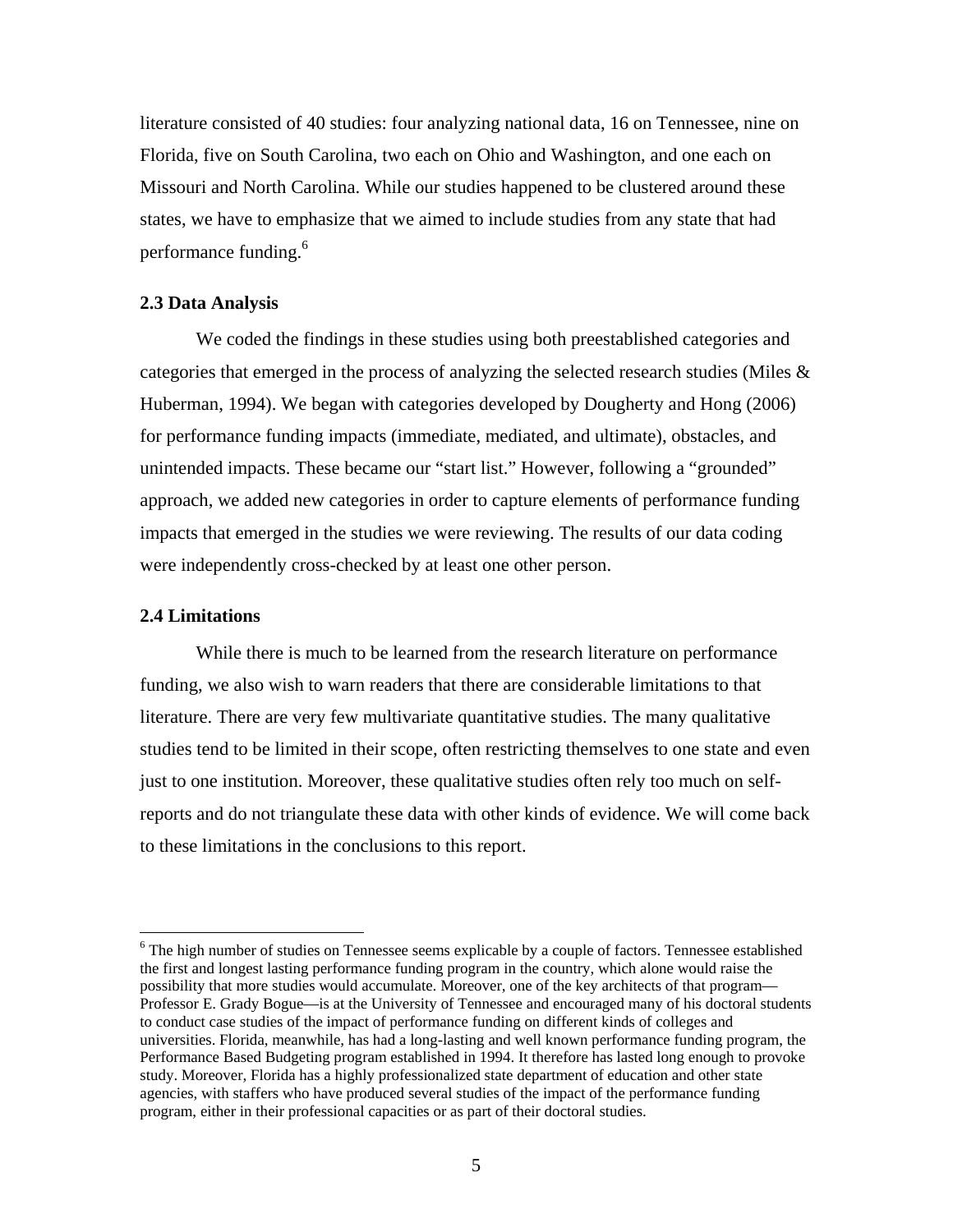literature consisted of 40 studies: four analyzing national data, 16 on Tennessee, nine on Florida, five on South Carolina, two each on Ohio and Washington, and one each on Missouri and North Carolina. While our studies happened to be clustered around these states, we have to emphasize that we aimed to include studies from any state that had performance funding.[6]

### 2.3 Data Analysis

We coded the findings in these studies using both preestablished categories and categories that emerged in the process of analyzing the selected research studies (Miles & Huberman, 1994). We began with categories developed by Dougherty and Hong (2006) for performance funding impacts (immediate, mediated, and ultimate), obstacles, and unintended impacts. These became our "start list." However, following a "grounded" approach, we added new categories in order to capture elements of performance funding impacts that emerged in the studies we were reviewing. The results of our data coding were independently cross-checked by at least one other person.

### 2.4 Limitations

While there is much to be learned from the research literature on performance funding, we also wish to warn readers that there are considerable limitations to that literature. There are very few multivariate quantitative studies. The many qualitative studies tend to be limited in their scope, often restricting themselves to one state and even just to one institution. Moreover, these qualitative studies often rely too much on self-reports and do not triangulate these data with other kinds of evidence. We will come back to these limitations in the conclusions to this report.

---

[6] The high number of studies on Tennessee seems explicable by a couple of factors. Tennessee established the first and longest lasting performance funding program in the country, which alone would raise the possibility that more studies would accumulate. Moreover, one of the key architects of that program—Professor E. Grady Bogue—is at the University of Tennessee and encouraged many of his doctoral students to conduct case studies of the impact of performance funding on different kinds of colleges and universities. Florida, meanwhile, has had a long-lasting and well known performance funding program, the Performance Based Budgeting program established in 1994. It therefore has lasted long enough to provoke study. Moreover, Florida has a highly professionalized state department of education and other state agencies, with staffers who have produced several studies of the impact of the performance funding program, either in their professional capacities or as part of their doctoral studies.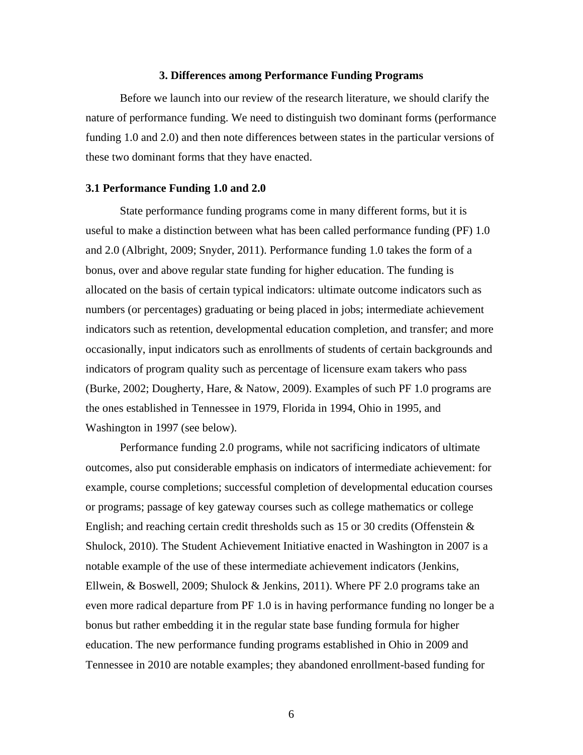## 3. Differences among Performance Funding Programs

Before we launch into our review of the research literature, we should clarify the nature of performance funding. We need to distinguish two dominant forms (performance funding 1.0 and 2.0) and then note differences between states in the particular versions of these two dominant forms that they have enacted.

### 3.1 Performance Funding 1.0 and 2.0

State performance funding programs come in many different forms, but it is useful to make a distinction between what has been called performance funding (PF) 1.0 and 2.0 (Albright, 2009; Snyder, 2011). Performance funding 1.0 takes the form of a bonus, over and above regular state funding for higher education. The funding is allocated on the basis of certain typical indicators: ultimate outcome indicators such as numbers (or percentages) graduating or being placed in jobs; intermediate achievement indicators such as retention, developmental education completion, and transfer; and more occasionally, input indicators such as enrollments of students of certain backgrounds and indicators of program quality such as percentage of licensure exam takers who pass (Burke, 2002; Dougherty, Hare, & Natow, 2009). Examples of such PF 1.0 programs are the ones established in Tennessee in 1979, Florida in 1994, Ohio in 1995, and Washington in 1997 (see below).

Performance funding 2.0 programs, while not sacrificing indicators of ultimate outcomes, also put considerable emphasis on indicators of intermediate achievement: for example, course completions; successful completion of developmental education courses or programs; passage of key gateway courses such as college mathematics or college English; and reaching certain credit thresholds such as 15 or 30 credits (Offenstein & Shulock, 2010). The Student Achievement Initiative enacted in Washington in 2007 is a notable example of the use of these intermediate achievement indicators (Jenkins, Ellwein, & Boswell, 2009; Shulock & Jenkins, 2011). Where PF 2.0 programs take an even more radical departure from PF 1.0 is in having performance funding no longer be a bonus but rather embedding it in the regular state base funding formula for higher education. The new performance funding programs established in Ohio in 2009 and Tennessee in 2010 are notable examples; they abandoned enrollment-based funding for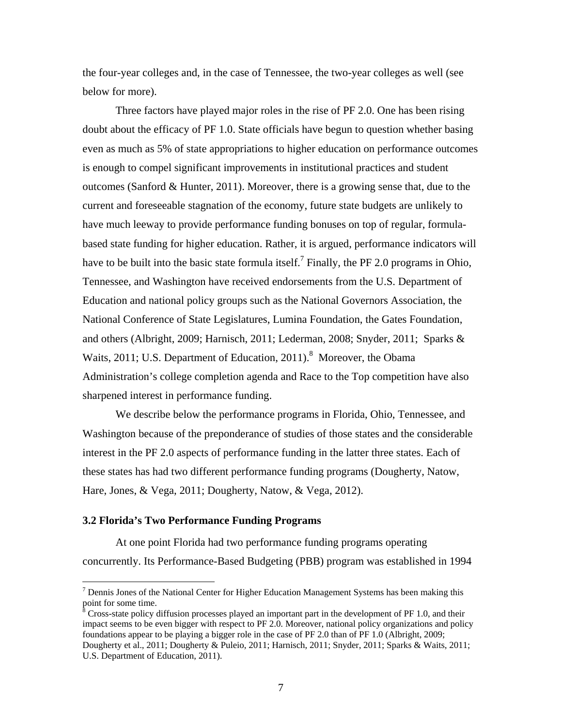the four-year colleges and, in the case of Tennessee, the two-year colleges as well (see below for more).

Three factors have played major roles in the rise of PF 2.0. One has been rising doubt about the efficacy of PF 1.0. State officials have begun to question whether basing even as much as 5% of state appropriations to higher education on performance outcomes is enough to compel significant improvements in institutional practices and student outcomes (Sanford & Hunter, 2011). Moreover, there is a growing sense that, due to the current and foreseeable stagnation of the economy, future state budgets are unlikely to have much leeway to provide performance funding bonuses on top of regular, formula-based state funding for higher education. Rather, it is argued, performance indicators will have to be built into the basic state formula itself.[7] Finally, the PF 2.0 programs in Ohio, Tennessee, and Washington have received endorsements from the U.S. Department of Education and national policy groups such as the National Governors Association, the National Conference of State Legislatures, Lumina Foundation, the Gates Foundation, and others (Albright, 2009; Harnisch, 2011; Lederman, 2008; Snyder, 2011; Sparks & Waits, 2011; U.S. Department of Education, 2011).[8] Moreover, the Obama Administration's college completion agenda and Race to the Top competition have also sharpened interest in performance funding.

We describe below the performance programs in Florida, Ohio, Tennessee, and Washington because of the preponderance of studies of those states and the considerable interest in the PF 2.0 aspects of performance funding in the latter three states. Each of these states has had two different performance funding programs (Dougherty, Natow, Hare, Jones, & Vega, 2011; Dougherty, Natow, & Vega, 2012).

### 3.2 Florida's Two Performance Funding Programs

At one point Florida had two performance funding programs operating concurrently. Its Performance-Based Budgeting (PBB) program was established in 1994

[7] Dennis Jones of the National Center for Higher Education Management Systems has been making this point for some time.

[8] Cross-state policy diffusion processes played an important part in the development of PF 1.0, and their impact seems to be even bigger with respect to PF 2.0. Moreover, national policy organizations and policy foundations appear to be playing a bigger role in the case of PF 2.0 than of PF 1.0 (Albright, 2009; Dougherty et al., 2011; Dougherty & Puleio, 2011; Harnisch, 2011; Snyder, 2011; Sparks & Waits, 2011; U.S. Department of Education, 2011).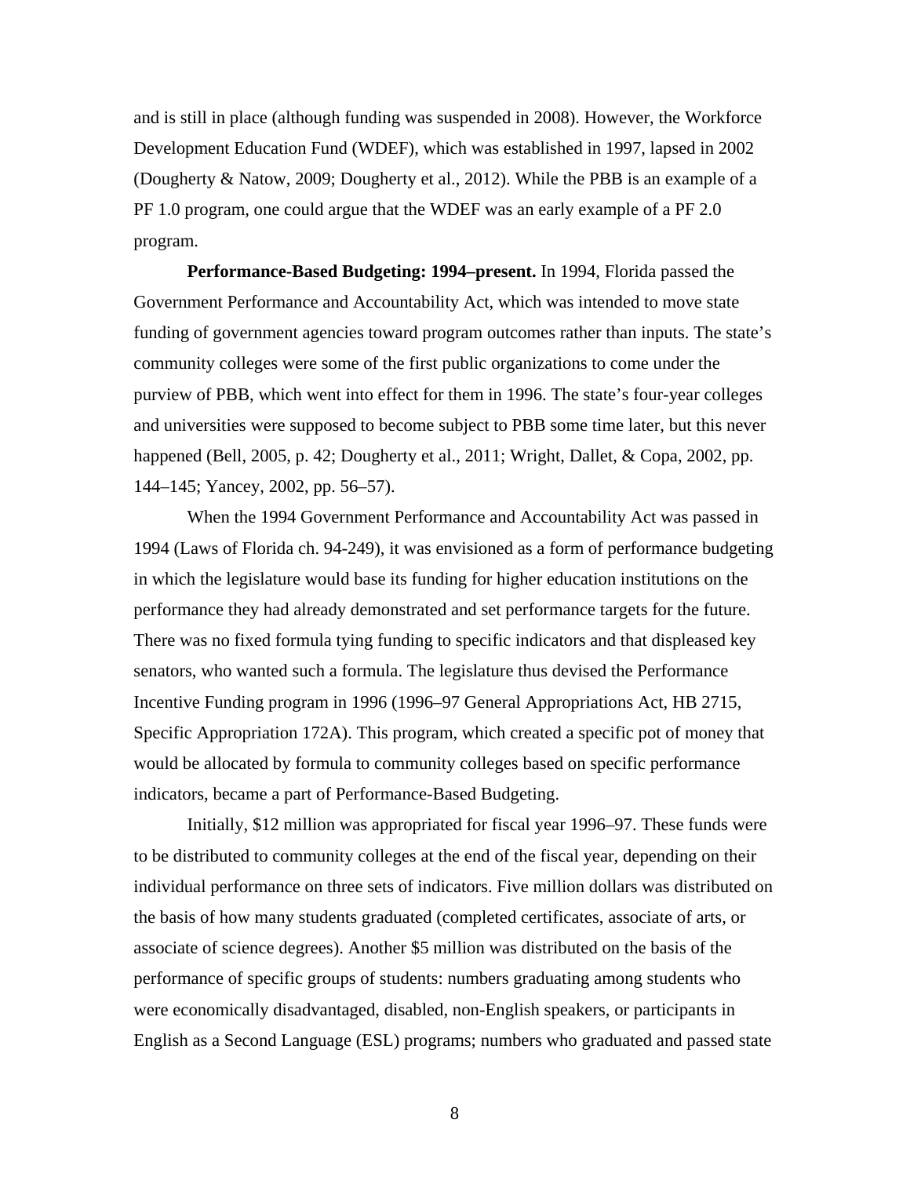and is still in place (although funding was suspended in 2008). However, the Workforce Development Education Fund (WDEF), which was established in 1997, lapsed in 2002 (Dougherty & Natow, 2009; Dougherty et al., 2012). While the PBB is an example of a PF 1.0 program, one could argue that the WDEF was an early example of a PF 2.0 program.

**Performance-Based Budgeting: 1994–present.** In 1994, Florida passed the Government Performance and Accountability Act, which was intended to move state funding of government agencies toward program outcomes rather than inputs. The state's community colleges were some of the first public organizations to come under the purview of PBB, which went into effect for them in 1996. The state's four-year colleges and universities were supposed to become subject to PBB some time later, but this never happened (Bell, 2005, p. 42; Dougherty et al., 2011; Wright, Dallet, & Copa, 2002, pp. 144–145; Yancey, 2002, pp. 56–57).

When the 1994 Government Performance and Accountability Act was passed in 1994 (Laws of Florida ch. 94-249), it was envisioned as a form of performance budgeting in which the legislature would base its funding for higher education institutions on the performance they had already demonstrated and set performance targets for the future. There was no fixed formula tying funding to specific indicators and that displeased key senators, who wanted such a formula. The legislature thus devised the Performance Incentive Funding program in 1996 (1996–97 General Appropriations Act, HB 2715, Specific Appropriation 172A). This program, which created a specific pot of money that would be allocated by formula to community colleges based on specific performance indicators, became a part of Performance-Based Budgeting.

Initially, $12 million was appropriated for fiscal year 1996–97. These funds were to be distributed to community colleges at the end of the fiscal year, depending on their individual performance on three sets of indicators. Five million dollars was distributed on the basis of how many students graduated (completed certificates, associate of arts, or associate of science degrees). Another $5 million was distributed on the basis of the performance of specific groups of students: numbers graduating among students who were economically disadvantaged, disabled, non-English speakers, or participants in English as a Second Language (ESL) programs; numbers who graduated and passed state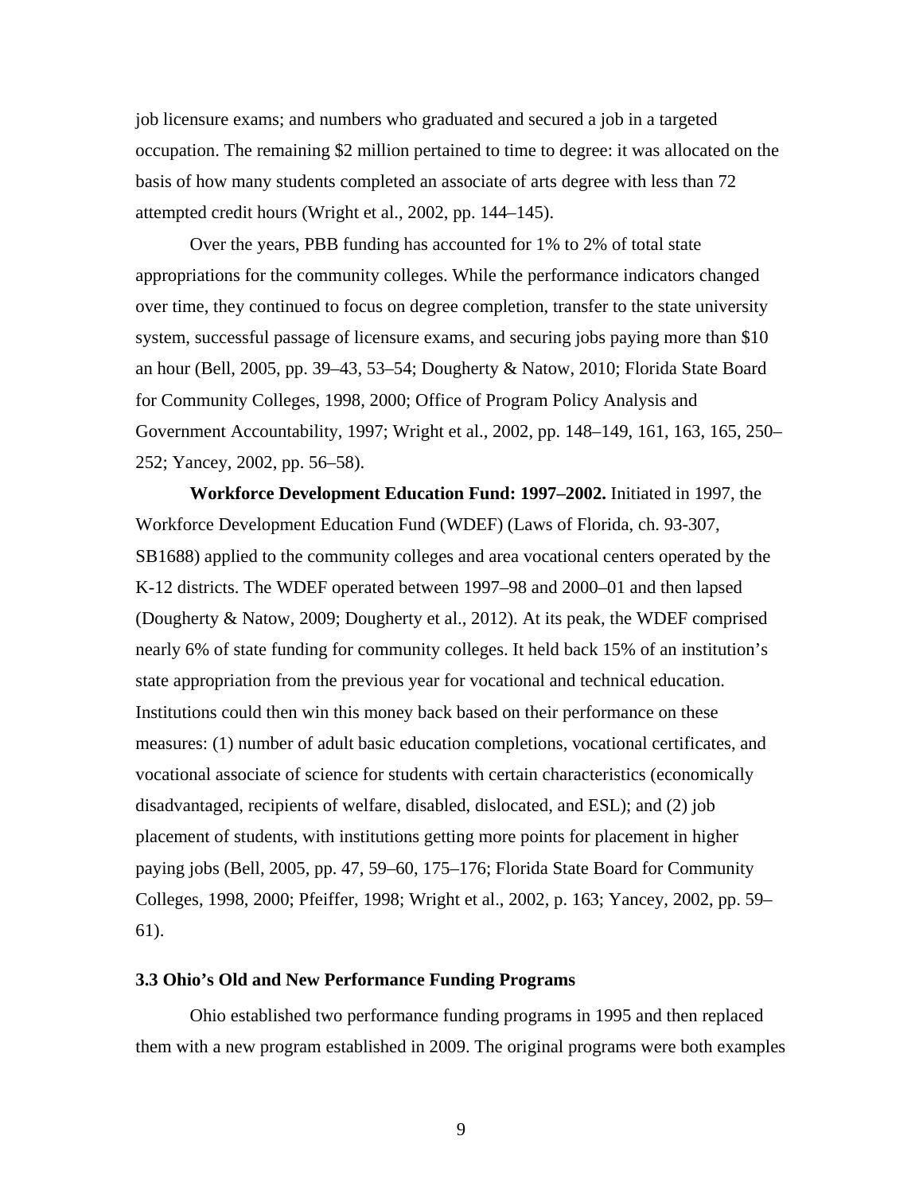job licensure exams; and numbers who graduated and secured a job in a targeted occupation. The remaining $2 million pertained to time to degree: it was allocated on the basis of how many students completed an associate of arts degree with less than 72 attempted credit hours (Wright et al., 2002, pp. 144–145).

Over the years, PBB funding has accounted for 1% to 2% of total state appropriations for the community colleges. While the performance indicators changed over time, they continued to focus on degree completion, transfer to the state university system, successful passage of licensure exams, and securing jobs paying more than $10 an hour (Bell, 2005, pp. 39–43, 53–54; Dougherty & Natow, 2010; Florida State Board for Community Colleges, 1998, 2000; Office of Program Policy Analysis and Government Accountability, 1997; Wright et al., 2002, pp. 148–149, 161, 163, 165, 250–252; Yancey, 2002, pp. 56–58).

**Workforce Development Education Fund: 1997–2002.** Initiated in 1997, the Workforce Development Education Fund (WDEF) (Laws of Florida, ch. 93-307, SB1688) applied to the community colleges and area vocational centers operated by the K-12 districts. The WDEF operated between 1997–98 and 2000–01 and then lapsed (Dougherty & Natow, 2009; Dougherty et al., 2012). At its peak, the WDEF comprised nearly 6% of state funding for community colleges. It held back 15% of an institution's state appropriation from the previous year for vocational and technical education. Institutions could then win this money back based on their performance on these measures: (1) number of adult basic education completions, vocational certificates, and vocational associate of science for students with certain characteristics (economically disadvantaged, recipients of welfare, disabled, dislocated, and ESL); and (2) job placement of students, with institutions getting more points for placement in higher paying jobs (Bell, 2005, pp. 47, 59–60, 175–176; Florida State Board for Community Colleges, 1998, 2000; Pfeiffer, 1998; Wright et al., 2002, p. 163; Yancey, 2002, pp. 59–61).

### 3.3 Ohio's Old and New Performance Funding Programs

Ohio established two performance funding programs in 1995 and then replaced them with a new program established in 2009. The original programs were both examples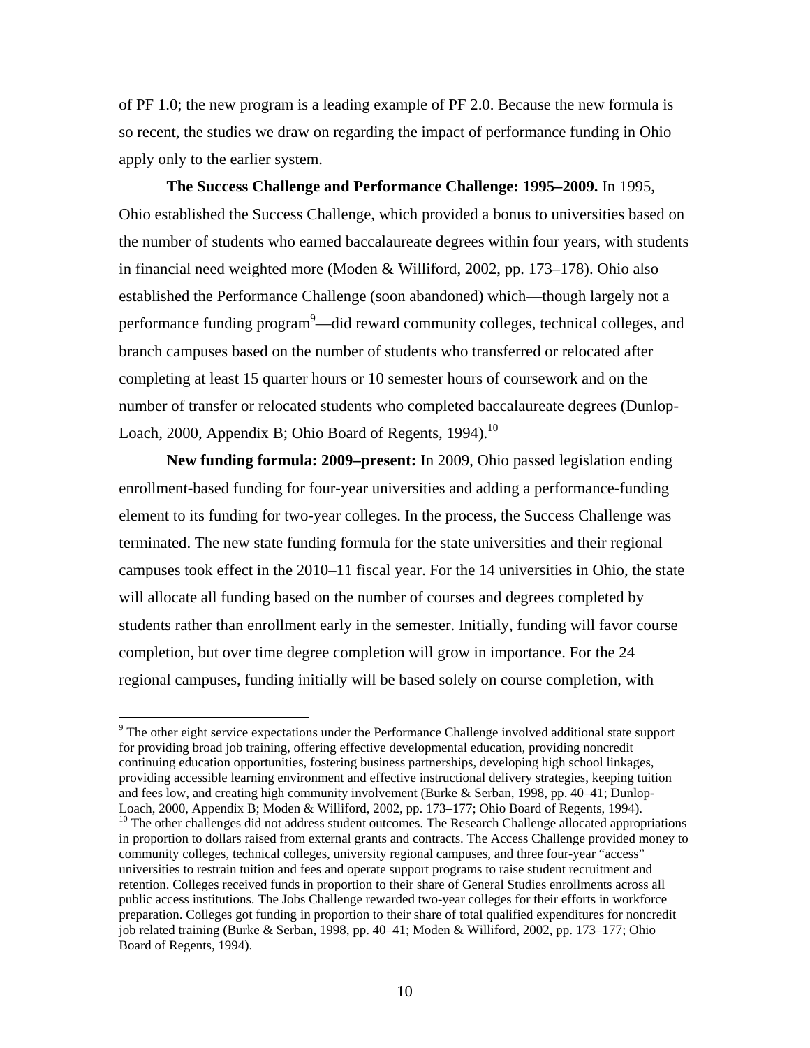of PF 1.0; the new program is a leading example of PF 2.0. Because the new formula is so recent, the studies we draw on regarding the impact of performance funding in Ohio apply only to the earlier system.

**The Success Challenge and Performance Challenge: 1995–2009.** In 1995, Ohio established the Success Challenge, which provided a bonus to universities based on the number of students who earned baccalaureate degrees within four years, with students in financial need weighted more (Moden & Williford, 2002, pp. 173–178). Ohio also established the Performance Challenge (soon abandoned) which—though largely not a performance funding program[9]—did reward community colleges, technical colleges, and branch campuses based on the number of students who transferred or relocated after completing at least 15 quarter hours or 10 semester hours of coursework and on the number of transfer or relocated students who completed baccalaureate degrees (Dunlop-Loach, 2000, Appendix B; Ohio Board of Regents, 1994).[10]

**New funding formula: 2009–present:** In 2009, Ohio passed legislation ending enrollment-based funding for four-year universities and adding a performance-funding element to its funding for two-year colleges. In the process, the Success Challenge was terminated. The new state funding formula for the state universities and their regional campuses took effect in the 2010–11 fiscal year. For the 14 universities in Ohio, the state will allocate all funding based on the number of courses and degrees completed by students rather than enrollment early in the semester. Initially, funding will favor course completion, but over time degree completion will grow in importance. For the 24 regional campuses, funding initially will be based solely on course completion, with

[9] The other eight service expectations under the Performance Challenge involved additional state support for providing broad job training, offering effective developmental education, providing noncredit continuing education opportunities, fostering business partnerships, developing high school linkages, providing accessible learning environment and effective instructional delivery strategies, keeping tuition and fees low, and creating high community involvement (Burke & Serban, 1998, pp. 40–41; Dunlop-Loach, 2000, Appendix B; Moden & Williford, 2002, pp. 173–177; Ohio Board of Regents, 1994).

[10] The other challenges did not address student outcomes. The Research Challenge allocated appropriations in proportion to dollars raised from external grants and contracts. The Access Challenge provided money to community colleges, technical colleges, university regional campuses, and three four-year "access" universities to restrain tuition and fees and operate support programs to raise student recruitment and retention. Colleges received funds in proportion to their share of General Studies enrollments across all public access institutions. The Jobs Challenge rewarded two-year colleges for their efforts in workforce preparation. Colleges got funding in proportion to their share of total qualified expenditures for noncredit job related training (Burke & Serban, 1998, pp. 40–41; Moden & Williford, 2002, pp. 173–177; Ohio Board of Regents, 1994).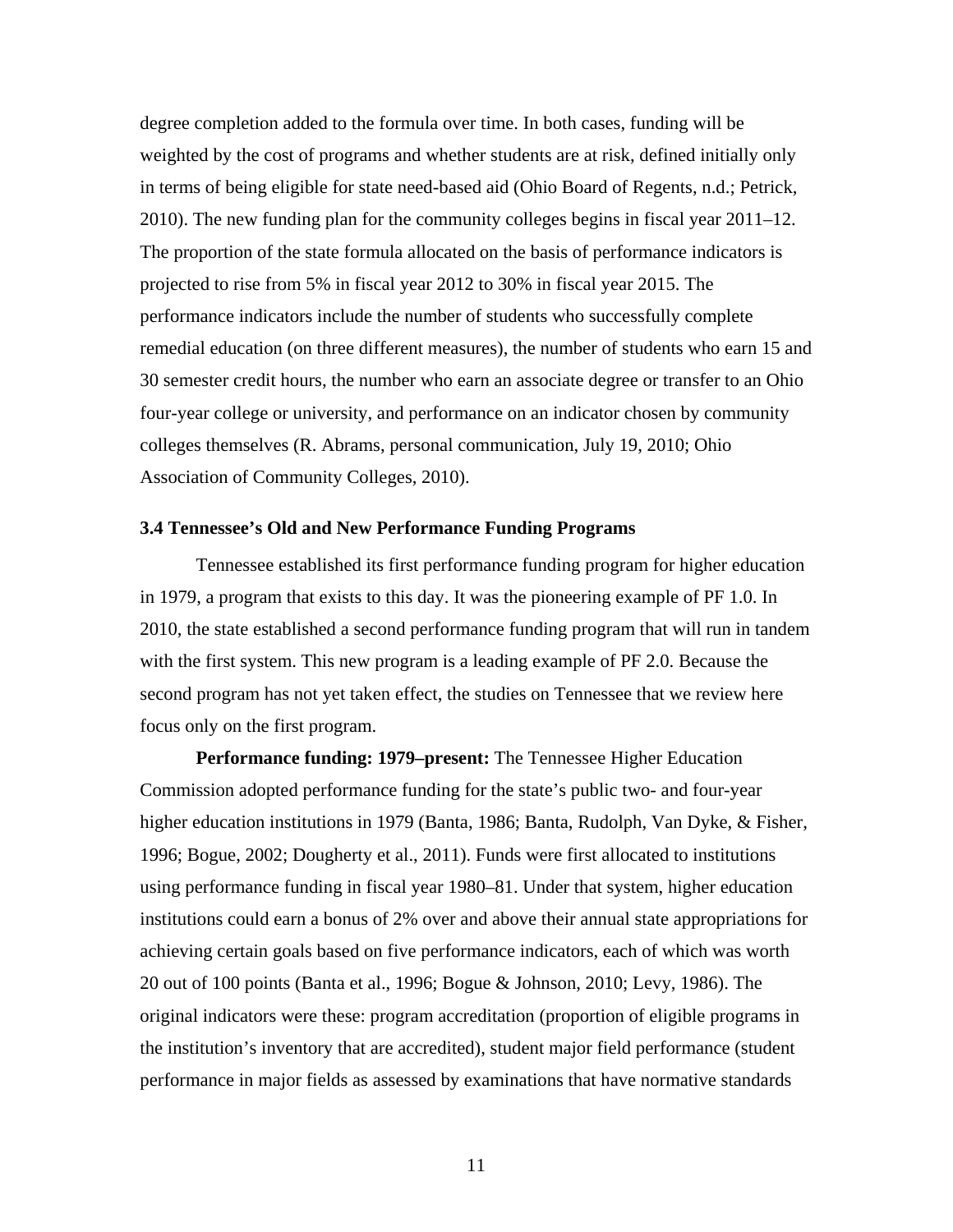degree completion added to the formula over time. In both cases, funding will be weighted by the cost of programs and whether students are at risk, defined initially only in terms of being eligible for state need-based aid (Ohio Board of Regents, n.d.; Petrick, 2010). The new funding plan for the community colleges begins in fiscal year 2011–12. The proportion of the state formula allocated on the basis of performance indicators is projected to rise from 5% in fiscal year 2012 to 30% in fiscal year 2015. The performance indicators include the number of students who successfully complete remedial education (on three different measures), the number of students who earn 15 and 30 semester credit hours, the number who earn an associate degree or transfer to an Ohio four-year college or university, and performance on an indicator chosen by community colleges themselves (R. Abrams, personal communication, July 19, 2010; Ohio Association of Community Colleges, 2010).

### 3.4 Tennessee's Old and New Performance Funding Programs

Tennessee established its first performance funding program for higher education in 1979, a program that exists to this day. It was the pioneering example of PF 1.0. In 2010, the state established a second performance funding program that will run in tandem with the first system. This new program is a leading example of PF 2.0. Because the second program has not yet taken effect, the studies on Tennessee that we review here focus only on the first program.

**Performance funding: 1979–present:** The Tennessee Higher Education Commission adopted performance funding for the state's public two- and four-year higher education institutions in 1979 (Banta, 1986; Banta, Rudolph, Van Dyke, & Fisher, 1996; Bogue, 2002; Dougherty et al., 2011). Funds were first allocated to institutions using performance funding in fiscal year 1980–81. Under that system, higher education institutions could earn a bonus of 2% over and above their annual state appropriations for achieving certain goals based on five performance indicators, each of which was worth 20 out of 100 points (Banta et al., 1996; Bogue & Johnson, 2010; Levy, 1986). The original indicators were these: program accreditation (proportion of eligible programs in the institution's inventory that are accredited), student major field performance (student performance in major fields as assessed by examinations that have normative standards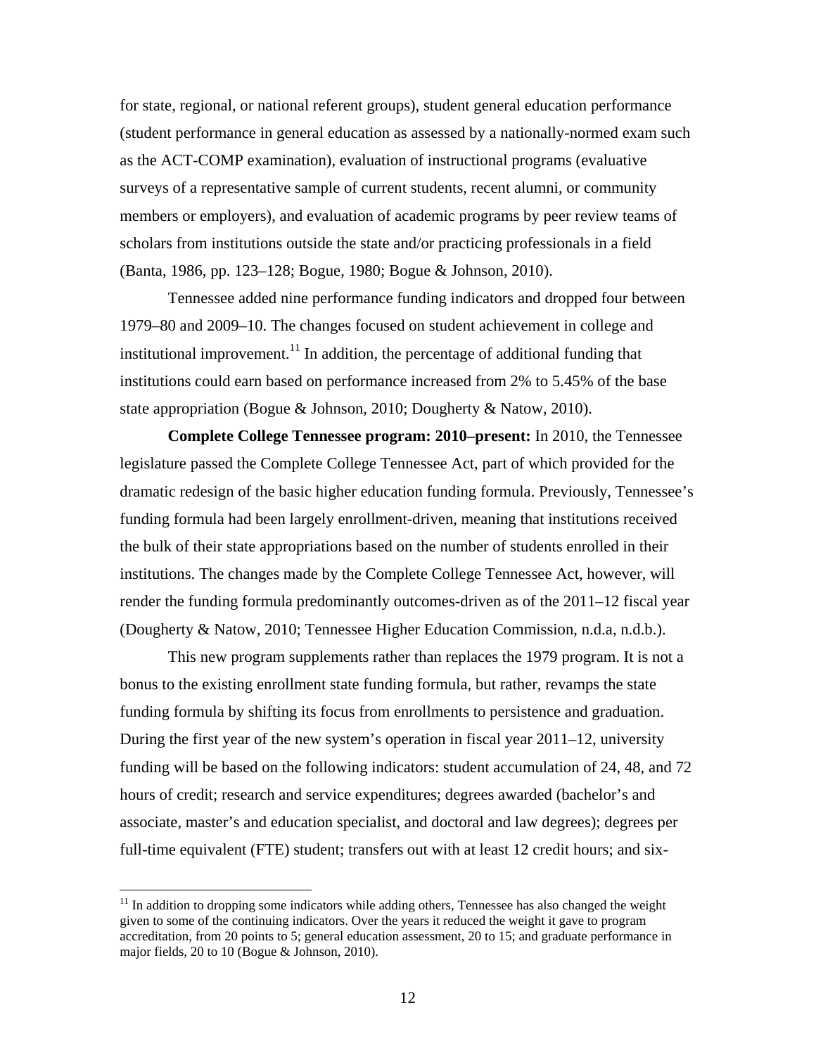for state, regional, or national referent groups), student general education performance (student performance in general education as assessed by a nationally-normed exam such as the ACT-COMP examination), evaluation of instructional programs (evaluative surveys of a representative sample of current students, recent alumni, or community members or employers), and evaluation of academic programs by peer review teams of scholars from institutions outside the state and/or practicing professionals in a field (Banta, 1986, pp. 123–128; Bogue, 1980; Bogue & Johnson, 2010).

Tennessee added nine performance funding indicators and dropped four between 1979–80 and 2009–10. The changes focused on student achievement in college and institutional improvement.[11] In addition, the percentage of additional funding that institutions could earn based on performance increased from 2% to 5.45% of the base state appropriation (Bogue & Johnson, 2010; Dougherty & Natow, 2010).

**Complete College Tennessee program: 2010–present:** In 2010, the Tennessee legislature passed the Complete College Tennessee Act, part of which provided for the dramatic redesign of the basic higher education funding formula. Previously, Tennessee's funding formula had been largely enrollment-driven, meaning that institutions received the bulk of their state appropriations based on the number of students enrolled in their institutions. The changes made by the Complete College Tennessee Act, however, will render the funding formula predominantly outcomes-driven as of the 2011–12 fiscal year (Dougherty & Natow, 2010; Tennessee Higher Education Commission, n.d.a, n.d.b.).

This new program supplements rather than replaces the 1979 program. It is not a bonus to the existing enrollment state funding formula, but rather, revamps the state funding formula by shifting its focus from enrollments to persistence and graduation. During the first year of the new system's operation in fiscal year 2011–12, university funding will be based on the following indicators: student accumulation of 24, 48, and 72 hours of credit; research and service expenditures; degrees awarded (bachelor's and associate, master's and education specialist, and doctoral and law degrees); degrees per full-time equivalent (FTE) student; transfers out with at least 12 credit hours; and six-

[11] In addition to dropping some indicators while adding others, Tennessee has also changed the weight given to some of the continuing indicators. Over the years it reduced the weight it gave to program accreditation, from 20 points to 5; general education assessment, 20 to 15; and graduate performance in major fields, 20 to 10 (Bogue & Johnson, 2010).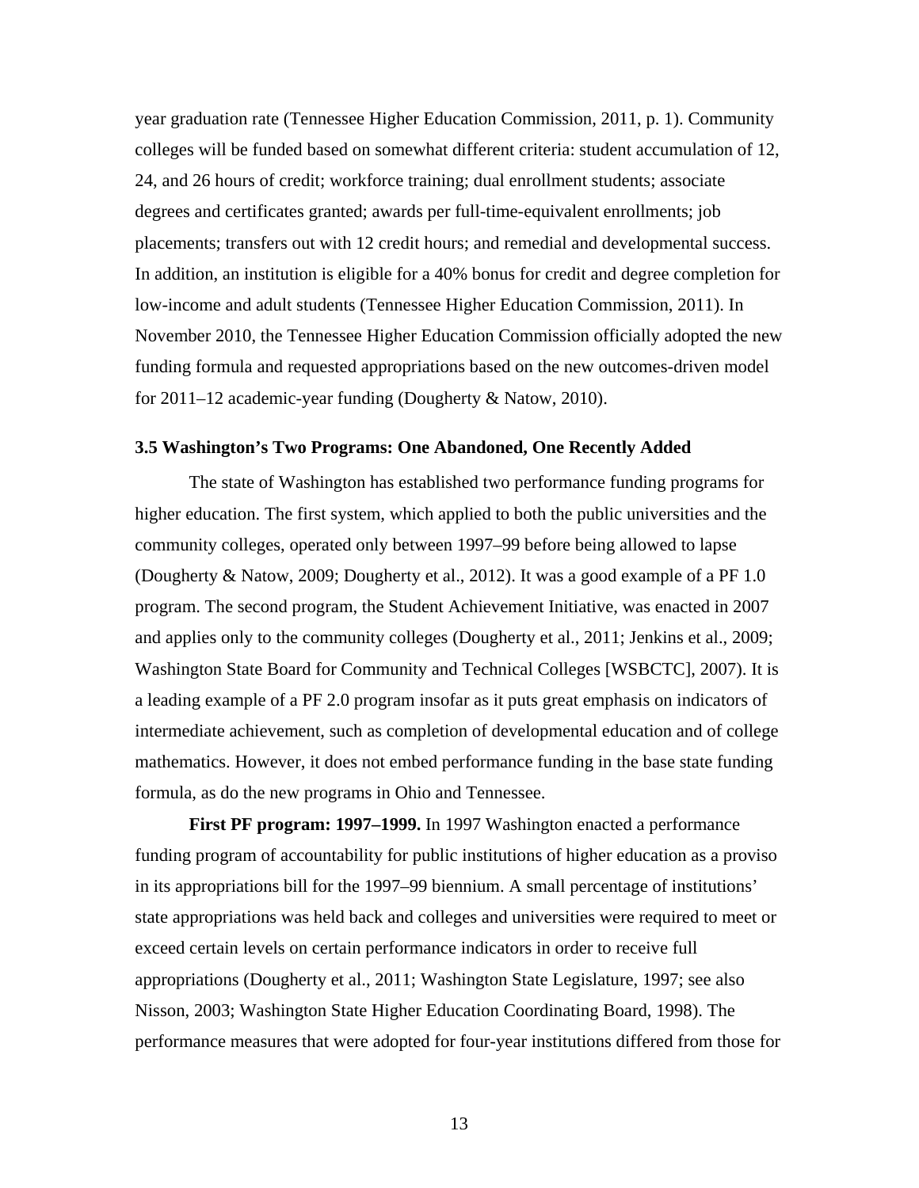year graduation rate (Tennessee Higher Education Commission, 2011, p. 1). Community colleges will be funded based on somewhat different criteria: student accumulation of 12, 24, and 26 hours of credit; workforce training; dual enrollment students; associate degrees and certificates granted; awards per full-time-equivalent enrollments; job placements; transfers out with 12 credit hours; and remedial and developmental success. In addition, an institution is eligible for a 40% bonus for credit and degree completion for low-income and adult students (Tennessee Higher Education Commission, 2011). In November 2010, the Tennessee Higher Education Commission officially adopted the new funding formula and requested appropriations based on the new outcomes-driven model for 2011–12 academic-year funding (Dougherty & Natow, 2010).

### 3.5 Washington's Two Programs: One Abandoned, One Recently Added

The state of Washington has established two performance funding programs for higher education. The first system, which applied to both the public universities and the community colleges, operated only between 1997–99 before being allowed to lapse (Dougherty & Natow, 2009; Dougherty et al., 2012). It was a good example of a PF 1.0 program. The second program, the Student Achievement Initiative, was enacted in 2007 and applies only to the community colleges (Dougherty et al., 2011; Jenkins et al., 2009; Washington State Board for Community and Technical Colleges [WSBCTC], 2007). It is a leading example of a PF 2.0 program insofar as it puts great emphasis on indicators of intermediate achievement, such as completion of developmental education and of college mathematics. However, it does not embed performance funding in the base state funding formula, as do the new programs in Ohio and Tennessee.

**First PF program: 1997–1999.** In 1997 Washington enacted a performance funding program of accountability for public institutions of higher education as a proviso in its appropriations bill for the 1997–99 biennium. A small percentage of institutions' state appropriations was held back and colleges and universities were required to meet or exceed certain levels on certain performance indicators in order to receive full appropriations (Dougherty et al., 2011; Washington State Legislature, 1997; see also Nisson, 2003; Washington State Higher Education Coordinating Board, 1998). The performance measures that were adopted for four-year institutions differed from those for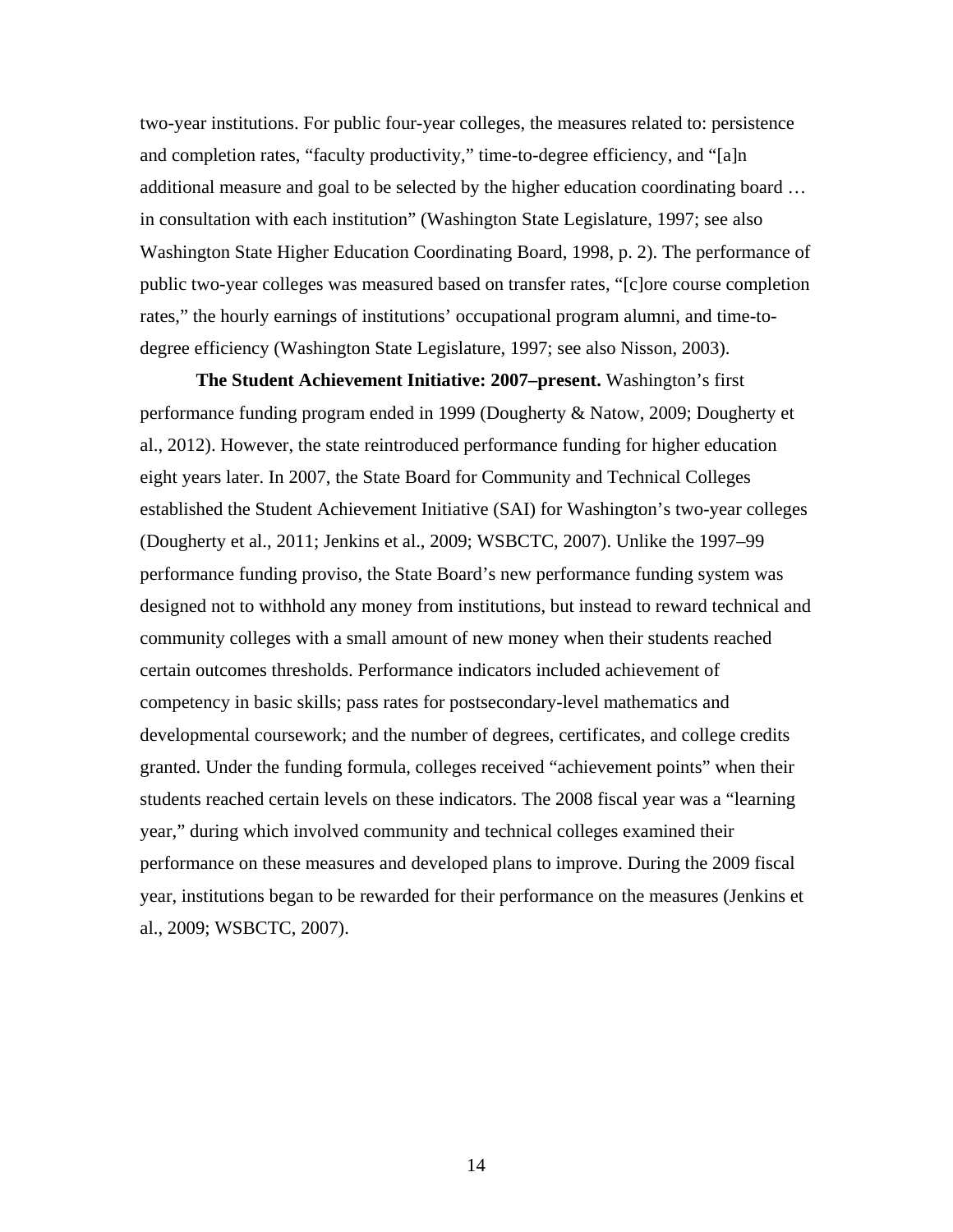two-year institutions. For public four-year colleges, the measures related to: persistence and completion rates, "faculty productivity," time-to-degree efficiency, and "[a]n additional measure and goal to be selected by the higher education coordinating board … in consultation with each institution" (Washington State Legislature, 1997; see also Washington State Higher Education Coordinating Board, 1998, p. 2). The performance of public two-year colleges was measured based on transfer rates, "[c]ore course completion rates," the hourly earnings of institutions' occupational program alumni, and time-to-degree efficiency (Washington State Legislature, 1997; see also Nisson, 2003).

**The Student Achievement Initiative: 2007–present.** Washington's first performance funding program ended in 1999 (Dougherty & Natow, 2009; Dougherty et al., 2012). However, the state reintroduced performance funding for higher education eight years later. In 2007, the State Board for Community and Technical Colleges established the Student Achievement Initiative (SAI) for Washington's two-year colleges (Dougherty et al., 2011; Jenkins et al., 2009; WSBCTC, 2007). Unlike the 1997–99 performance funding proviso, the State Board's new performance funding system was designed not to withhold any money from institutions, but instead to reward technical and community colleges with a small amount of new money when their students reached certain outcomes thresholds. Performance indicators included achievement of competency in basic skills; pass rates for postsecondary-level mathematics and developmental coursework; and the number of degrees, certificates, and college credits granted. Under the funding formula, colleges received "achievement points" when their students reached certain levels on these indicators. The 2008 fiscal year was a "learning year," during which involved community and technical colleges examined their performance on these measures and developed plans to improve. During the 2009 fiscal year, institutions began to be rewarded for their performance on the measures (Jenkins et al., 2009; WSBCTC, 2007).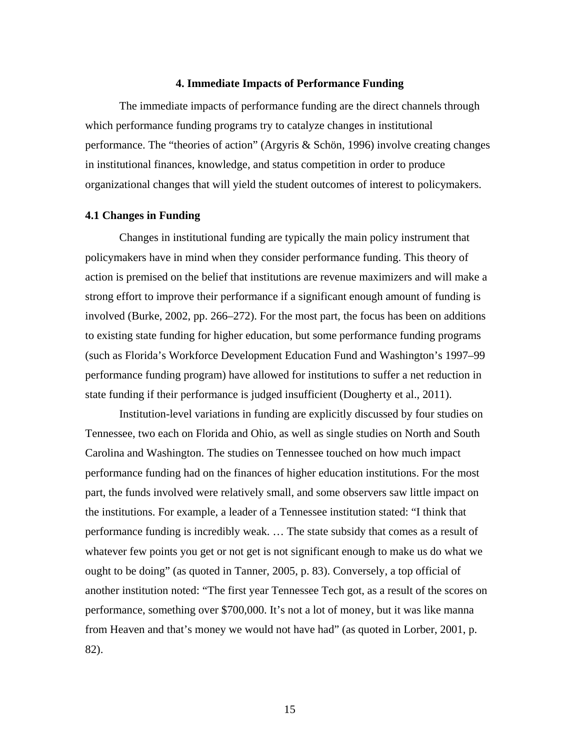## 4. Immediate Impacts of Performance Funding

The immediate impacts of performance funding are the direct channels through which performance funding programs try to catalyze changes in institutional performance. The "theories of action" (Argyris & Schön, 1996) involve creating changes in institutional finances, knowledge, and status competition in order to produce organizational changes that will yield the student outcomes of interest to policymakers.

### 4.1 Changes in Funding

Changes in institutional funding are typically the main policy instrument that policymakers have in mind when they consider performance funding. This theory of action is premised on the belief that institutions are revenue maximizers and will make a strong effort to improve their performance if a significant enough amount of funding is involved (Burke, 2002, pp. 266–272). For the most part, the focus has been on additions to existing state funding for higher education, but some performance funding programs (such as Florida's Workforce Development Education Fund and Washington's 1997–99 performance funding program) have allowed for institutions to suffer a net reduction in state funding if their performance is judged insufficient (Dougherty et al., 2011).

Institution-level variations in funding are explicitly discussed by four studies on Tennessee, two each on Florida and Ohio, as well as single studies on North and South Carolina and Washington. The studies on Tennessee touched on how much impact performance funding had on the finances of higher education institutions. For the most part, the funds involved were relatively small, and some observers saw little impact on the institutions. For example, a leader of a Tennessee institution stated: "I think that performance funding is incredibly weak. … The state subsidy that comes as a result of whatever few points you get or not get is not significant enough to make us do what we ought to be doing" (as quoted in Tanner, 2005, p. 83). Conversely, a top official of another institution noted: "The first year Tennessee Tech got, as a result of the scores on performance, something over $700,000. It's not a lot of money, but it was like manna from Heaven and that's money we would not have had" (as quoted in Lorber, 2001, p. 82).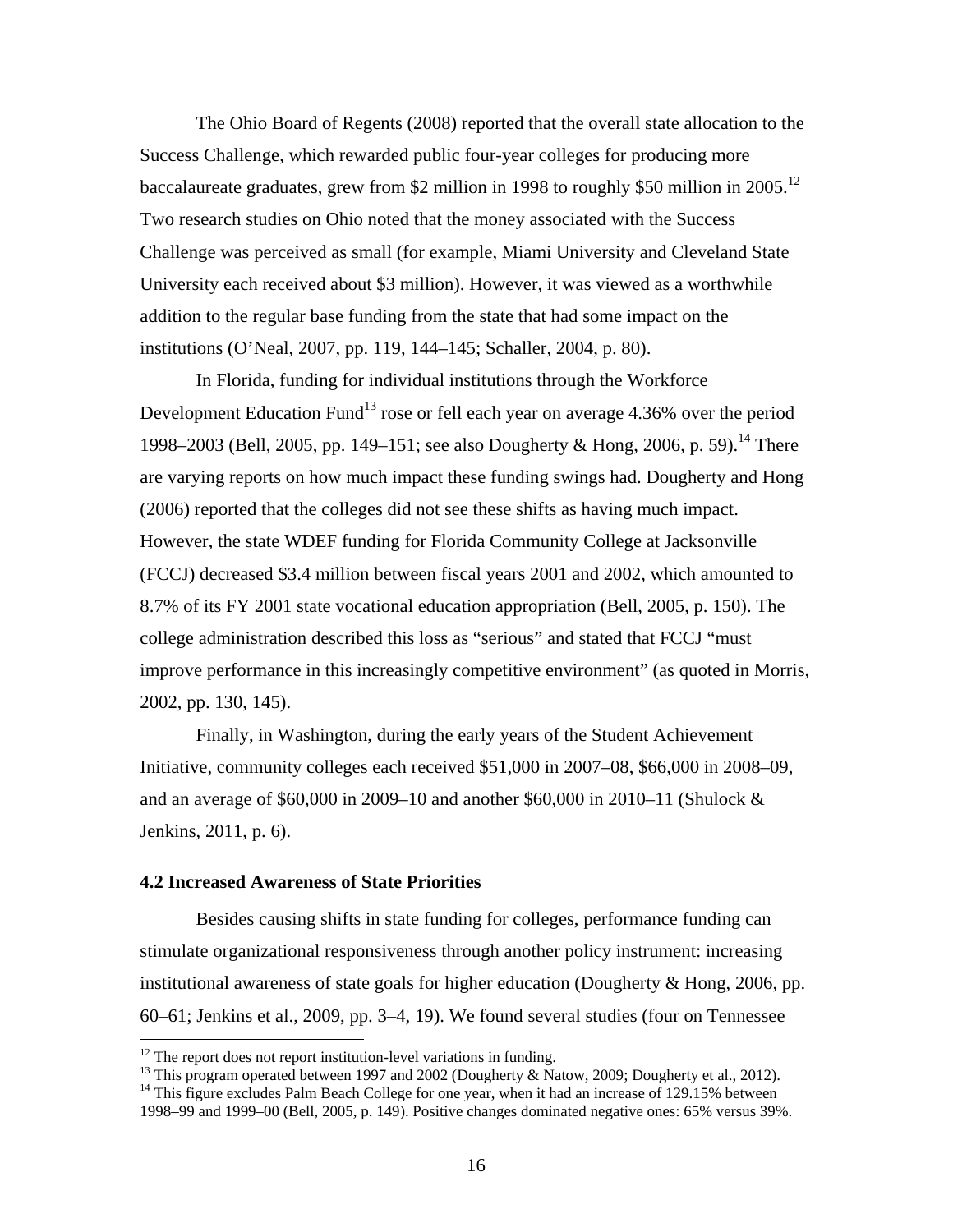The Ohio Board of Regents (2008) reported that the overall state allocation to the Success Challenge, which rewarded public four-year colleges for producing more baccalaureate graduates, grew from $2 million in 1998 to roughly $50 million in 2005.[12] Two research studies on Ohio noted that the money associated with the Success Challenge was perceived as small (for example, Miami University and Cleveland State University each received about $3 million). However, it was viewed as a worthwhile addition to the regular base funding from the state that had some impact on the institutions (O'Neal, 2007, pp. 119, 144–145; Schaller, 2004, p. 80).

In Florida, funding for individual institutions through the Workforce Development Education Fund[13] rose or fell each year on average 4.36% over the period 1998–2003 (Bell, 2005, pp. 149–151; see also Dougherty & Hong, 2006, p. 59).[14] There are varying reports on how much impact these funding swings had. Dougherty and Hong (2006) reported that the colleges did not see these shifts as having much impact. However, the state WDEF funding for Florida Community College at Jacksonville (FCCJ) decreased $3.4 million between fiscal years 2001 and 2002, which amounted to 8.7% of its FY 2001 state vocational education appropriation (Bell, 2005, p. 150). The college administration described this loss as "serious" and stated that FCCJ "must improve performance in this increasingly competitive environment" (as quoted in Morris, 2002, pp. 130, 145).

Finally, in Washington, during the early years of the Student Achievement Initiative, community colleges each received $51,000 in 2007–08, $66,000 in 2008–09, and an average of $60,000 in 2009–10 and another $60,000 in 2010–11 (Shulock & Jenkins, 2011, p. 6).

### 4.2 Increased Awareness of State Priorities

Besides causing shifts in state funding for colleges, performance funding can stimulate organizational responsiveness through another policy instrument: increasing institutional awareness of state goals for higher education (Dougherty & Hong, 2006, pp. 60–61; Jenkins et al., 2009, pp. 3–4, 19). We found several studies (four on Tennessee

---

[12] The report does not report institution-level variations in funding.

[13] This program operated between 1997 and 2002 (Dougherty & Natow, 2009; Dougherty et al., 2012).

[14] This figure excludes Palm Beach College for one year, when it had an increase of 129.15% between 1998–99 and 1999–00 (Bell, 2005, p. 149). Positive changes dominated negative ones: 65% versus 39%.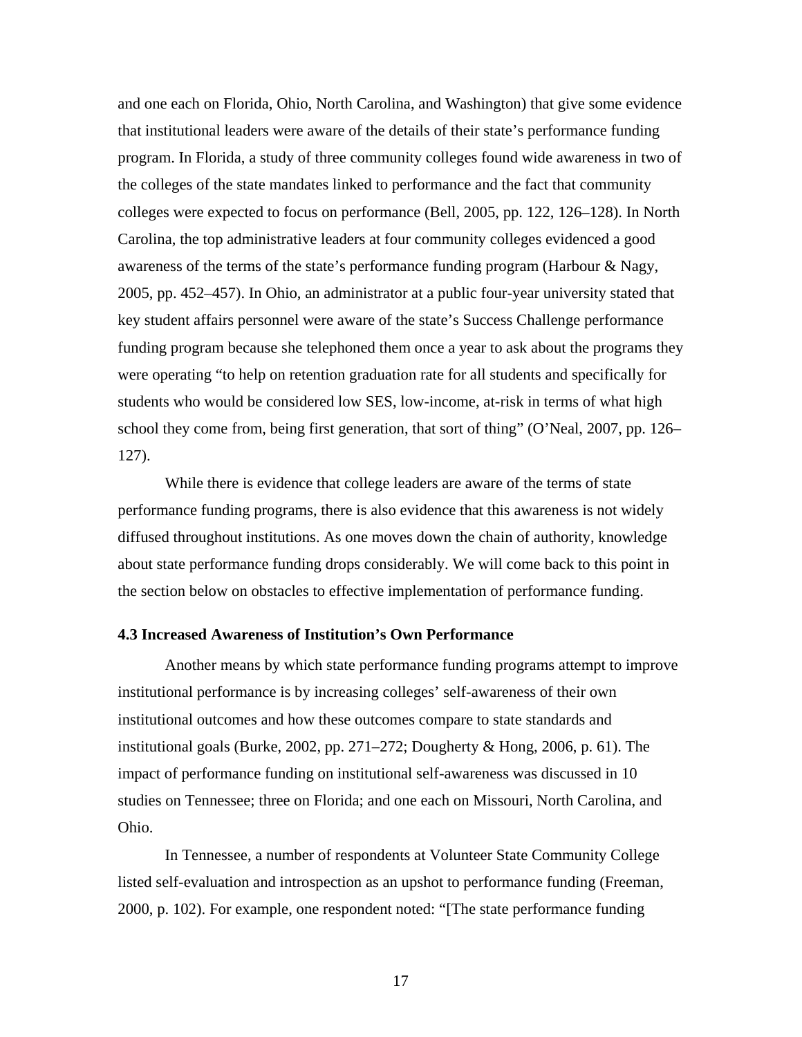and one each on Florida, Ohio, North Carolina, and Washington) that give some evidence that institutional leaders were aware of the details of their state's performance funding program. In Florida, a study of three community colleges found wide awareness in two of the colleges of the state mandates linked to performance and the fact that community colleges were expected to focus on performance (Bell, 2005, pp. 122, 126–128). In North Carolina, the top administrative leaders at four community colleges evidenced a good awareness of the terms of the state's performance funding program (Harbour & Nagy, 2005, pp. 452–457). In Ohio, an administrator at a public four-year university stated that key student affairs personnel were aware of the state's Success Challenge performance funding program because she telephoned them once a year to ask about the programs they were operating "to help on retention graduation rate for all students and specifically for students who would be considered low SES, low-income, at-risk in terms of what high school they come from, being first generation, that sort of thing" (O'Neal, 2007, pp. 126–127).

While there is evidence that college leaders are aware of the terms of state performance funding programs, there is also evidence that this awareness is not widely diffused throughout institutions. As one moves down the chain of authority, knowledge about state performance funding drops considerably. We will come back to this point in the section below on obstacles to effective implementation of performance funding.

### 4.3 Increased Awareness of Institution's Own Performance

Another means by which state performance funding programs attempt to improve institutional performance is by increasing colleges' self-awareness of their own institutional outcomes and how these outcomes compare to state standards and institutional goals (Burke, 2002, pp. 271–272; Dougherty & Hong, 2006, p. 61). The impact of performance funding on institutional self-awareness was discussed in 10 studies on Tennessee; three on Florida; and one each on Missouri, North Carolina, and Ohio.

In Tennessee, a number of respondents at Volunteer State Community College listed self-evaluation and introspection as an upshot to performance funding (Freeman, 2000, p. 102). For example, one respondent noted: "[The state performance funding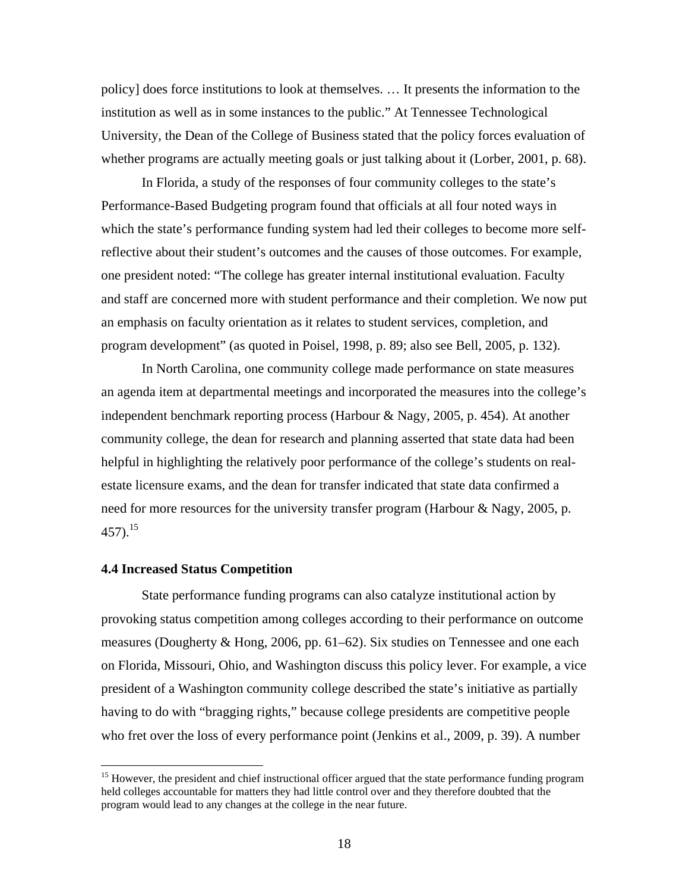policy] does force institutions to look at themselves. … It presents the information to the institution as well as in some instances to the public." At Tennessee Technological University, the Dean of the College of Business stated that the policy forces evaluation of whether programs are actually meeting goals or just talking about it (Lorber, 2001, p. 68).

In Florida, a study of the responses of four community colleges to the state's Performance-Based Budgeting program found that officials at all four noted ways in which the state's performance funding system had led their colleges to become more self-reflective about their student's outcomes and the causes of those outcomes. For example, one president noted: "The college has greater internal institutional evaluation. Faculty and staff are concerned more with student performance and their completion. We now put an emphasis on faculty orientation as it relates to student services, completion, and program development" (as quoted in Poisel, 1998, p. 89; also see Bell, 2005, p. 132).

In North Carolina, one community college made performance on state measures an agenda item at departmental meetings and incorporated the measures into the college's independent benchmark reporting process (Harbour & Nagy, 2005, p. 454). At another community college, the dean for research and planning asserted that state data had been helpful in highlighting the relatively poor performance of the college's students on real-estate licensure exams, and the dean for transfer indicated that state data confirmed a need for more resources for the university transfer program (Harbour & Nagy, 2005, p. 457).[15]

### 4.4 Increased Status Competition

State performance funding programs can also catalyze institutional action by provoking status competition among colleges according to their performance on outcome measures (Dougherty & Hong, 2006, pp. 61–62). Six studies on Tennessee and one each on Florida, Missouri, Ohio, and Washington discuss this policy lever. For example, a vice president of a Washington community college described the state's initiative as partially having to do with "bragging rights," because college presidents are competitive people who fret over the loss of every performance point (Jenkins et al., 2009, p. 39). A number

[15] However, the president and chief instructional officer argued that the state performance funding program held colleges accountable for matters they had little control over and they therefore doubted that the program would lead to any changes at the college in the near future.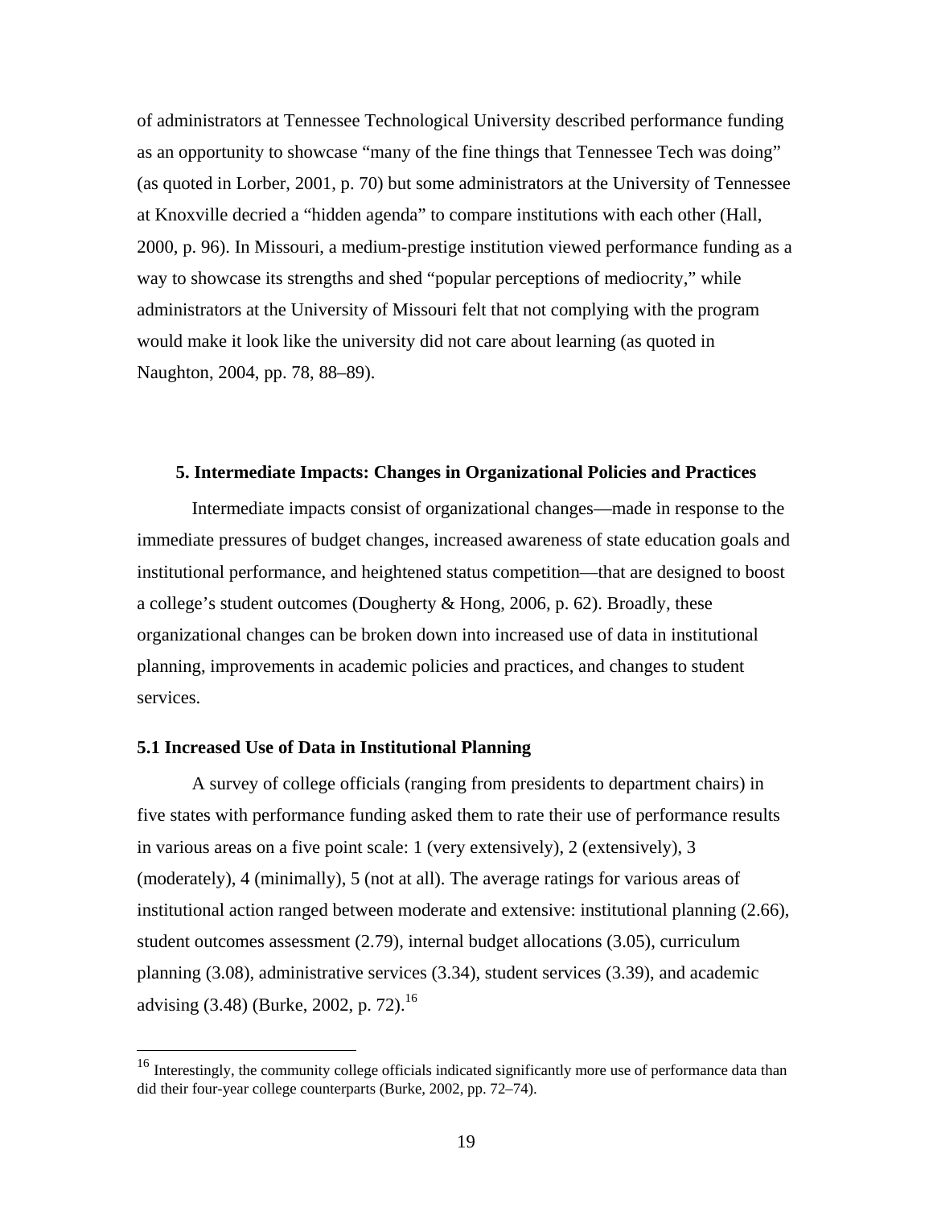of administrators at Tennessee Technological University described performance funding as an opportunity to showcase "many of the fine things that Tennessee Tech was doing" (as quoted in Lorber, 2001, p. 70) but some administrators at the University of Tennessee at Knoxville decried a "hidden agenda" to compare institutions with each other (Hall, 2000, p. 96). In Missouri, a medium-prestige institution viewed performance funding as a way to showcase its strengths and shed "popular perceptions of mediocrity," while administrators at the University of Missouri felt that not complying with the program would make it look like the university did not care about learning (as quoted in Naughton, 2004, pp. 78, 88–89).

## 5. Intermediate Impacts: Changes in Organizational Policies and Practices

Intermediate impacts consist of organizational changes—made in response to the immediate pressures of budget changes, increased awareness of state education goals and institutional performance, and heightened status competition—that are designed to boost a college's student outcomes (Dougherty & Hong, 2006, p. 62). Broadly, these organizational changes can be broken down into increased use of data in institutional planning, improvements in academic policies and practices, and changes to student services.

### 5.1 Increased Use of Data in Institutional Planning

A survey of college officials (ranging from presidents to department chairs) in five states with performance funding asked them to rate their use of performance results in various areas on a five point scale: 1 (very extensively), 2 (extensively), 3 (moderately), 4 (minimally), 5 (not at all). The average ratings for various areas of institutional action ranged between moderate and extensive: institutional planning (2.66), student outcomes assessment (2.79), internal budget allocations (3.05), curriculum planning (3.08), administrative services (3.34), student services (3.39), and academic advising (3.48) (Burke, 2002, p. 72).[16]

[16] Interestingly, the community college officials indicated significantly more use of performance data than did their four-year college counterparts (Burke, 2002, pp. 72–74).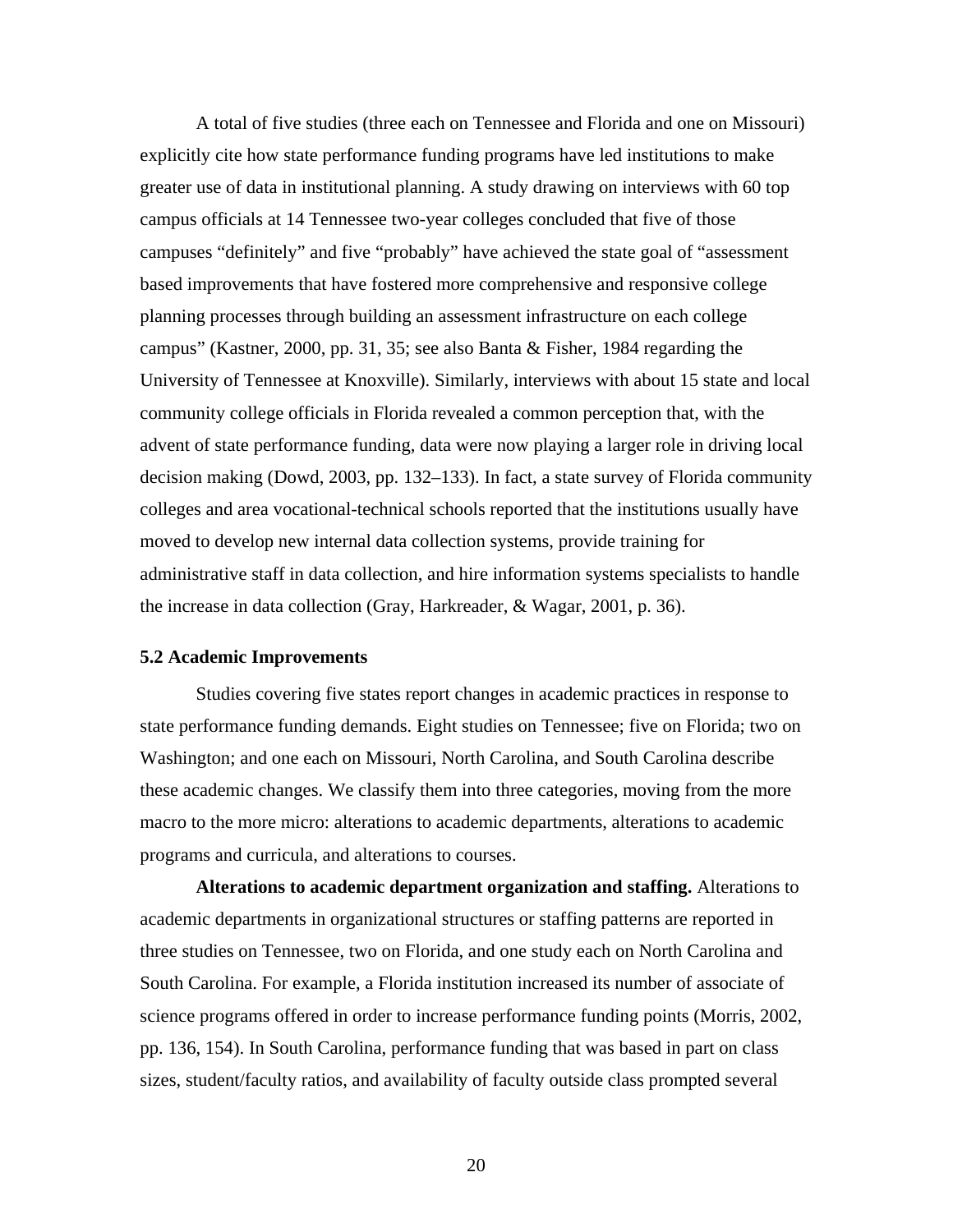A total of five studies (three each on Tennessee and Florida and one on Missouri) explicitly cite how state performance funding programs have led institutions to make greater use of data in institutional planning. A study drawing on interviews with 60 top campus officials at 14 Tennessee two-year colleges concluded that five of those campuses "definitely" and five "probably" have achieved the state goal of "assessment based improvements that have fostered more comprehensive and responsive college planning processes through building an assessment infrastructure on each college campus" (Kastner, 2000, pp. 31, 35; see also Banta & Fisher, 1984 regarding the University of Tennessee at Knoxville). Similarly, interviews with about 15 state and local community college officials in Florida revealed a common perception that, with the advent of state performance funding, data were now playing a larger role in driving local decision making (Dowd, 2003, pp. 132–133). In fact, a state survey of Florida community colleges and area vocational-technical schools reported that the institutions usually have moved to develop new internal data collection systems, provide training for administrative staff in data collection, and hire information systems specialists to handle the increase in data collection (Gray, Harkreader, & Wagar, 2001, p. 36).

### 5.2 Academic Improvements

Studies covering five states report changes in academic practices in response to state performance funding demands. Eight studies on Tennessee; five on Florida; two on Washington; and one each on Missouri, North Carolina, and South Carolina describe these academic changes. We classify them into three categories, moving from the more macro to the more micro: alterations to academic departments, alterations to academic programs and curricula, and alterations to courses.

**Alterations to academic department organization and staffing.** Alterations to academic departments in organizational structures or staffing patterns are reported in three studies on Tennessee, two on Florida, and one study each on North Carolina and South Carolina. For example, a Florida institution increased its number of associate of science programs offered in order to increase performance funding points (Morris, 2002, pp. 136, 154). In South Carolina, performance funding that was based in part on class sizes, student/faculty ratios, and availability of faculty outside class prompted several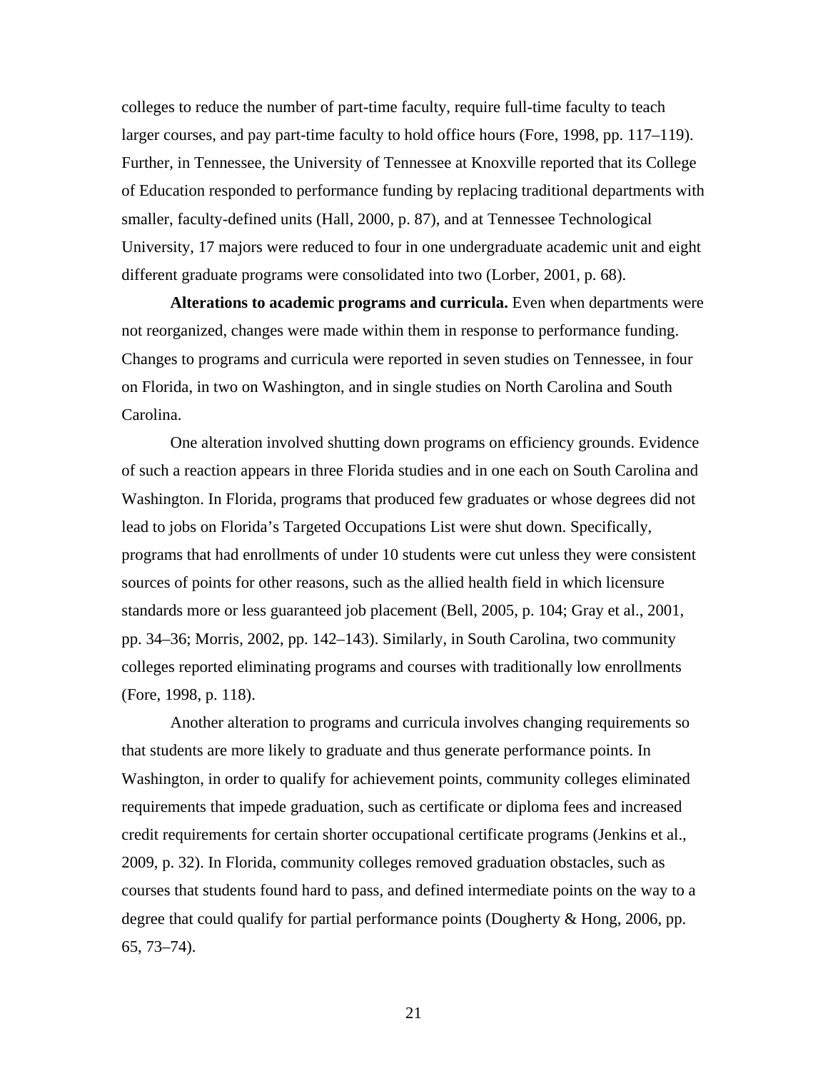colleges to reduce the number of part-time faculty, require full-time faculty to teach larger courses, and pay part-time faculty to hold office hours (Fore, 1998, pp. 117–119). Further, in Tennessee, the University of Tennessee at Knoxville reported that its College of Education responded to performance funding by replacing traditional departments with smaller, faculty-defined units (Hall, 2000, p. 87), and at Tennessee Technological University, 17 majors were reduced to four in one undergraduate academic unit and eight different graduate programs were consolidated into two (Lorber, 2001, p. 68).

**Alterations to academic programs and curricula.** Even when departments were not reorganized, changes were made within them in response to performance funding. Changes to programs and curricula were reported in seven studies on Tennessee, in four on Florida, in two on Washington, and in single studies on North Carolina and South Carolina.

One alteration involved shutting down programs on efficiency grounds. Evidence of such a reaction appears in three Florida studies and in one each on South Carolina and Washington. In Florida, programs that produced few graduates or whose degrees did not lead to jobs on Florida's Targeted Occupations List were shut down. Specifically, programs that had enrollments of under 10 students were cut unless they were consistent sources of points for other reasons, such as the allied health field in which licensure standards more or less guaranteed job placement (Bell, 2005, p. 104; Gray et al., 2001, pp. 34–36; Morris, 2002, pp. 142–143). Similarly, in South Carolina, two community colleges reported eliminating programs and courses with traditionally low enrollments (Fore, 1998, p. 118).

Another alteration to programs and curricula involves changing requirements so that students are more likely to graduate and thus generate performance points. In Washington, in order to qualify for achievement points, community colleges eliminated requirements that impede graduation, such as certificate or diploma fees and increased credit requirements for certain shorter occupational certificate programs (Jenkins et al., 2009, p. 32). In Florida, community colleges removed graduation obstacles, such as courses that students found hard to pass, and defined intermediate points on the way to a degree that could qualify for partial performance points (Dougherty & Hong, 2006, pp. 65, 73–74).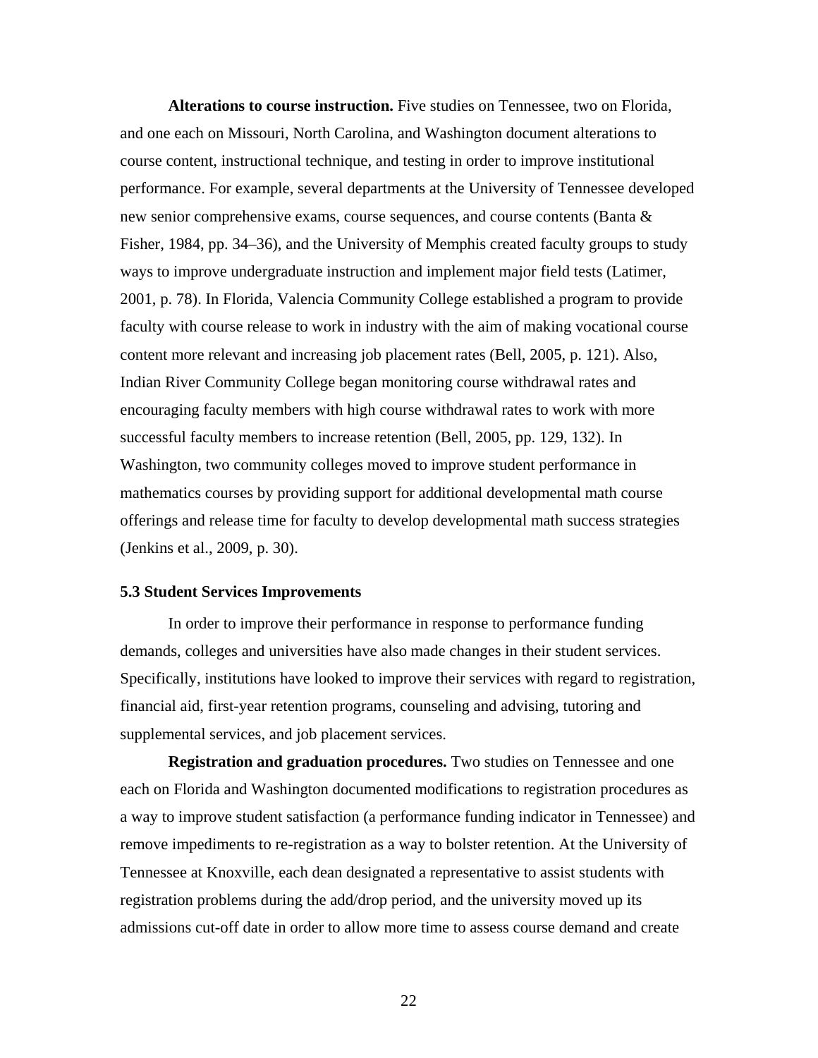**Alterations to course instruction.** Five studies on Tennessee, two on Florida, and one each on Missouri, North Carolina, and Washington document alterations to course content, instructional technique, and testing in order to improve institutional performance. For example, several departments at the University of Tennessee developed new senior comprehensive exams, course sequences, and course contents (Banta & Fisher, 1984, pp. 34–36), and the University of Memphis created faculty groups to study ways to improve undergraduate instruction and implement major field tests (Latimer, 2001, p. 78). In Florida, Valencia Community College established a program to provide faculty with course release to work in industry with the aim of making vocational course content more relevant and increasing job placement rates (Bell, 2005, p. 121). Also, Indian River Community College began monitoring course withdrawal rates and encouraging faculty members with high course withdrawal rates to work with more successful faculty members to increase retention (Bell, 2005, pp. 129, 132). In Washington, two community colleges moved to improve student performance in mathematics courses by providing support for additional developmental math course offerings and release time for faculty to develop developmental math success strategies (Jenkins et al., 2009, p. 30).

### 5.3 Student Services Improvements

In order to improve their performance in response to performance funding demands, colleges and universities have also made changes in their student services. Specifically, institutions have looked to improve their services with regard to registration, financial aid, first-year retention programs, counseling and advising, tutoring and supplemental services, and job placement services.

**Registration and graduation procedures.** Two studies on Tennessee and one each on Florida and Washington documented modifications to registration procedures as a way to improve student satisfaction (a performance funding indicator in Tennessee) and remove impediments to re-registration as a way to bolster retention. At the University of Tennessee at Knoxville, each dean designated a representative to assist students with registration problems during the add/drop period, and the university moved up its admissions cut-off date in order to allow more time to assess course demand and create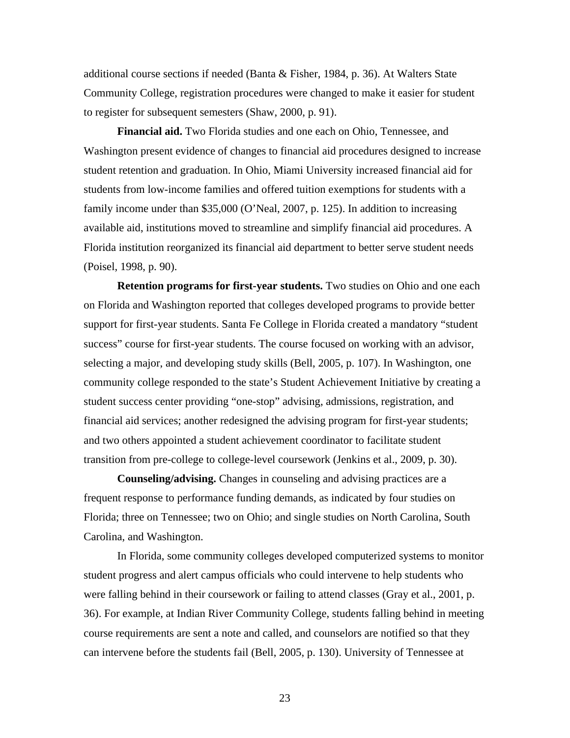additional course sections if needed (Banta & Fisher, 1984, p. 36). At Walters State Community College, registration procedures were changed to make it easier for student to register for subsequent semesters (Shaw, 2000, p. 91).

**Financial aid.** Two Florida studies and one each on Ohio, Tennessee, and Washington present evidence of changes to financial aid procedures designed to increase student retention and graduation. In Ohio, Miami University increased financial aid for students from low-income families and offered tuition exemptions for students with a family income under than $35,000 (O'Neal, 2007, p. 125). In addition to increasing available aid, institutions moved to streamline and simplify financial aid procedures. A Florida institution reorganized its financial aid department to better serve student needs (Poisel, 1998, p. 90).

**Retention programs for first-year students.** Two studies on Ohio and one each on Florida and Washington reported that colleges developed programs to provide better support for first-year students. Santa Fe College in Florida created a mandatory "student success" course for first-year students. The course focused on working with an advisor, selecting a major, and developing study skills (Bell, 2005, p. 107). In Washington, one community college responded to the state's Student Achievement Initiative by creating a student success center providing "one-stop" advising, admissions, registration, and financial aid services; another redesigned the advising program for first-year students; and two others appointed a student achievement coordinator to facilitate student transition from pre-college to college-level coursework (Jenkins et al., 2009, p. 30).

**Counseling/advising.** Changes in counseling and advising practices are a frequent response to performance funding demands, as indicated by four studies on Florida; three on Tennessee; two on Ohio; and single studies on North Carolina, South Carolina, and Washington.

In Florida, some community colleges developed computerized systems to monitor student progress and alert campus officials who could intervene to help students who were falling behind in their coursework or failing to attend classes (Gray et al., 2001, p. 36). For example, at Indian River Community College, students falling behind in meeting course requirements are sent a note and called, and counselors are notified so that they can intervene before the students fail (Bell, 2005, p. 130). University of Tennessee at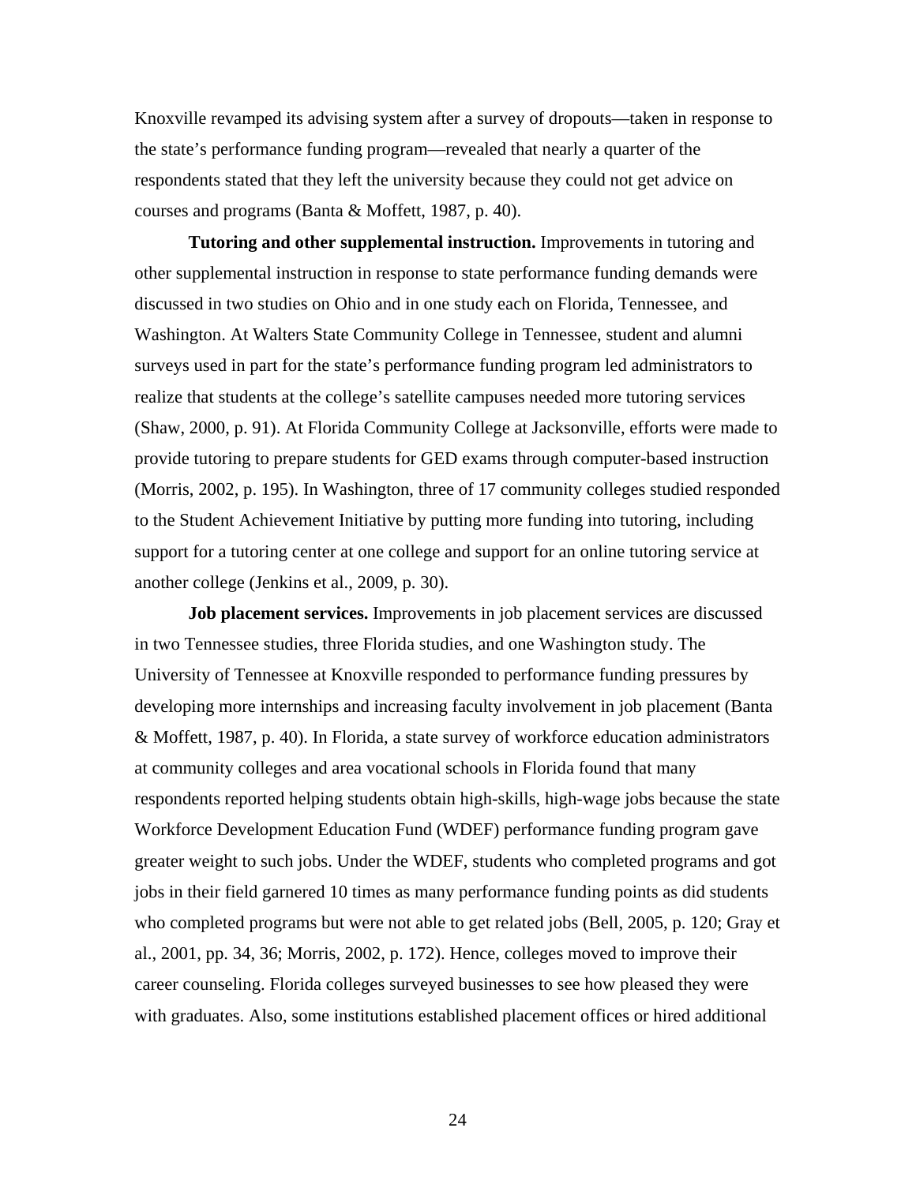Knoxville revamped its advising system after a survey of dropouts—taken in response to the state's performance funding program—revealed that nearly a quarter of the respondents stated that they left the university because they could not get advice on courses and programs (Banta & Moffett, 1987, p. 40).

**Tutoring and other supplemental instruction.** Improvements in tutoring and other supplemental instruction in response to state performance funding demands were discussed in two studies on Ohio and in one study each on Florida, Tennessee, and Washington. At Walters State Community College in Tennessee, student and alumni surveys used in part for the state's performance funding program led administrators to realize that students at the college's satellite campuses needed more tutoring services (Shaw, 2000, p. 91). At Florida Community College at Jacksonville, efforts were made to provide tutoring to prepare students for GED exams through computer-based instruction (Morris, 2002, p. 195). In Washington, three of 17 community colleges studied responded to the Student Achievement Initiative by putting more funding into tutoring, including support for a tutoring center at one college and support for an online tutoring service at another college (Jenkins et al., 2009, p. 30).

**Job placement services.** Improvements in job placement services are discussed in two Tennessee studies, three Florida studies, and one Washington study. The University of Tennessee at Knoxville responded to performance funding pressures by developing more internships and increasing faculty involvement in job placement (Banta & Moffett, 1987, p. 40). In Florida, a state survey of workforce education administrators at community colleges and area vocational schools in Florida found that many respondents reported helping students obtain high-skills, high-wage jobs because the state Workforce Development Education Fund (WDEF) performance funding program gave greater weight to such jobs. Under the WDEF, students who completed programs and got jobs in their field garnered 10 times as many performance funding points as did students who completed programs but were not able to get related jobs (Bell, 2005, p. 120; Gray et al., 2001, pp. 34, 36; Morris, 2002, p. 172). Hence, colleges moved to improve their career counseling. Florida colleges surveyed businesses to see how pleased they were with graduates. Also, some institutions established placement offices or hired additional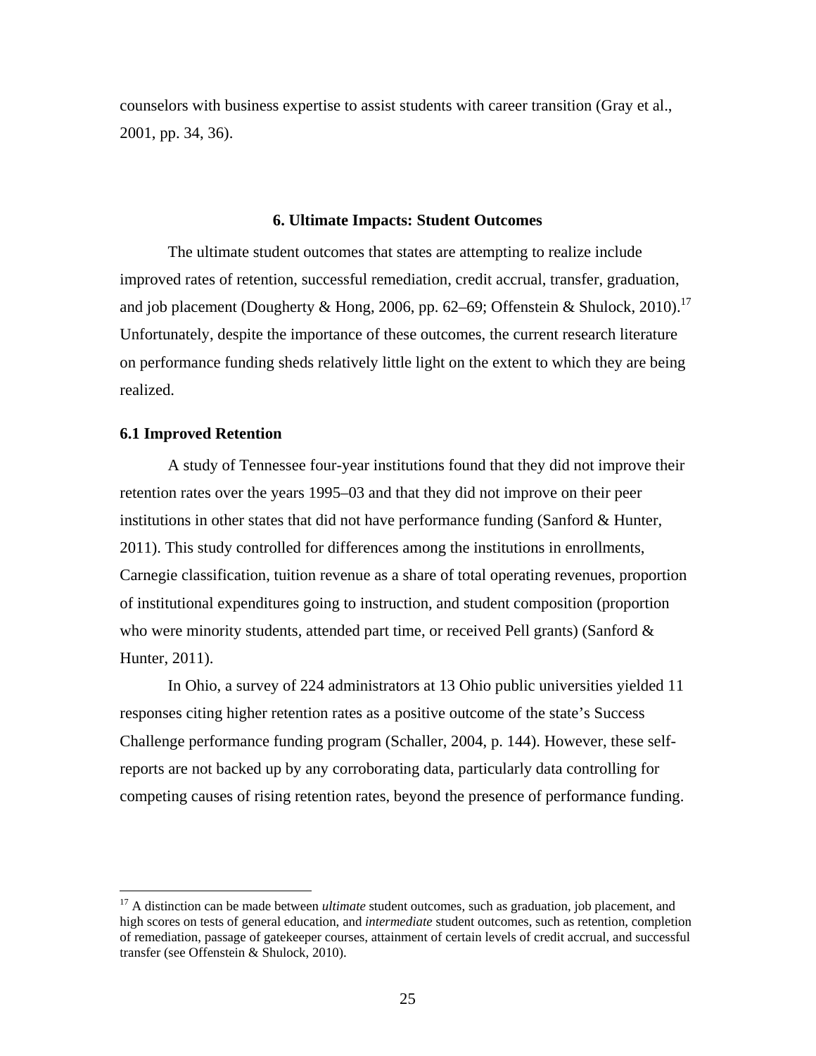counselors with business expertise to assist students with career transition (Gray et al., 2001, pp. 34, 36).

## 6. Ultimate Impacts: Student Outcomes

The ultimate student outcomes that states are attempting to realize include improved rates of retention, successful remediation, credit accrual, transfer, graduation, and job placement (Dougherty & Hong, 2006, pp. 62–69; Offenstein & Shulock, 2010).[17] Unfortunately, despite the importance of these outcomes, the current research literature on performance funding sheds relatively little light on the extent to which they are being realized.

### 6.1 Improved Retention

A study of Tennessee four-year institutions found that they did not improve their retention rates over the years 1995–03 and that they did not improve on their peer institutions in other states that did not have performance funding (Sanford & Hunter, 2011). This study controlled for differences among the institutions in enrollments, Carnegie classification, tuition revenue as a share of total operating revenues, proportion of institutional expenditures going to instruction, and student composition (proportion who were minority students, attended part time, or received Pell grants) (Sanford & Hunter, 2011).

In Ohio, a survey of 224 administrators at 13 Ohio public universities yielded 11 responses citing higher retention rates as a positive outcome of the state's Success Challenge performance funding program (Schaller, 2004, p. 144). However, these self-reports are not backed up by any corroborating data, particularly data controlling for competing causes of rising retention rates, beyond the presence of performance funding.

---

[17] A distinction can be made between *ultimate* student outcomes, such as graduation, job placement, and high scores on tests of general education, and *intermediate* student outcomes, such as retention, completion of remediation, passage of gatekeeper courses, attainment of certain levels of credit accrual, and successful transfer (see Offenstein & Shulock, 2010).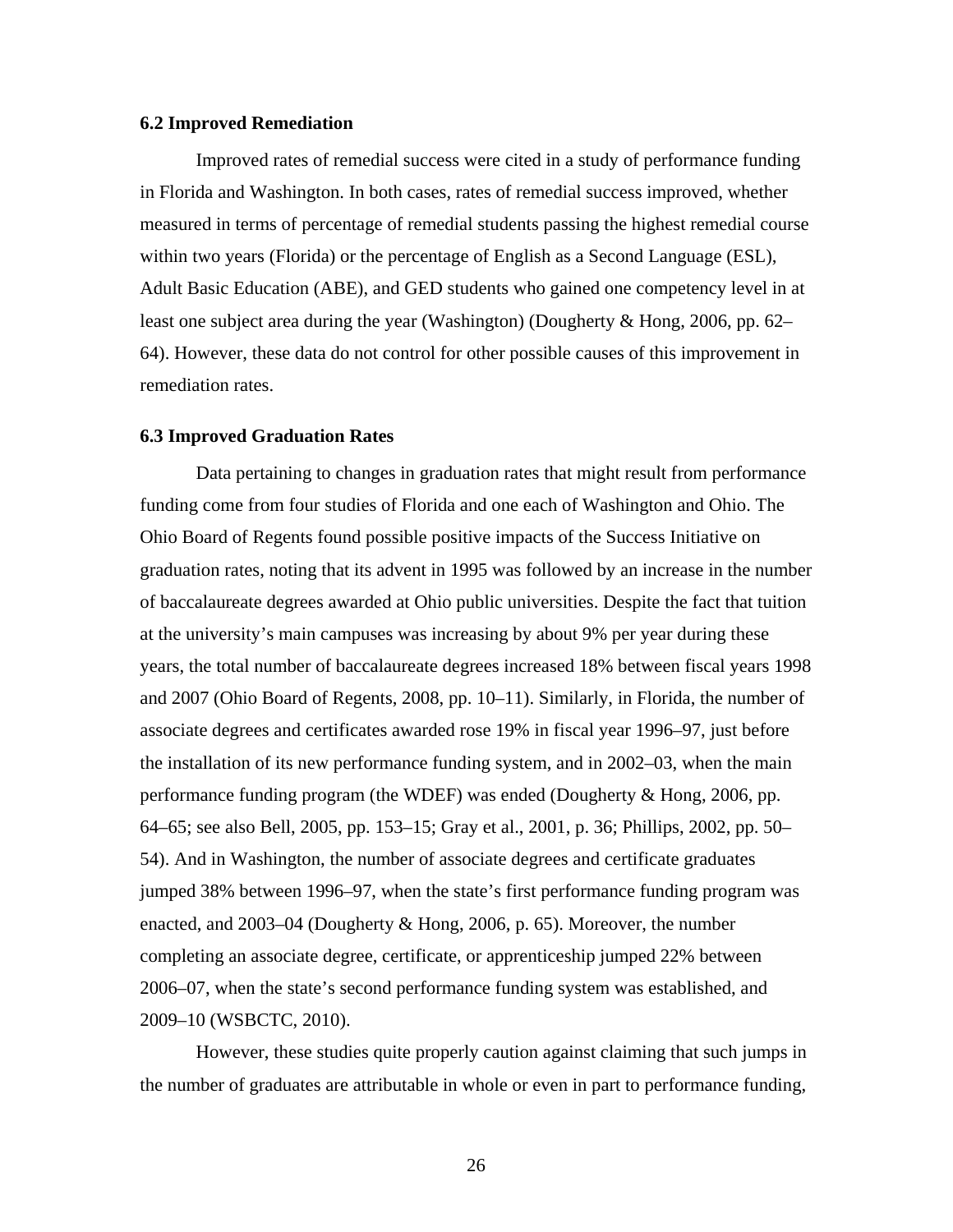### 6.2 Improved Remediation

Improved rates of remedial success were cited in a study of performance funding in Florida and Washington. In both cases, rates of remedial success improved, whether measured in terms of percentage of remedial students passing the highest remedial course within two years (Florida) or the percentage of English as a Second Language (ESL), Adult Basic Education (ABE), and GED students who gained one competency level in at least one subject area during the year (Washington) (Dougherty & Hong, 2006, pp. 62–64). However, these data do not control for other possible causes of this improvement in remediation rates.

### 6.3 Improved Graduation Rates

Data pertaining to changes in graduation rates that might result from performance funding come from four studies of Florida and one each of Washington and Ohio. The Ohio Board of Regents found possible positive impacts of the Success Initiative on graduation rates, noting that its advent in 1995 was followed by an increase in the number of baccalaureate degrees awarded at Ohio public universities. Despite the fact that tuition at the university's main campuses was increasing by about 9% per year during these years, the total number of baccalaureate degrees increased 18% between fiscal years 1998 and 2007 (Ohio Board of Regents, 2008, pp. 10–11). Similarly, in Florida, the number of associate degrees and certificates awarded rose 19% in fiscal year 1996–97, just before the installation of its new performance funding system, and in 2002–03, when the main performance funding program (the WDEF) was ended (Dougherty & Hong, 2006, pp. 64–65; see also Bell, 2005, pp. 153–15; Gray et al., 2001, p. 36; Phillips, 2002, pp. 50–54). And in Washington, the number of associate degrees and certificate graduates jumped 38% between 1996–97, when the state's first performance funding program was enacted, and 2003–04 (Dougherty & Hong, 2006, p. 65). Moreover, the number completing an associate degree, certificate, or apprenticeship jumped 22% between 2006–07, when the state's second performance funding system was established, and 2009–10 (WSBCTC, 2010).

However, these studies quite properly caution against claiming that such jumps in the number of graduates are attributable in whole or even in part to performance funding,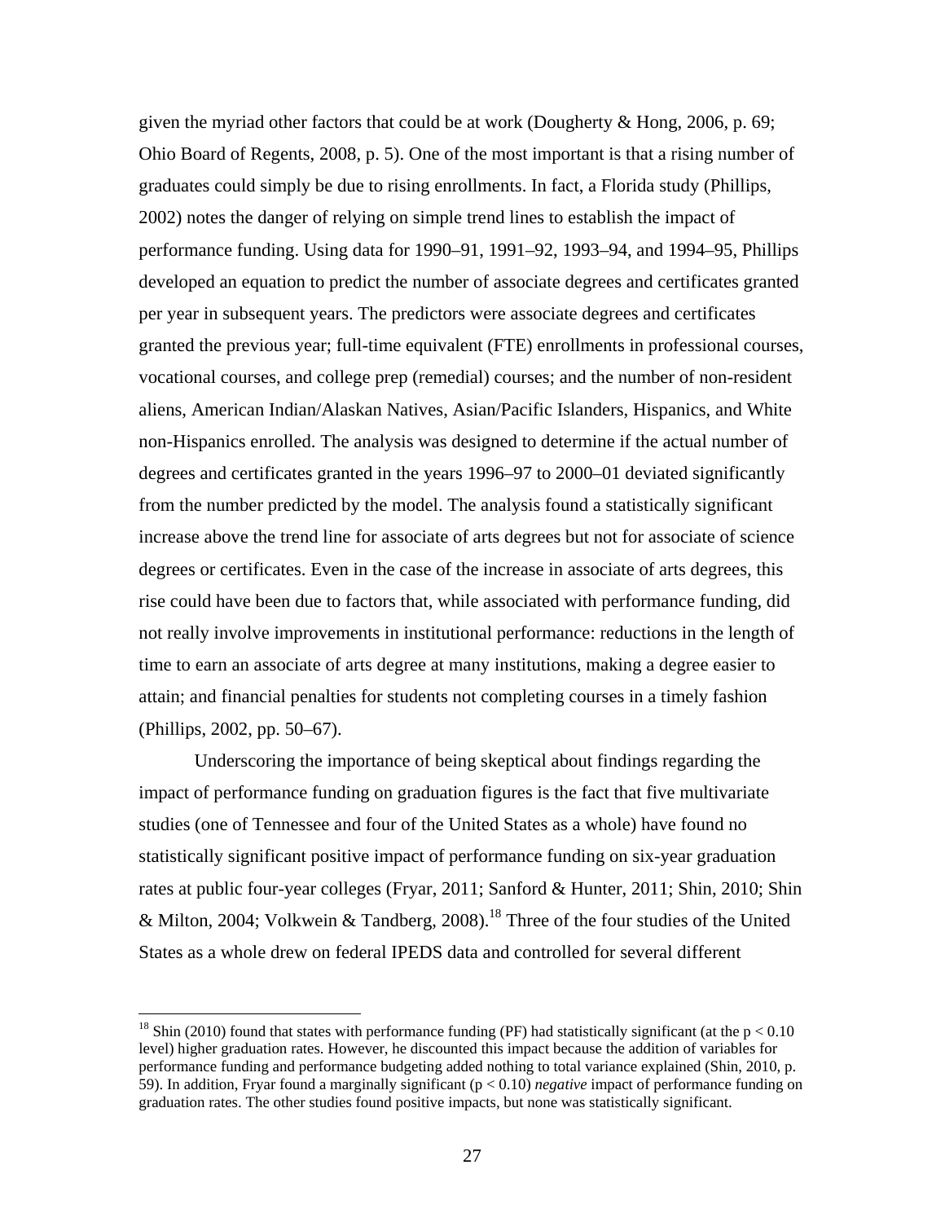given the myriad other factors that could be at work (Dougherty & Hong, 2006, p. 69; Ohio Board of Regents, 2008, p. 5). One of the most important is that a rising number of graduates could simply be due to rising enrollments. In fact, a Florida study (Phillips, 2002) notes the danger of relying on simple trend lines to establish the impact of performance funding. Using data for 1990–91, 1991–92, 1993–94, and 1994–95, Phillips developed an equation to predict the number of associate degrees and certificates granted per year in subsequent years. The predictors were associate degrees and certificates granted the previous year; full-time equivalent (FTE) enrollments in professional courses, vocational courses, and college prep (remedial) courses; and the number of non-resident aliens, American Indian/Alaskan Natives, Asian/Pacific Islanders, Hispanics, and White non-Hispanics enrolled. The analysis was designed to determine if the actual number of degrees and certificates granted in the years 1996–97 to 2000–01 deviated significantly from the number predicted by the model. The analysis found a statistically significant increase above the trend line for associate of arts degrees but not for associate of science degrees or certificates. Even in the case of the increase in associate of arts degrees, this rise could have been due to factors that, while associated with performance funding, did not really involve improvements in institutional performance: reductions in the length of time to earn an associate of arts degree at many institutions, making a degree easier to attain; and financial penalties for students not completing courses in a timely fashion (Phillips, 2002, pp. 50–67).

Underscoring the importance of being skeptical about findings regarding the impact of performance funding on graduation figures is the fact that five multivariate studies (one of Tennessee and four of the United States as a whole) have found no statistically significant positive impact of performance funding on six-year graduation rates at public four-year colleges (Fryar, 2011; Sanford & Hunter, 2011; Shin, 2010; Shin & Milton, 2004; Volkwein & Tandberg, 2008).[18] Three of the four studies of the United States as a whole drew on federal IPEDS data and controlled for several different

[18] Shin (2010) found that states with performance funding (PF) had statistically significant (at the $p < 0.10$ level) higher graduation rates. However, he discounted this impact because the addition of variables for performance funding and performance budgeting added nothing to total variance explained (Shin, 2010, p. 59). In addition, Fryar found a marginally significant ($p < 0.10$) *negative* impact of performance funding on graduation rates. The other studies found positive impacts, but none was statistically significant.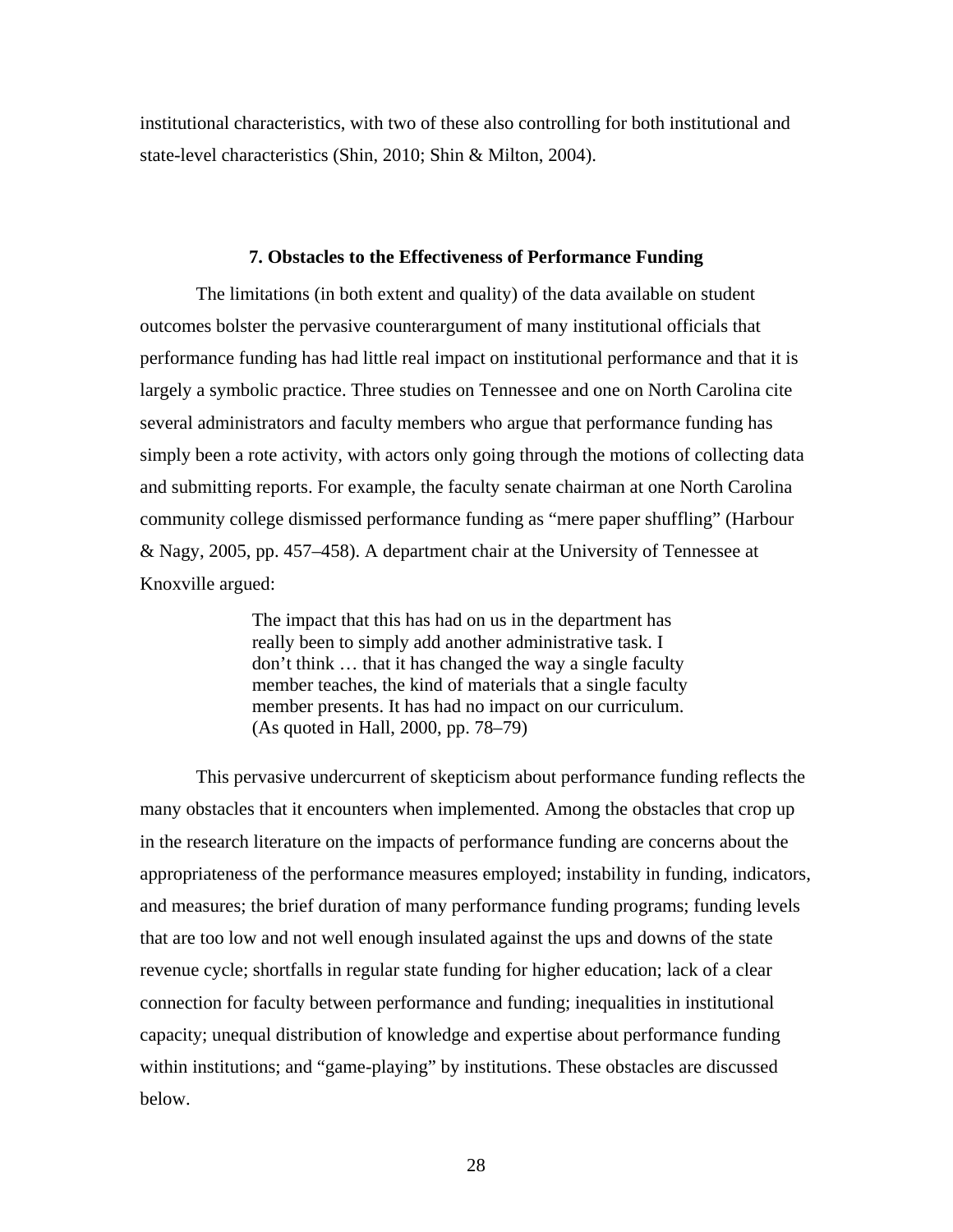institutional characteristics, with two of these also controlling for both institutional and state-level characteristics (Shin, 2010; Shin & Milton, 2004).

## 7. Obstacles to the Effectiveness of Performance Funding

The limitations (in both extent and quality) of the data available on student outcomes bolster the pervasive counterargument of many institutional officials that performance funding has had little real impact on institutional performance and that it is largely a symbolic practice. Three studies on Tennessee and one on North Carolina cite several administrators and faculty members who argue that performance funding has simply been a rote activity, with actors only going through the motions of collecting data and submitting reports. For example, the faculty senate chairman at one North Carolina community college dismissed performance funding as "mere paper shuffling" (Harbour & Nagy, 2005, pp. 457–458). A department chair at the University of Tennessee at Knoxville argued:

> The impact that this has had on us in the department has really been to simply add another administrative task. I don't think … that it has changed the way a single faculty member teaches, the kind of materials that a single faculty member presents. It has had no impact on our curriculum. (As quoted in Hall, 2000, pp. 78–79)

This pervasive undercurrent of skepticism about performance funding reflects the many obstacles that it encounters when implemented. Among the obstacles that crop up in the research literature on the impacts of performance funding are concerns about the appropriateness of the performance measures employed; instability in funding, indicators, and measures; the brief duration of many performance funding programs; funding levels that are too low and not well enough insulated against the ups and downs of the state revenue cycle; shortfalls in regular state funding for higher education; lack of a clear connection for faculty between performance and funding; inequalities in institutional capacity; unequal distribution of knowledge and expertise about performance funding within institutions; and "game-playing" by institutions. These obstacles are discussed below.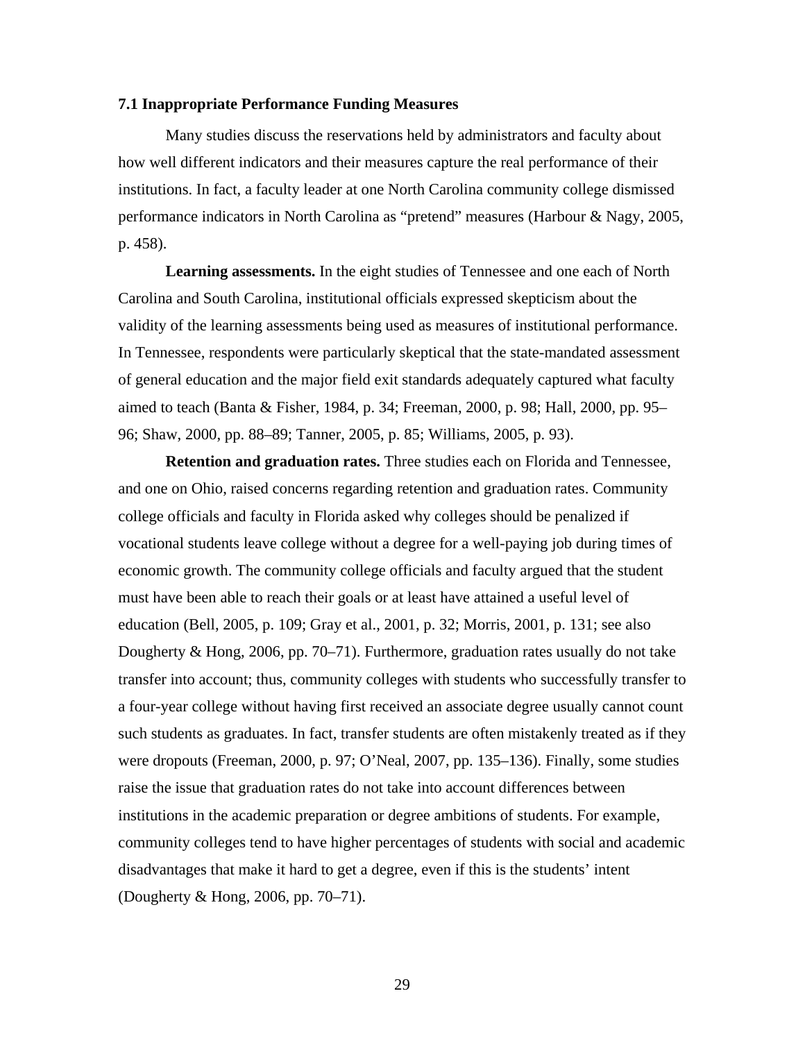### 7.1 Inappropriate Performance Funding Measures

Many studies discuss the reservations held by administrators and faculty about how well different indicators and their measures capture the real performance of their institutions. In fact, a faculty leader at one North Carolina community college dismissed performance indicators in North Carolina as "pretend" measures (Harbour & Nagy, 2005, p. 458).

**Learning assessments.** In the eight studies of Tennessee and one each of North Carolina and South Carolina, institutional officials expressed skepticism about the validity of the learning assessments being used as measures of institutional performance. In Tennessee, respondents were particularly skeptical that the state-mandated assessment of general education and the major field exit standards adequately captured what faculty aimed to teach (Banta & Fisher, 1984, p. 34; Freeman, 2000, p. 98; Hall, 2000, pp. 95–96; Shaw, 2000, pp. 88–89; Tanner, 2005, p. 85; Williams, 2005, p. 93).

**Retention and graduation rates.** Three studies each on Florida and Tennessee, and one on Ohio, raised concerns regarding retention and graduation rates. Community college officials and faculty in Florida asked why colleges should be penalized if vocational students leave college without a degree for a well-paying job during times of economic growth. The community college officials and faculty argued that the student must have been able to reach their goals or at least have attained a useful level of education (Bell, 2005, p. 109; Gray et al., 2001, p. 32; Morris, 2001, p. 131; see also Dougherty & Hong, 2006, pp. 70–71). Furthermore, graduation rates usually do not take transfer into account; thus, community colleges with students who successfully transfer to a four-year college without having first received an associate degree usually cannot count such students as graduates. In fact, transfer students are often mistakenly treated as if they were dropouts (Freeman, 2000, p. 97; O'Neal, 2007, pp. 135–136). Finally, some studies raise the issue that graduation rates do not take into account differences between institutions in the academic preparation or degree ambitions of students. For example, community colleges tend to have higher percentages of students with social and academic disadvantages that make it hard to get a degree, even if this is the students' intent (Dougherty & Hong, 2006, pp. 70–71).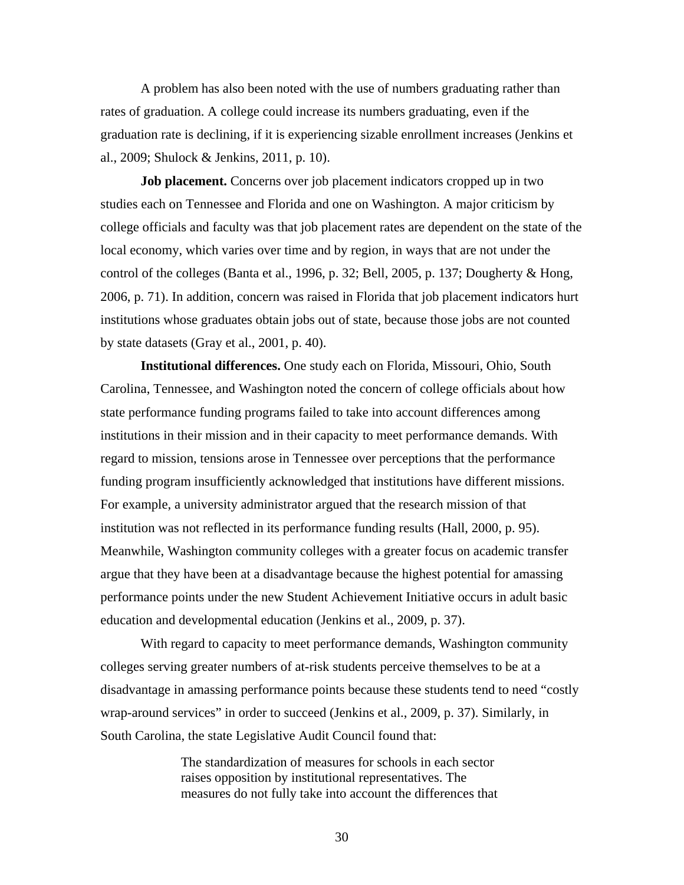A problem has also been noted with the use of numbers graduating rather than rates of graduation. A college could increase its numbers graduating, even if the graduation rate is declining, if it is experiencing sizable enrollment increases (Jenkins et al., 2009; Shulock & Jenkins, 2011, p. 10).

**Job placement.** Concerns over job placement indicators cropped up in two studies each on Tennessee and Florida and one on Washington. A major criticism by college officials and faculty was that job placement rates are dependent on the state of the local economy, which varies over time and by region, in ways that are not under the control of the colleges (Banta et al., 1996, p. 32; Bell, 2005, p. 137; Dougherty & Hong, 2006, p. 71). In addition, concern was raised in Florida that job placement indicators hurt institutions whose graduates obtain jobs out of state, because those jobs are not counted by state datasets (Gray et al., 2001, p. 40).

**Institutional differences.** One study each on Florida, Missouri, Ohio, South Carolina, Tennessee, and Washington noted the concern of college officials about how state performance funding programs failed to take into account differences among institutions in their mission and in their capacity to meet performance demands. With regard to mission, tensions arose in Tennessee over perceptions that the performance funding program insufficiently acknowledged that institutions have different missions. For example, a university administrator argued that the research mission of that institution was not reflected in its performance funding results (Hall, 2000, p. 95). Meanwhile, Washington community colleges with a greater focus on academic transfer argue that they have been at a disadvantage because the highest potential for amassing performance points under the new Student Achievement Initiative occurs in adult basic education and developmental education (Jenkins et al., 2009, p. 37).

With regard to capacity to meet performance demands, Washington community colleges serving greater numbers of at-risk students perceive themselves to be at a disadvantage in amassing performance points because these students tend to need "costly wrap-around services" in order to succeed (Jenkins et al., 2009, p. 37). Similarly, in South Carolina, the state Legislative Audit Council found that:

> The standardization of measures for schools in each sector raises opposition by institutional representatives. The measures do not fully take into account the differences that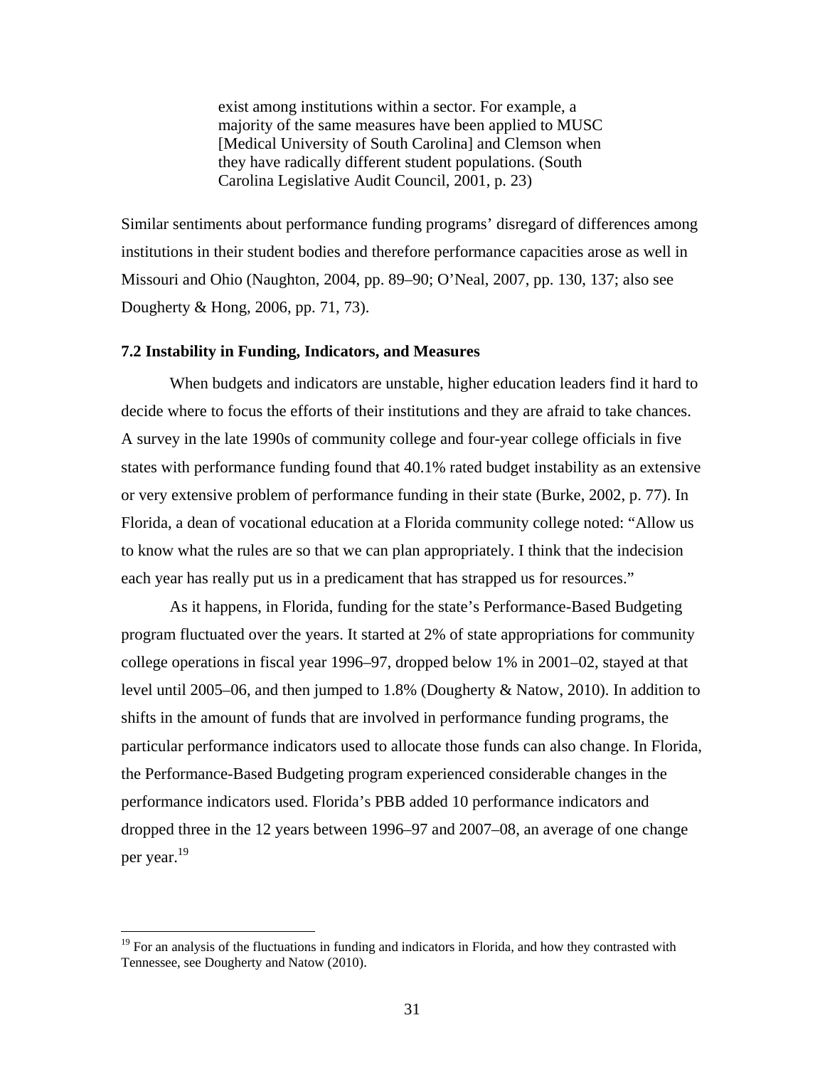> exist among institutions within a sector. For example, a majority of the same measures have been applied to MUSC [Medical University of South Carolina] and Clemson when they have radically different student populations. (South Carolina Legislative Audit Council, 2001, p. 23)

Similar sentiments about performance funding programs' disregard of differences among institutions in their student bodies and therefore performance capacities arose as well in Missouri and Ohio (Naughton, 2004, pp. 89–90; O'Neal, 2007, pp. 130, 137; also see Dougherty & Hong, 2006, pp. 71, 73).

### 7.2 Instability in Funding, Indicators, and Measures

When budgets and indicators are unstable, higher education leaders find it hard to decide where to focus the efforts of their institutions and they are afraid to take chances. A survey in the late 1990s of community college and four-year college officials in five states with performance funding found that 40.1% rated budget instability as an extensive or very extensive problem of performance funding in their state (Burke, 2002, p. 77). In Florida, a dean of vocational education at a Florida community college noted: "Allow us to know what the rules are so that we can plan appropriately. I think that the indecision each year has really put us in a predicament that has strapped us for resources."

As it happens, in Florida, funding for the state's Performance-Based Budgeting program fluctuated over the years. It started at 2% of state appropriations for community college operations in fiscal year 1996–97, dropped below 1% in 2001–02, stayed at that level until 2005–06, and then jumped to 1.8% (Dougherty & Natow, 2010). In addition to shifts in the amount of funds that are involved in performance funding programs, the particular performance indicators used to allocate those funds can also change. In Florida, the Performance-Based Budgeting program experienced considerable changes in the performance indicators used. Florida's PBB added 10 performance indicators and dropped three in the 12 years between 1996–97 and 2007–08, an average of one change per year.[19]

---

[19] For an analysis of the fluctuations in funding and indicators in Florida, and how they contrasted with Tennessee, see Dougherty and Natow (2010).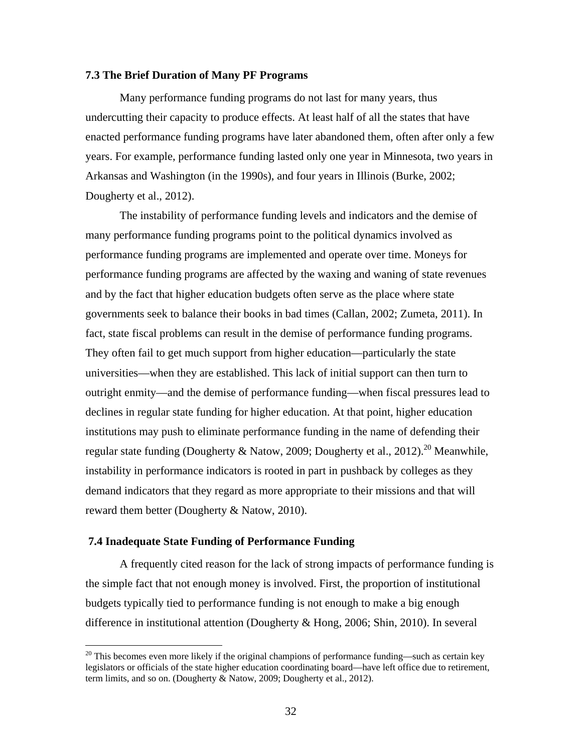### 7.3 The Brief Duration of Many PF Programs

Many performance funding programs do not last for many years, thus undercutting their capacity to produce effects. At least half of all the states that have enacted performance funding programs have later abandoned them, often after only a few years. For example, performance funding lasted only one year in Minnesota, two years in Arkansas and Washington (in the 1990s), and four years in Illinois (Burke, 2002; Dougherty et al., 2012).

The instability of performance funding levels and indicators and the demise of many performance funding programs point to the political dynamics involved as performance funding programs are implemented and operate over time. Moneys for performance funding programs are affected by the waxing and waning of state revenues and by the fact that higher education budgets often serve as the place where state governments seek to balance their books in bad times (Callan, 2002; Zumeta, 2011). In fact, state fiscal problems can result in the demise of performance funding programs. They often fail to get much support from higher education—particularly the state universities—when they are established. This lack of initial support can then turn to outright enmity—and the demise of performance funding—when fiscal pressures lead to declines in regular state funding for higher education. At that point, higher education institutions may push to eliminate performance funding in the name of defending their regular state funding (Dougherty & Natow, 2009; Dougherty et al., 2012).[20] Meanwhile, instability in performance indicators is rooted in part in pushback by colleges as they demand indicators that they regard as more appropriate to their missions and that will reward them better (Dougherty & Natow, 2010).

### 7.4 Inadequate State Funding of Performance Funding

A frequently cited reason for the lack of strong impacts of performance funding is the simple fact that not enough money is involved. First, the proportion of institutional budgets typically tied to performance funding is not enough to make a big enough difference in institutional attention (Dougherty & Hong, 2006; Shin, 2010). In several

---

[20] This becomes even more likely if the original champions of performance funding—such as certain key legislators or officials of the state higher education coordinating board—have left office due to retirement, term limits, and so on. (Dougherty & Natow, 2009; Dougherty et al., 2012).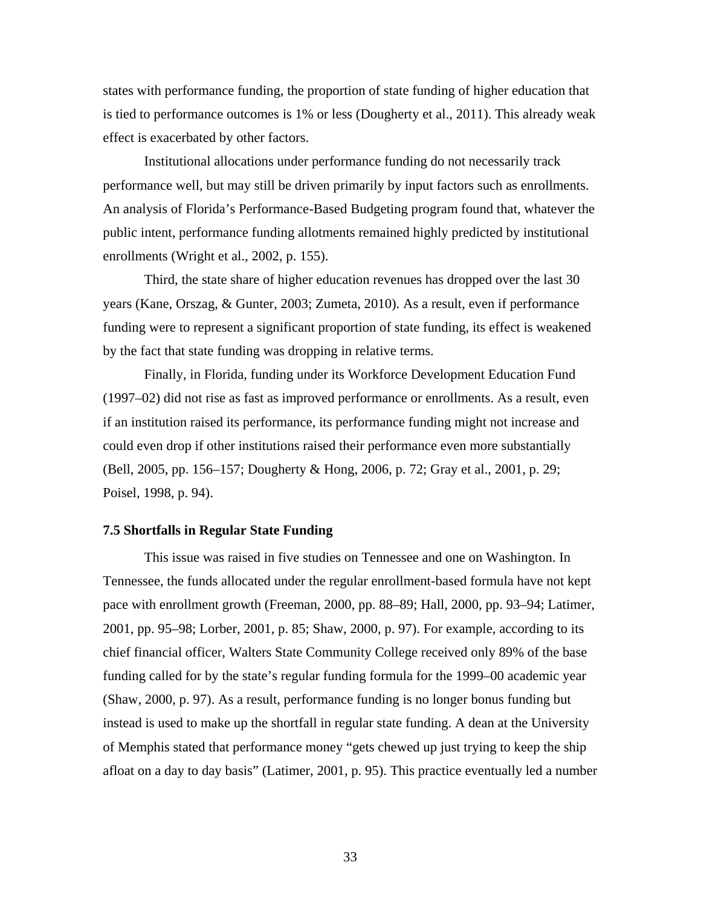states with performance funding, the proportion of state funding of higher education that is tied to performance outcomes is 1% or less (Dougherty et al., 2011). This already weak effect is exacerbated by other factors.

Institutional allocations under performance funding do not necessarily track performance well, but may still be driven primarily by input factors such as enrollments. An analysis of Florida's Performance-Based Budgeting program found that, whatever the public intent, performance funding allotments remained highly predicted by institutional enrollments (Wright et al., 2002, p. 155).

Third, the state share of higher education revenues has dropped over the last 30 years (Kane, Orszag, & Gunter, 2003; Zumeta, 2010). As a result, even if performance funding were to represent a significant proportion of state funding, its effect is weakened by the fact that state funding was dropping in relative terms.

Finally, in Florida, funding under its Workforce Development Education Fund (1997–02) did not rise as fast as improved performance or enrollments. As a result, even if an institution raised its performance, its performance funding might not increase and could even drop if other institutions raised their performance even more substantially (Bell, 2005, pp. 156–157; Dougherty & Hong, 2006, p. 72; Gray et al., 2001, p. 29; Poisel, 1998, p. 94).

### 7.5 Shortfalls in Regular State Funding

This issue was raised in five studies on Tennessee and one on Washington. In Tennessee, the funds allocated under the regular enrollment-based formula have not kept pace with enrollment growth (Freeman, 2000, pp. 88–89; Hall, 2000, pp. 93–94; Latimer, 2001, pp. 95–98; Lorber, 2001, p. 85; Shaw, 2000, p. 97). For example, according to its chief financial officer, Walters State Community College received only 89% of the base funding called for by the state's regular funding formula for the 1999–00 academic year (Shaw, 2000, p. 97). As a result, performance funding is no longer bonus funding but instead is used to make up the shortfall in regular state funding. A dean at the University of Memphis stated that performance money "gets chewed up just trying to keep the ship afloat on a day to day basis" (Latimer, 2001, p. 95). This practice eventually led a number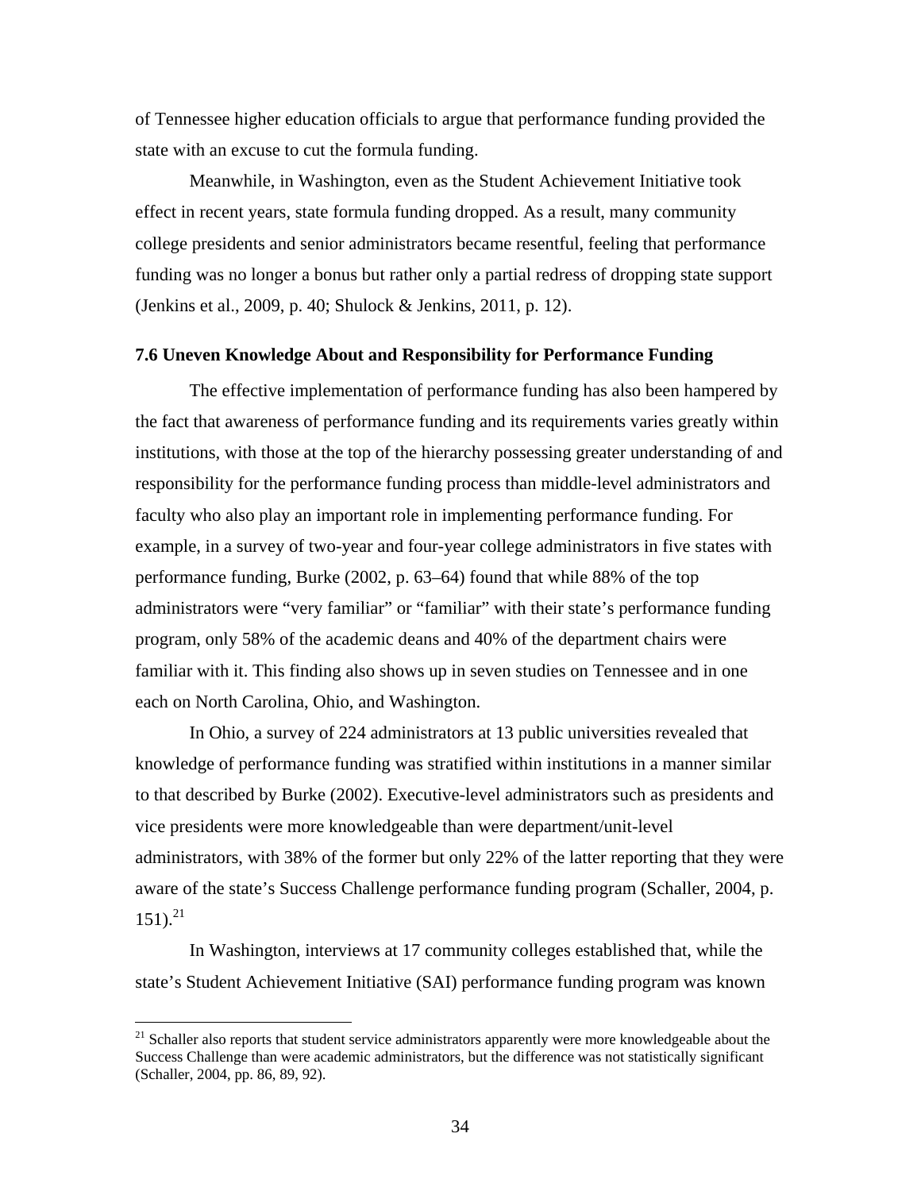of Tennessee higher education officials to argue that performance funding provided the state with an excuse to cut the formula funding.

Meanwhile, in Washington, even as the Student Achievement Initiative took effect in recent years, state formula funding dropped. As a result, many community college presidents and senior administrators became resentful, feeling that performance funding was no longer a bonus but rather only a partial redress of dropping state support (Jenkins et al., 2009, p. 40; Shulock & Jenkins, 2011, p. 12).

### 7.6 Uneven Knowledge About and Responsibility for Performance Funding

The effective implementation of performance funding has also been hampered by the fact that awareness of performance funding and its requirements varies greatly within institutions, with those at the top of the hierarchy possessing greater understanding of and responsibility for the performance funding process than middle-level administrators and faculty who also play an important role in implementing performance funding. For example, in a survey of two-year and four-year college administrators in five states with performance funding, Burke (2002, p. 63–64) found that while 88% of the top administrators were "very familiar" or "familiar" with their state's performance funding program, only 58% of the academic deans and 40% of the department chairs were familiar with it. This finding also shows up in seven studies on Tennessee and in one each on North Carolina, Ohio, and Washington.

In Ohio, a survey of 224 administrators at 13 public universities revealed that knowledge of performance funding was stratified within institutions in a manner similar to that described by Burke (2002). Executive-level administrators such as presidents and vice presidents were more knowledgeable than were department/unit-level administrators, with 38% of the former but only 22% of the latter reporting that they were aware of the state's Success Challenge performance funding program (Schaller, 2004, p. 151).[21]

In Washington, interviews at 17 community colleges established that, while the state's Student Achievement Initiative (SAI) performance funding program was known

[21] Schaller also reports that student service administrators apparently were more knowledgeable about the Success Challenge than were academic administrators, but the difference was not statistically significant (Schaller, 2004, pp. 86, 89, 92).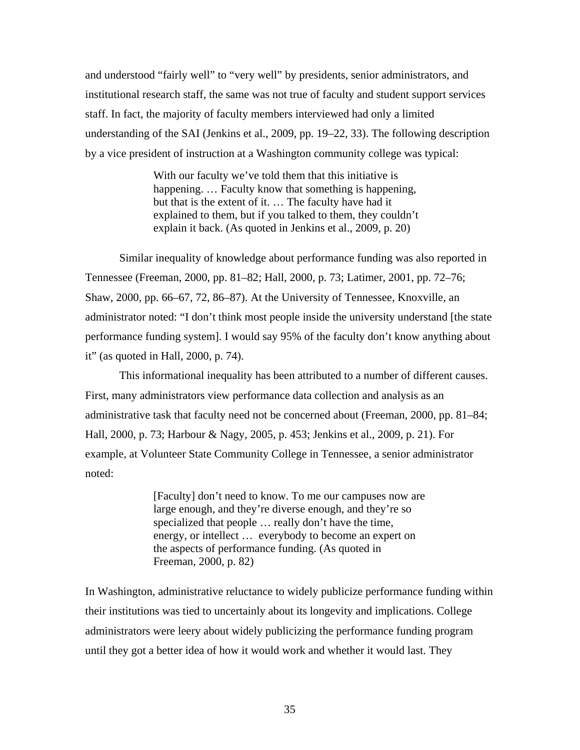and understood "fairly well" to "very well" by presidents, senior administrators, and institutional research staff, the same was not true of faculty and student support services staff. In fact, the majority of faculty members interviewed had only a limited understanding of the SAI (Jenkins et al., 2009, pp. 19–22, 33). The following description by a vice president of instruction at a Washington community college was typical:

> With our faculty we've told them that this initiative is happening. … Faculty know that something is happening, but that is the extent of it. … The faculty have had it explained to them, but if you talked to them, they couldn't explain it back. (As quoted in Jenkins et al., 2009, p. 20)

Similar inequality of knowledge about performance funding was also reported in Tennessee (Freeman, 2000, pp. 81–82; Hall, 2000, p. 73; Latimer, 2001, pp. 72–76; Shaw, 2000, pp. 66–67, 72, 86–87). At the University of Tennessee, Knoxville, an administrator noted: "I don't think most people inside the university understand [the state performance funding system]. I would say 95% of the faculty don't know anything about it" (as quoted in Hall, 2000, p. 74).

This informational inequality has been attributed to a number of different causes. First, many administrators view performance data collection and analysis as an administrative task that faculty need not be concerned about (Freeman, 2000, pp. 81–84; Hall, 2000, p. 73; Harbour & Nagy, 2005, p. 453; Jenkins et al., 2009, p. 21). For example, at Volunteer State Community College in Tennessee, a senior administrator noted:

> [Faculty] don't need to know. To me our campuses now are large enough, and they're diverse enough, and they're so specialized that people … really don't have the time, energy, or intellect … everybody to become an expert on the aspects of performance funding. (As quoted in Freeman, 2000, p. 82)

In Washington, administrative reluctance to widely publicize performance funding within their institutions was tied to uncertainly about its longevity and implications. College administrators were leery about widely publicizing the performance funding program until they got a better idea of how it would work and whether it would last. They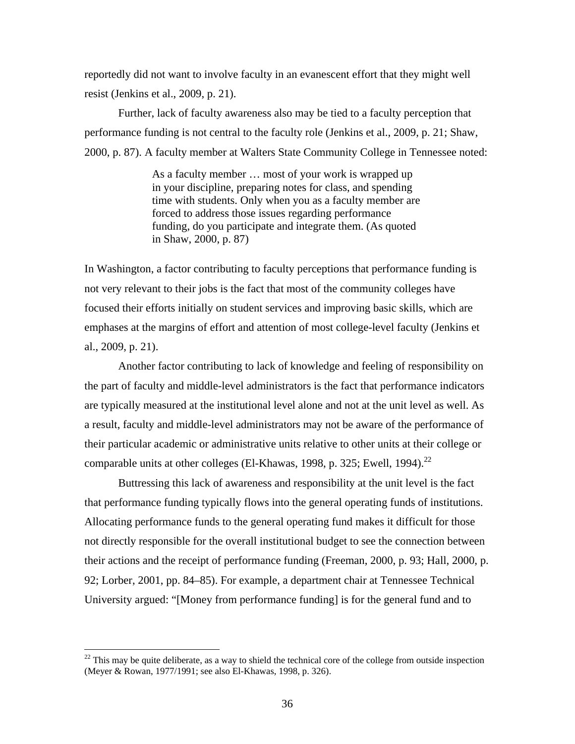reportedly did not want to involve faculty in an evanescent effort that they might well resist (Jenkins et al., 2009, p. 21).

Further, lack of faculty awareness also may be tied to a faculty perception that performance funding is not central to the faculty role (Jenkins et al., 2009, p. 21; Shaw, 2000, p. 87). A faculty member at Walters State Community College in Tennessee noted:

> As a faculty member … most of your work is wrapped up in your discipline, preparing notes for class, and spending time with students. Only when you as a faculty member are forced to address those issues regarding performance funding, do you participate and integrate them. (As quoted in Shaw, 2000, p. 87)

In Washington, a factor contributing to faculty perceptions that performance funding is not very relevant to their jobs is the fact that most of the community colleges have focused their efforts initially on student services and improving basic skills, which are emphases at the margins of effort and attention of most college-level faculty (Jenkins et al., 2009, p. 21).

Another factor contributing to lack of knowledge and feeling of responsibility on the part of faculty and middle-level administrators is the fact that performance indicators are typically measured at the institutional level alone and not at the unit level as well. As a result, faculty and middle-level administrators may not be aware of the performance of their particular academic or administrative units relative to other units at their college or comparable units at other colleges (El-Khawas, 1998, p. 325; Ewell, 1994).[22]

Buttressing this lack of awareness and responsibility at the unit level is the fact that performance funding typically flows into the general operating funds of institutions. Allocating performance funds to the general operating fund makes it difficult for those not directly responsible for the overall institutional budget to see the connection between their actions and the receipt of performance funding (Freeman, 2000, p. 93; Hall, 2000, p. 92; Lorber, 2001, pp. 84–85). For example, a department chair at Tennessee Technical University argued: "[Money from performance funding] is for the general fund and to

[22] This may be quite deliberate, as a way to shield the technical core of the college from outside inspection (Meyer & Rowan, 1977/1991; see also El-Khawas, 1998, p. 326).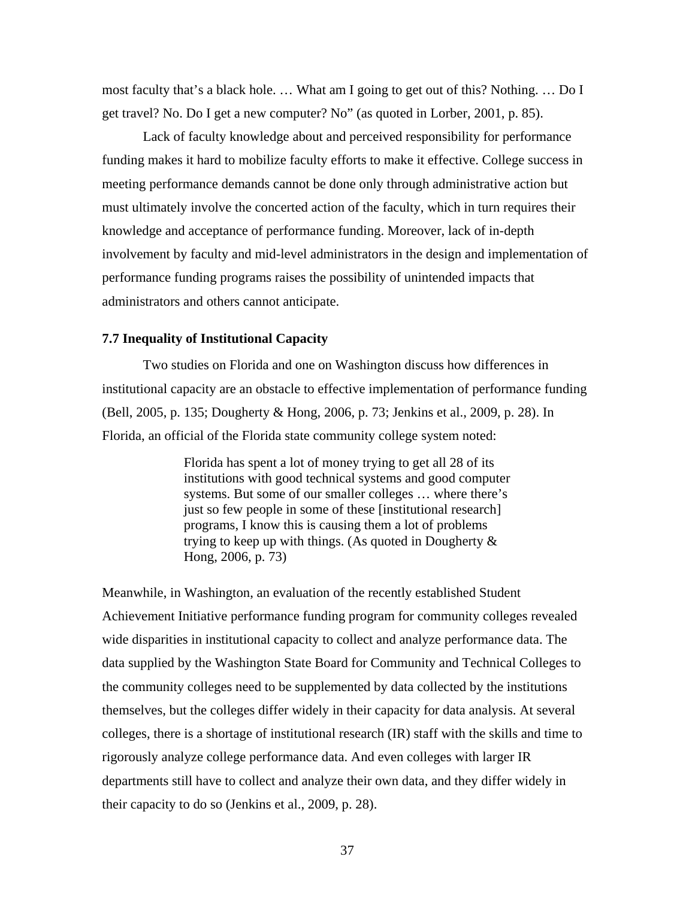most faculty that's a black hole. … What am I going to get out of this? Nothing. … Do I get travel? No. Do I get a new computer? No" (as quoted in Lorber, 2001, p. 85).

Lack of faculty knowledge about and perceived responsibility for performance funding makes it hard to mobilize faculty efforts to make it effective. College success in meeting performance demands cannot be done only through administrative action but must ultimately involve the concerted action of the faculty, which in turn requires their knowledge and acceptance of performance funding. Moreover, lack of in-depth involvement by faculty and mid-level administrators in the design and implementation of performance funding programs raises the possibility of unintended impacts that administrators and others cannot anticipate.

### 7.7 Inequality of Institutional Capacity

Two studies on Florida and one on Washington discuss how differences in institutional capacity are an obstacle to effective implementation of performance funding (Bell, 2005, p. 135; Dougherty & Hong, 2006, p. 73; Jenkins et al., 2009, p. 28). In Florida, an official of the Florida state community college system noted:

> Florida has spent a lot of money trying to get all 28 of its institutions with good technical systems and good computer systems. But some of our smaller colleges … where there's just so few people in some of these [institutional research] programs, I know this is causing them a lot of problems trying to keep up with things. (As quoted in Dougherty & Hong, 2006, p. 73)

Meanwhile, in Washington, an evaluation of the recently established Student Achievement Initiative performance funding program for community colleges revealed wide disparities in institutional capacity to collect and analyze performance data. The data supplied by the Washington State Board for Community and Technical Colleges to the community colleges need to be supplemented by data collected by the institutions themselves, but the colleges differ widely in their capacity for data analysis. At several colleges, there is a shortage of institutional research (IR) staff with the skills and time to rigorously analyze college performance data. And even colleges with larger IR departments still have to collect and analyze their own data, and they differ widely in their capacity to do so (Jenkins et al., 2009, p. 28).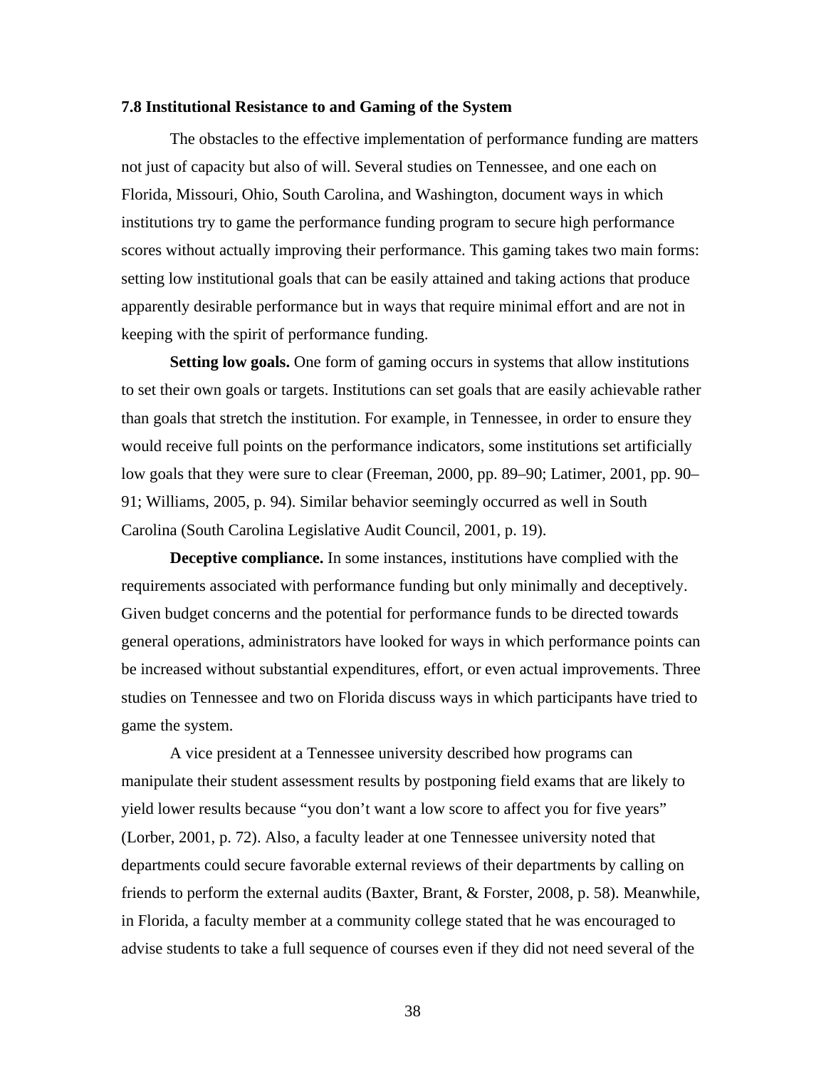### 7.8 Institutional Resistance to and Gaming of the System

The obstacles to the effective implementation of performance funding are matters not just of capacity but also of will. Several studies on Tennessee, and one each on Florida, Missouri, Ohio, South Carolina, and Washington, document ways in which institutions try to game the performance funding program to secure high performance scores without actually improving their performance. This gaming takes two main forms: setting low institutional goals that can be easily attained and taking actions that produce apparently desirable performance but in ways that require minimal effort and are not in keeping with the spirit of performance funding.

**Setting low goals.** One form of gaming occurs in systems that allow institutions to set their own goals or targets. Institutions can set goals that are easily achievable rather than goals that stretch the institution. For example, in Tennessee, in order to ensure they would receive full points on the performance indicators, some institutions set artificially low goals that they were sure to clear (Freeman, 2000, pp. 89–90; Latimer, 2001, pp. 90–91; Williams, 2005, p. 94). Similar behavior seemingly occurred as well in South Carolina (South Carolina Legislative Audit Council, 2001, p. 19).

**Deceptive compliance.** In some instances, institutions have complied with the requirements associated with performance funding but only minimally and deceptively. Given budget concerns and the potential for performance funds to be directed towards general operations, administrators have looked for ways in which performance points can be increased without substantial expenditures, effort, or even actual improvements. Three studies on Tennessee and two on Florida discuss ways in which participants have tried to game the system.

A vice president at a Tennessee university described how programs can manipulate their student assessment results by postponing field exams that are likely to yield lower results because "you don't want a low score to affect you for five years" (Lorber, 2001, p. 72). Also, a faculty leader at one Tennessee university noted that departments could secure favorable external reviews of their departments by calling on friends to perform the external audits (Baxter, Brant, & Forster, 2008, p. 58). Meanwhile, in Florida, a faculty member at a community college stated that he was encouraged to advise students to take a full sequence of courses even if they did not need several of the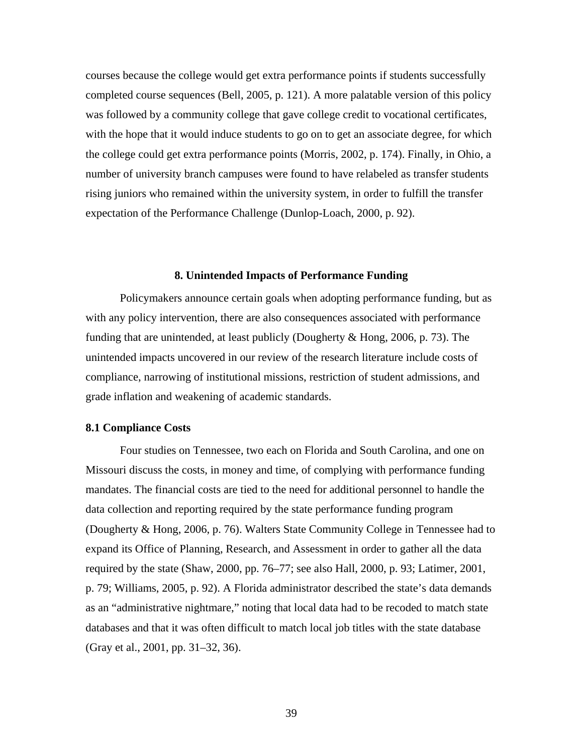courses because the college would get extra performance points if students successfully completed course sequences (Bell, 2005, p. 121). A more palatable version of this policy was followed by a community college that gave college credit to vocational certificates, with the hope that it would induce students to go on to get an associate degree, for which the college could get extra performance points (Morris, 2002, p. 174). Finally, in Ohio, a number of university branch campuses were found to have relabeled as transfer students rising juniors who remained within the university system, in order to fulfill the transfer expectation of the Performance Challenge (Dunlop-Loach, 2000, p. 92).

## 8. Unintended Impacts of Performance Funding

Policymakers announce certain goals when adopting performance funding, but as with any policy intervention, there are also consequences associated with performance funding that are unintended, at least publicly (Dougherty & Hong, 2006, p. 73). The unintended impacts uncovered in our review of the research literature include costs of compliance, narrowing of institutional missions, restriction of student admissions, and grade inflation and weakening of academic standards.

### 8.1 Compliance Costs

Four studies on Tennessee, two each on Florida and South Carolina, and one on Missouri discuss the costs, in money and time, of complying with performance funding mandates. The financial costs are tied to the need for additional personnel to handle the data collection and reporting required by the state performance funding program (Dougherty & Hong, 2006, p. 76). Walters State Community College in Tennessee had to expand its Office of Planning, Research, and Assessment in order to gather all the data required by the state (Shaw, 2000, pp. 76–77; see also Hall, 2000, p. 93; Latimer, 2001, p. 79; Williams, 2005, p. 92). A Florida administrator described the state's data demands as an "administrative nightmare," noting that local data had to be recoded to match state databases and that it was often difficult to match local job titles with the state database (Gray et al., 2001, pp. 31–32, 36).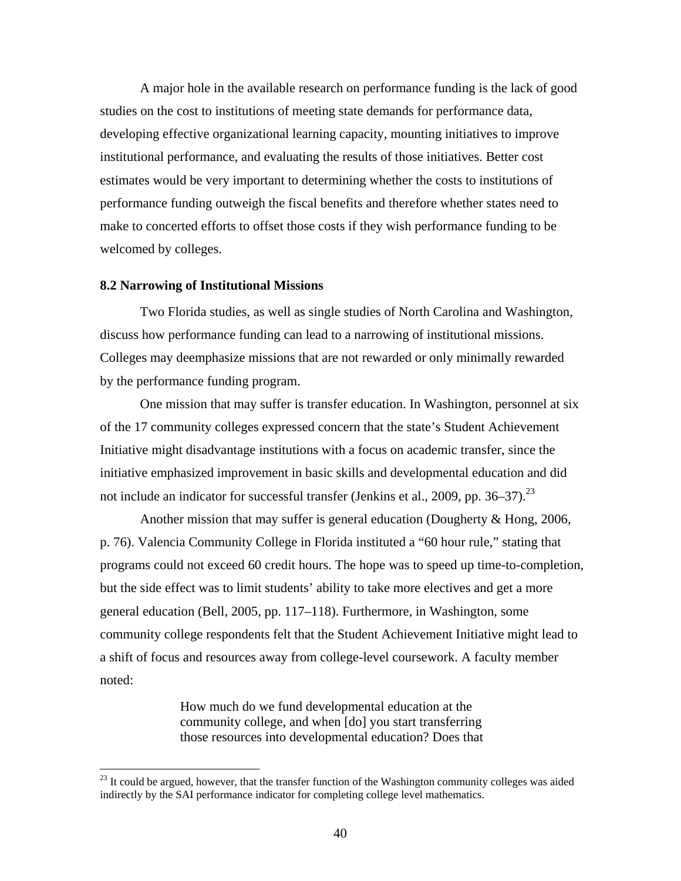A major hole in the available research on performance funding is the lack of good studies on the cost to institutions of meeting state demands for performance data, developing effective organizational learning capacity, mounting initiatives to improve institutional performance, and evaluating the results of those initiatives. Better cost estimates would be very important to determining whether the costs to institutions of performance funding outweigh the fiscal benefits and therefore whether states need to make to concerted efforts to offset those costs if they wish performance funding to be welcomed by colleges.

### 8.2 Narrowing of Institutional Missions

Two Florida studies, as well as single studies of North Carolina and Washington, discuss how performance funding can lead to a narrowing of institutional missions. Colleges may deemphasize missions that are not rewarded or only minimally rewarded by the performance funding program.

One mission that may suffer is transfer education. In Washington, personnel at six of the 17 community colleges expressed concern that the state's Student Achievement Initiative might disadvantage institutions with a focus on academic transfer, since the initiative emphasized improvement in basic skills and developmental education and did not include an indicator for successful transfer (Jenkins et al., 2009, pp. 36–37).[23]

Another mission that may suffer is general education (Dougherty & Hong, 2006, p. 76). Valencia Community College in Florida instituted a "60 hour rule," stating that programs could not exceed 60 credit hours. The hope was to speed up time-to-completion, but the side effect was to limit students' ability to take more electives and get a more general education (Bell, 2005, pp. 117–118). Furthermore, in Washington, some community college respondents felt that the Student Achievement Initiative might lead to a shift of focus and resources away from college-level coursework. A faculty member noted:

> How much do we fund developmental education at the community college, and when [do] you start transferring those resources into developmental education? Does that

---

[23] It could be argued, however, that the transfer function of the Washington community colleges was aided indirectly by the SAI performance indicator for completing college level mathematics.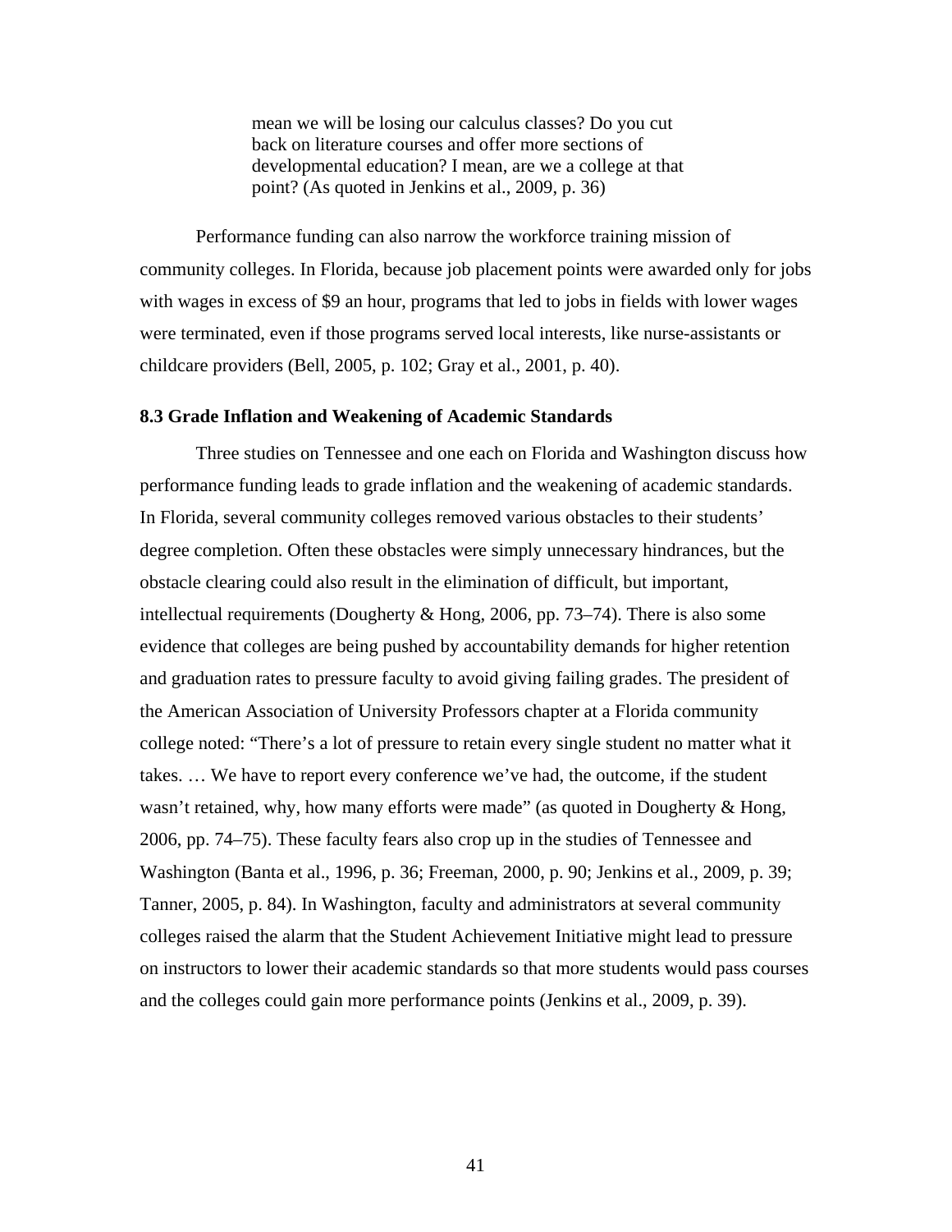> mean we will be losing our calculus classes? Do you cut back on literature courses and offer more sections of developmental education? I mean, are we a college at that point? (As quoted in Jenkins et al., 2009, p. 36)

Performance funding can also narrow the workforce training mission of community colleges. In Florida, because job placement points were awarded only for jobs with wages in excess of $9 an hour, programs that led to jobs in fields with lower wages were terminated, even if those programs served local interests, like nurse-assistants or childcare providers (Bell, 2005, p. 102; Gray et al., 2001, p. 40).

### 8.3 Grade Inflation and Weakening of Academic Standards

Three studies on Tennessee and one each on Florida and Washington discuss how performance funding leads to grade inflation and the weakening of academic standards. In Florida, several community colleges removed various obstacles to their students' degree completion. Often these obstacles were simply unnecessary hindrances, but the obstacle clearing could also result in the elimination of difficult, but important, intellectual requirements (Dougherty & Hong, 2006, pp. 73–74). There is also some evidence that colleges are being pushed by accountability demands for higher retention and graduation rates to pressure faculty to avoid giving failing grades. The president of the American Association of University Professors chapter at a Florida community college noted: "There's a lot of pressure to retain every single student no matter what it takes. … We have to report every conference we've had, the outcome, if the student wasn't retained, why, how many efforts were made" (as quoted in Dougherty & Hong, 2006, pp. 74–75). These faculty fears also crop up in the studies of Tennessee and Washington (Banta et al., 1996, p. 36; Freeman, 2000, p. 90; Jenkins et al., 2009, p. 39; Tanner, 2005, p. 84). In Washington, faculty and administrators at several community colleges raised the alarm that the Student Achievement Initiative might lead to pressure on instructors to lower their academic standards so that more students would pass courses and the colleges could gain more performance points (Jenkins et al., 2009, p. 39).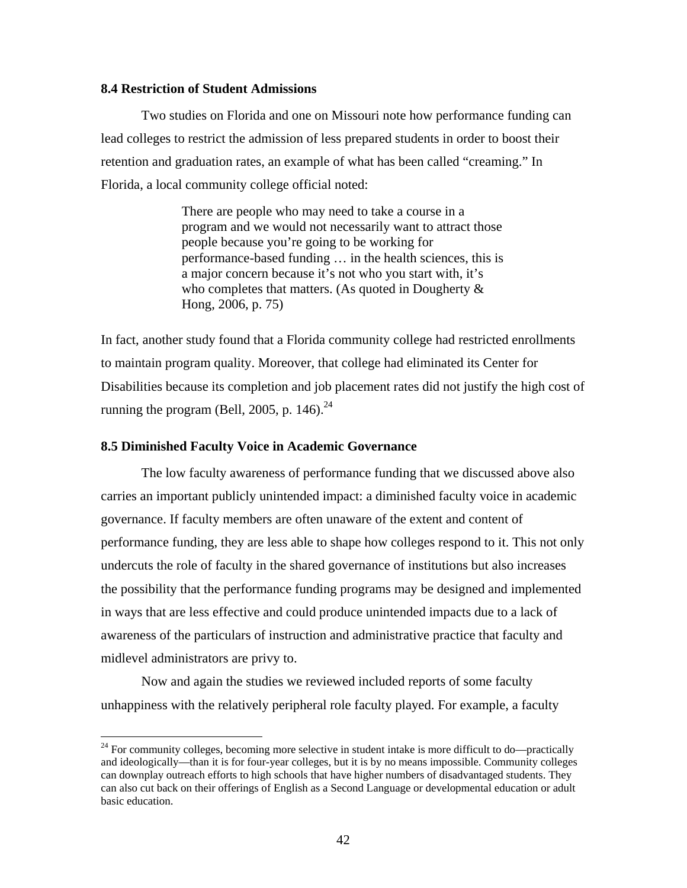### 8.4 Restriction of Student Admissions

Two studies on Florida and one on Missouri note how performance funding can lead colleges to restrict the admission of less prepared students in order to boost their retention and graduation rates, an example of what has been called "creaming." In Florida, a local community college official noted:

> There are people who may need to take a course in a program and we would not necessarily want to attract those people because you're going to be working for performance-based funding … in the health sciences, this is a major concern because it's not who you start with, it's who completes that matters. (As quoted in Dougherty & Hong, 2006, p. 75)

In fact, another study found that a Florida community college had restricted enrollments to maintain program quality. Moreover, that college had eliminated its Center for Disabilities because its completion and job placement rates did not justify the high cost of running the program (Bell, 2005, p. 146).[24]

### 8.5 Diminished Faculty Voice in Academic Governance

The low faculty awareness of performance funding that we discussed above also carries an important publicly unintended impact: a diminished faculty voice in academic governance. If faculty members are often unaware of the extent and content of performance funding, they are less able to shape how colleges respond to it. This not only undercuts the role of faculty in the shared governance of institutions but also increases the possibility that the performance funding programs may be designed and implemented in ways that are less effective and could produce unintended impacts due to a lack of awareness of the particulars of instruction and administrative practice that faculty and midlevel administrators are privy to.

Now and again the studies we reviewed included reports of some faculty unhappiness with the relatively peripheral role faculty played. For example, a faculty

[24] For community colleges, becoming more selective in student intake is more difficult to do—practically and ideologically—than it is for four-year colleges, but it is by no means impossible. Community colleges can downplay outreach efforts to high schools that have higher numbers of disadvantaged students. They can also cut back on their offerings of English as a Second Language or developmental education or adult basic education.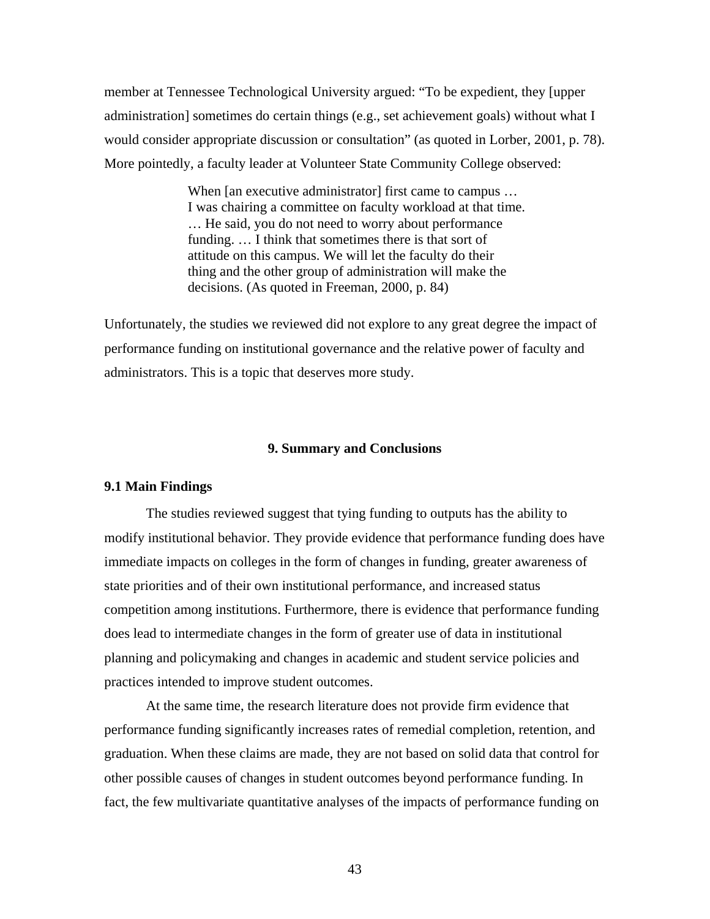member at Tennessee Technological University argued: "To be expedient, they [upper administration] sometimes do certain things (e.g., set achievement goals) without what I would consider appropriate discussion or consultation" (as quoted in Lorber, 2001, p. 78). More pointedly, a faculty leader at Volunteer State Community College observed:

> When [an executive administrator] first came to campus … I was chairing a committee on faculty workload at that time. … He said, you do not need to worry about performance funding. … I think that sometimes there is that sort of attitude on this campus. We will let the faculty do their thing and the other group of administration will make the decisions. (As quoted in Freeman, 2000, p. 84)

Unfortunately, the studies we reviewed did not explore to any great degree the impact of performance funding on institutional governance and the relative power of faculty and administrators. This is a topic that deserves more study.

## 9. Summary and Conclusions

### 9.1 Main Findings

The studies reviewed suggest that tying funding to outputs has the ability to modify institutional behavior. They provide evidence that performance funding does have immediate impacts on colleges in the form of changes in funding, greater awareness of state priorities and of their own institutional performance, and increased status competition among institutions. Furthermore, there is evidence that performance funding does lead to intermediate changes in the form of greater use of data in institutional planning and policymaking and changes in academic and student service policies and practices intended to improve student outcomes.

At the same time, the research literature does not provide firm evidence that performance funding significantly increases rates of remedial completion, retention, and graduation. When these claims are made, they are not based on solid data that control for other possible causes of changes in student outcomes beyond performance funding. In fact, the few multivariate quantitative analyses of the impacts of performance funding on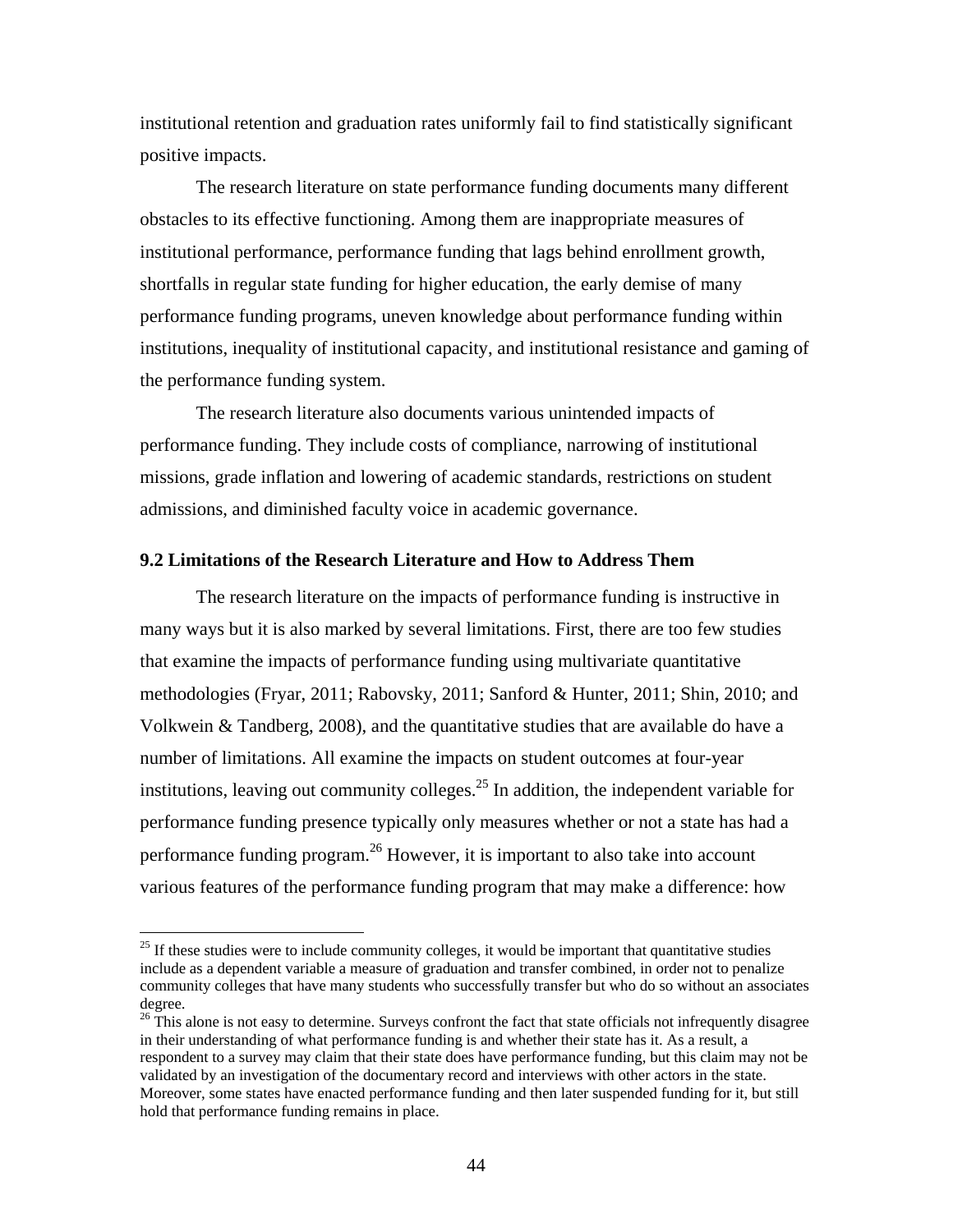institutional retention and graduation rates uniformly fail to find statistically significant positive impacts.

The research literature on state performance funding documents many different obstacles to its effective functioning. Among them are inappropriate measures of institutional performance, performance funding that lags behind enrollment growth, shortfalls in regular state funding for higher education, the early demise of many performance funding programs, uneven knowledge about performance funding within institutions, inequality of institutional capacity, and institutional resistance and gaming of the performance funding system.

The research literature also documents various unintended impacts of performance funding. They include costs of compliance, narrowing of institutional missions, grade inflation and lowering of academic standards, restrictions on student admissions, and diminished faculty voice in academic governance.

### 9.2 Limitations of the Research Literature and How to Address Them

The research literature on the impacts of performance funding is instructive in many ways but it is also marked by several limitations. First, there are too few studies that examine the impacts of performance funding using multivariate quantitative methodologies (Fryar, 2011; Rabovsky, 2011; Sanford & Hunter, 2011; Shin, 2010; and Volkwein & Tandberg, 2008), and the quantitative studies that are available do have a number of limitations. All examine the impacts on student outcomes at four-year institutions, leaving out community colleges.[25] In addition, the independent variable for performance funding presence typically only measures whether or not a state has had a performance funding program.[26] However, it is important to also take into account various features of the performance funding program that may make a difference: how

---

[25] If these studies were to include community colleges, it would be important that quantitative studies include as a dependent variable a measure of graduation and transfer combined, in order not to penalize community colleges that have many students who successfully transfer but who do so without an associates degree.

[26] This alone is not easy to determine. Surveys confront the fact that state officials not infrequently disagree in their understanding of what performance funding is and whether their state has it. As a result, a respondent to a survey may claim that their state does have performance funding, but this claim may not be validated by an investigation of the documentary record and interviews with other actors in the state. Moreover, some states have enacted performance funding and then later suspended funding for it, but still hold that performance funding remains in place.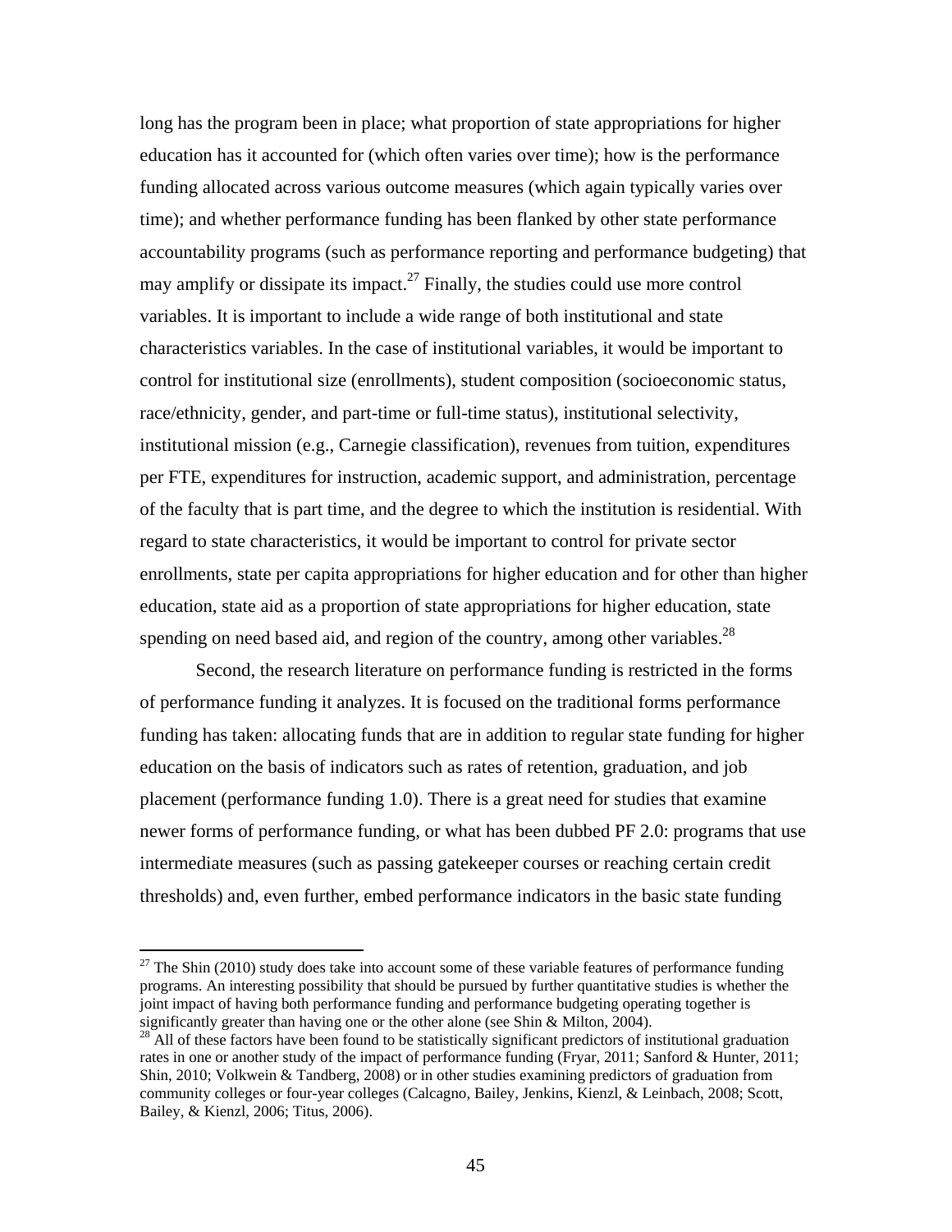long has the program been in place; what proportion of state appropriations for higher education has it accounted for (which often varies over time); how is the performance funding allocated across various outcome measures (which again typically varies over time); and whether performance funding has been flanked by other state performance accountability programs (such as performance reporting and performance budgeting) that may amplify or dissipate its impact.[27] Finally, the studies could use more control variables. It is important to include a wide range of both institutional and state characteristics variables. In the case of institutional variables, it would be important to control for institutional size (enrollments), student composition (socioeconomic status, race/ethnicity, gender, and part-time or full-time status), institutional selectivity, institutional mission (e.g., Carnegie classification), revenues from tuition, expenditures per FTE, expenditures for instruction, academic support, and administration, percentage of the faculty that is part time, and the degree to which the institution is residential. With regard to state characteristics, it would be important to control for private sector enrollments, state per capita appropriations for higher education and for other than higher education, state aid as a proportion of state appropriations for higher education, state spending on need based aid, and region of the country, among other variables.[28]

Second, the research literature on performance funding is restricted in the forms of performance funding it analyzes. It is focused on the traditional forms performance funding has taken: allocating funds that are in addition to regular state funding for higher education on the basis of indicators such as rates of retention, graduation, and job placement (performance funding 1.0). There is a great need for studies that examine newer forms of performance funding, or what has been dubbed PF 2.0: programs that use intermediate measures (such as passing gatekeeper courses or reaching certain credit thresholds) and, even further, embed performance indicators in the basic state funding

---

[27] The Shin (2010) study does take into account some of these variable features of performance funding programs. An interesting possibility that should be pursued by further quantitative studies is whether the joint impact of having both performance funding and performance budgeting operating together is significantly greater than having one or the other alone (see Shin & Milton, 2004).

[28] All of these factors have been found to be statistically significant predictors of institutional graduation rates in one or another study of the impact of performance funding (Fryar, 2011; Sanford & Hunter, 2011; Shin, 2010; Volkwein & Tandberg, 2008) or in other studies examining predictors of graduation from community colleges or four-year colleges (Calcagno, Bailey, Jenkins, Kienzl, & Leinbach, 2008; Scott, Bailey, & Kienzl, 2006; Titus, 2006).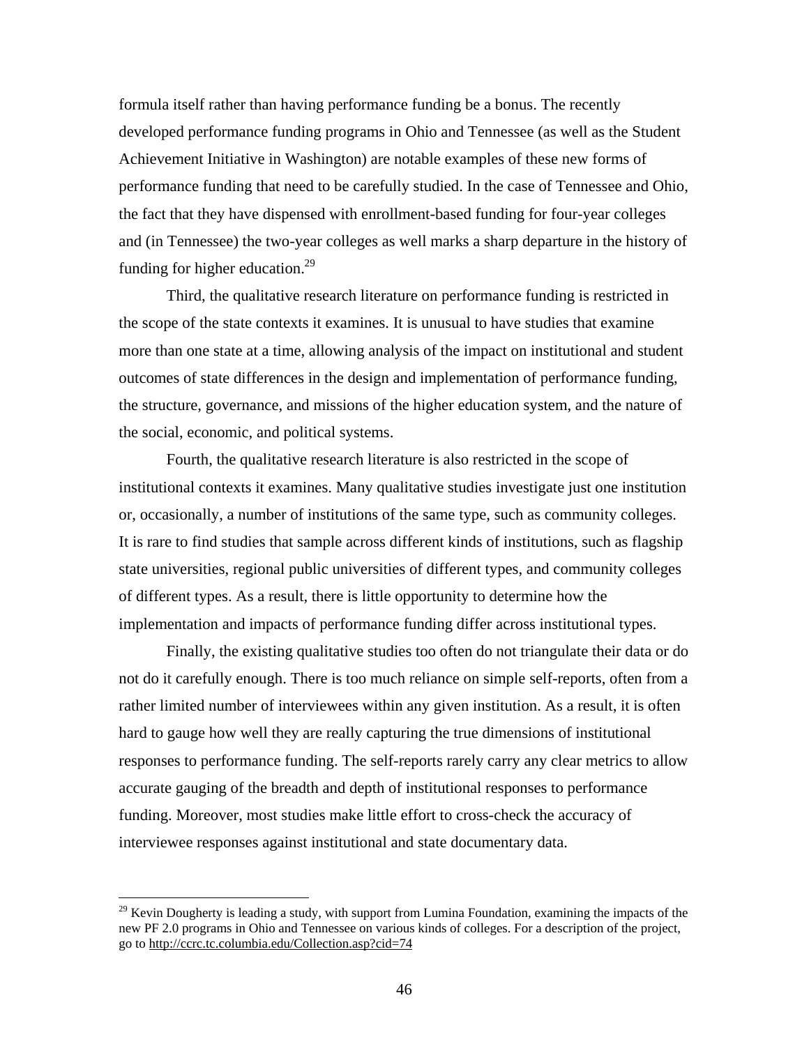formula itself rather than having performance funding be a bonus. The recently developed performance funding programs in Ohio and Tennessee (as well as the Student Achievement Initiative in Washington) are notable examples of these new forms of performance funding that need to be carefully studied. In the case of Tennessee and Ohio, the fact that they have dispensed with enrollment-based funding for four-year colleges and (in Tennessee) the two-year colleges as well marks a sharp departure in the history of funding for higher education.[29]

Third, the qualitative research literature on performance funding is restricted in the scope of the state contexts it examines. It is unusual to have studies that examine more than one state at a time, allowing analysis of the impact on institutional and student outcomes of state differences in the design and implementation of performance funding, the structure, governance, and missions of the higher education system, and the nature of the social, economic, and political systems.

Fourth, the qualitative research literature is also restricted in the scope of institutional contexts it examines. Many qualitative studies investigate just one institution or, occasionally, a number of institutions of the same type, such as community colleges. It is rare to find studies that sample across different kinds of institutions, such as flagship state universities, regional public universities of different types, and community colleges of different types. As a result, there is little opportunity to determine how the implementation and impacts of performance funding differ across institutional types.

Finally, the existing qualitative studies too often do not triangulate their data or do not do it carefully enough. There is too much reliance on simple self-reports, often from a rather limited number of interviewees within any given institution. As a result, it is often hard to gauge how well they are really capturing the true dimensions of institutional responses to performance funding. The self-reports rarely carry any clear metrics to allow accurate gauging of the breadth and depth of institutional responses to performance funding. Moreover, most studies make little effort to cross-check the accuracy of interviewee responses against institutional and state documentary data.

---

[29] Kevin Dougherty is leading a study, with support from Lumina Foundation, examining the impacts of the new PF 2.0 programs in Ohio and Tennessee on various kinds of colleges. For a description of the project, go to http://ccrc.tc.columbia.edu/Collection.asp?cid=74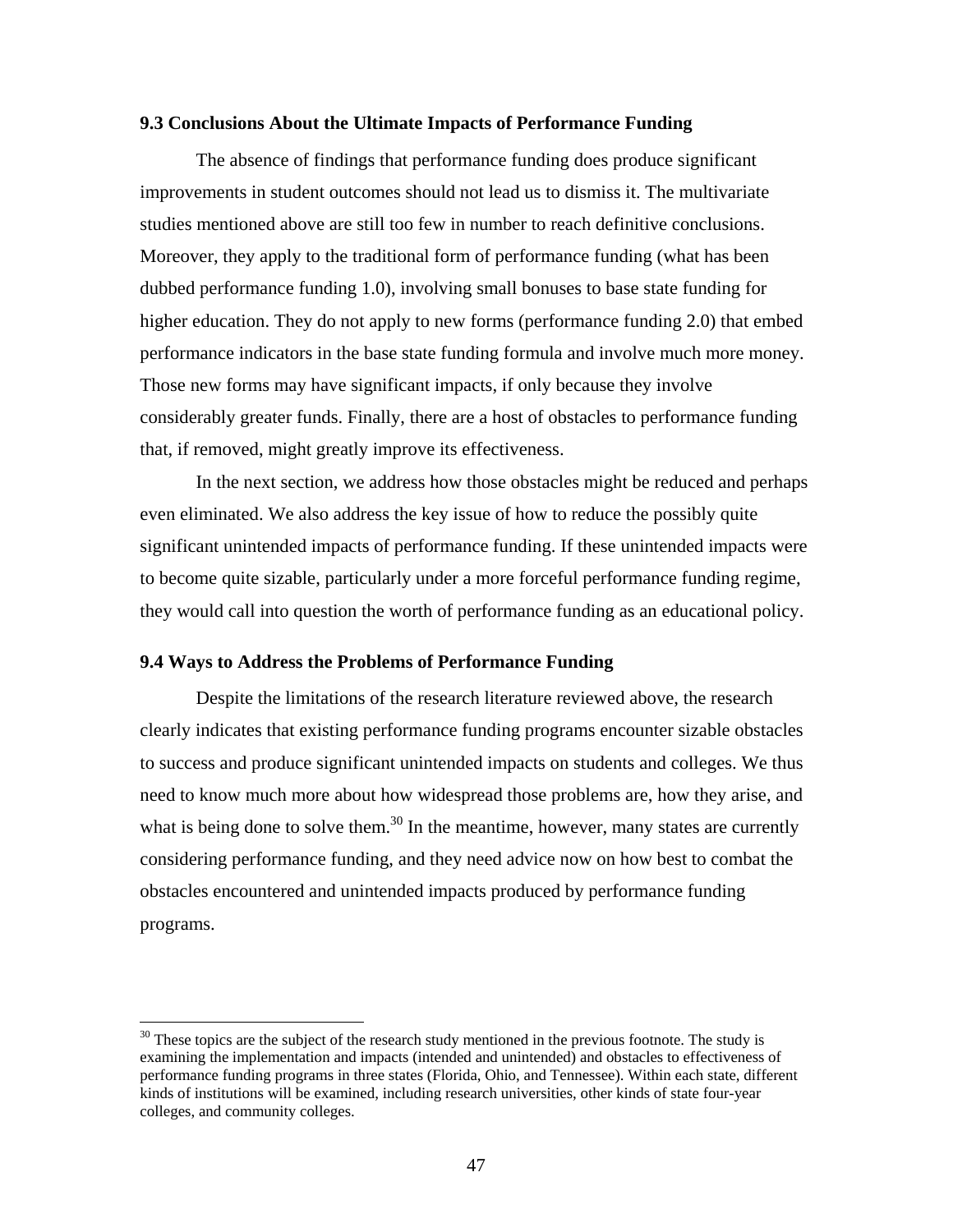### 9.3 Conclusions About the Ultimate Impacts of Performance Funding

The absence of findings that performance funding does produce significant improvements in student outcomes should not lead us to dismiss it. The multivariate studies mentioned above are still too few in number to reach definitive conclusions. Moreover, they apply to the traditional form of performance funding (what has been dubbed performance funding 1.0), involving small bonuses to base state funding for higher education. They do not apply to new forms (performance funding 2.0) that embed performance indicators in the base state funding formula and involve much more money. Those new forms may have significant impacts, if only because they involve considerably greater funds. Finally, there are a host of obstacles to performance funding that, if removed, might greatly improve its effectiveness.

In the next section, we address how those obstacles might be reduced and perhaps even eliminated. We also address the key issue of how to reduce the possibly quite significant unintended impacts of performance funding. If these unintended impacts were to become quite sizable, particularly under a more forceful performance funding regime, they would call into question the worth of performance funding as an educational policy.

### 9.4 Ways to Address the Problems of Performance Funding

Despite the limitations of the research literature reviewed above, the research clearly indicates that existing performance funding programs encounter sizable obstacles to success and produce significant unintended impacts on students and colleges. We thus need to know much more about how widespread those problems are, how they arise, and what is being done to solve them.[30] In the meantime, however, many states are currently considering performance funding, and they need advice now on how best to combat the obstacles encountered and unintended impacts produced by performance funding programs.

---

[30] These topics are the subject of the research study mentioned in the previous footnote. The study is examining the implementation and impacts (intended and unintended) and obstacles to effectiveness of performance funding programs in three states (Florida, Ohio, and Tennessee). Within each state, different kinds of institutions will be examined, including research universities, other kinds of state four-year colleges, and community colleges.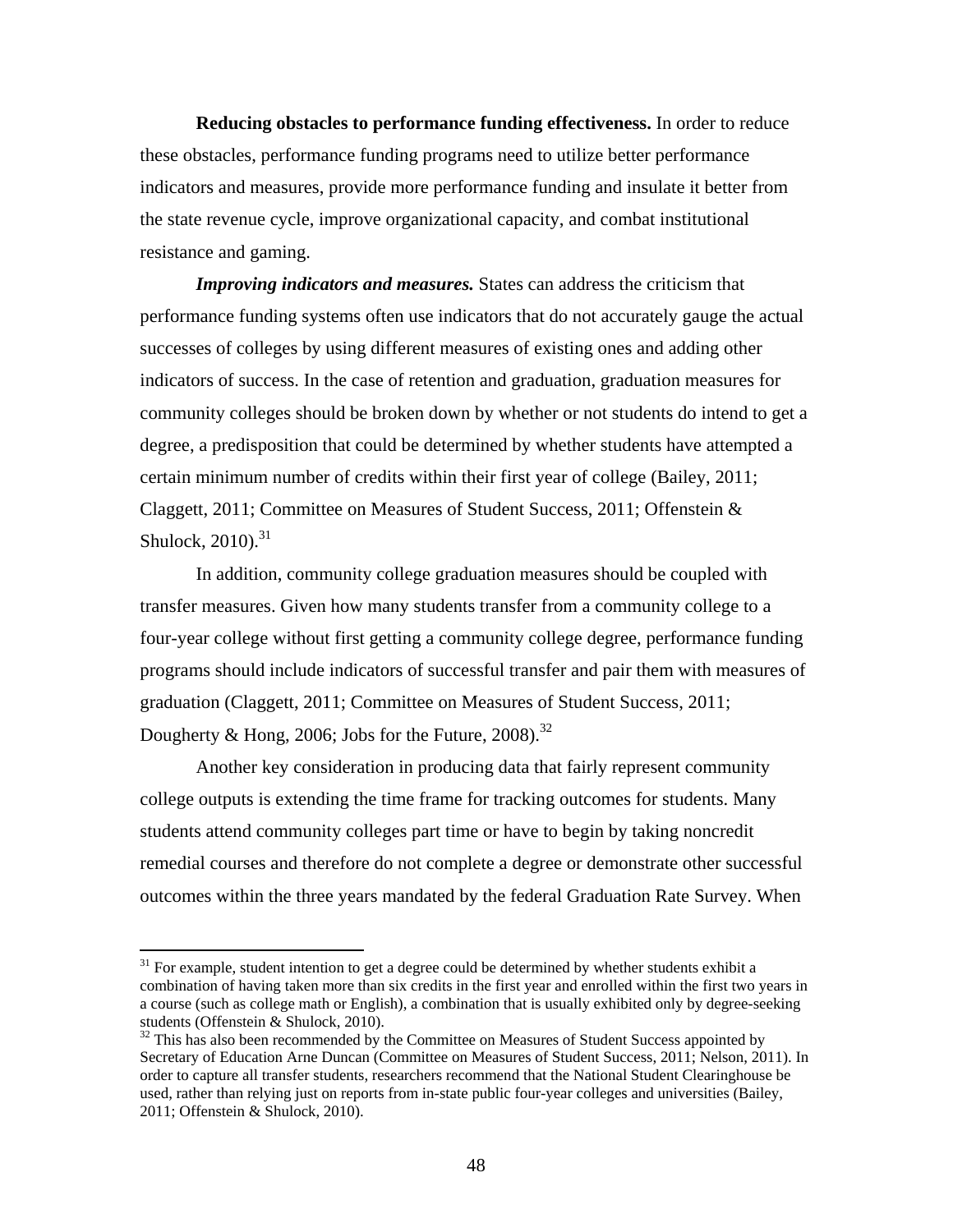**Reducing obstacles to performance funding effectiveness.** In order to reduce these obstacles, performance funding programs need to utilize better performance indicators and measures, provide more performance funding and insulate it better from the state revenue cycle, improve organizational capacity, and combat institutional resistance and gaming.

***Improving indicators and measures.*** States can address the criticism that performance funding systems often use indicators that do not accurately gauge the actual successes of colleges by using different measures of existing ones and adding other indicators of success. In the case of retention and graduation, graduation measures for community colleges should be broken down by whether or not students do intend to get a degree, a predisposition that could be determined by whether students have attempted a certain minimum number of credits within their first year of college (Bailey, 2011; Claggett, 2011; Committee on Measures of Student Success, 2011; Offenstein & Shulock, 2010).[31]

In addition, community college graduation measures should be coupled with transfer measures. Given how many students transfer from a community college to a four-year college without first getting a community college degree, performance funding programs should include indicators of successful transfer and pair them with measures of graduation (Claggett, 2011; Committee on Measures of Student Success, 2011; Dougherty & Hong, 2006; Jobs for the Future, 2008).[32]

Another key consideration in producing data that fairly represent community college outputs is extending the time frame for tracking outcomes for students. Many students attend community colleges part time or have to begin by taking noncredit remedial courses and therefore do not complete a degree or demonstrate other successful outcomes within the three years mandated by the federal Graduation Rate Survey. When

---

[31] For example, student intention to get a degree could be determined by whether students exhibit a combination of having taken more than six credits in the first year and enrolled within the first two years in a course (such as college math or English), a combination that is usually exhibited only by degree-seeking students (Offenstein & Shulock, 2010).

[32] This has also been recommended by the Committee on Measures of Student Success appointed by Secretary of Education Arne Duncan (Committee on Measures of Student Success, 2011; Nelson, 2011). In order to capture all transfer students, researchers recommend that the National Student Clearinghouse be used, rather than relying just on reports from in-state public four-year colleges and universities (Bailey, 2011; Offenstein & Shulock, 2010).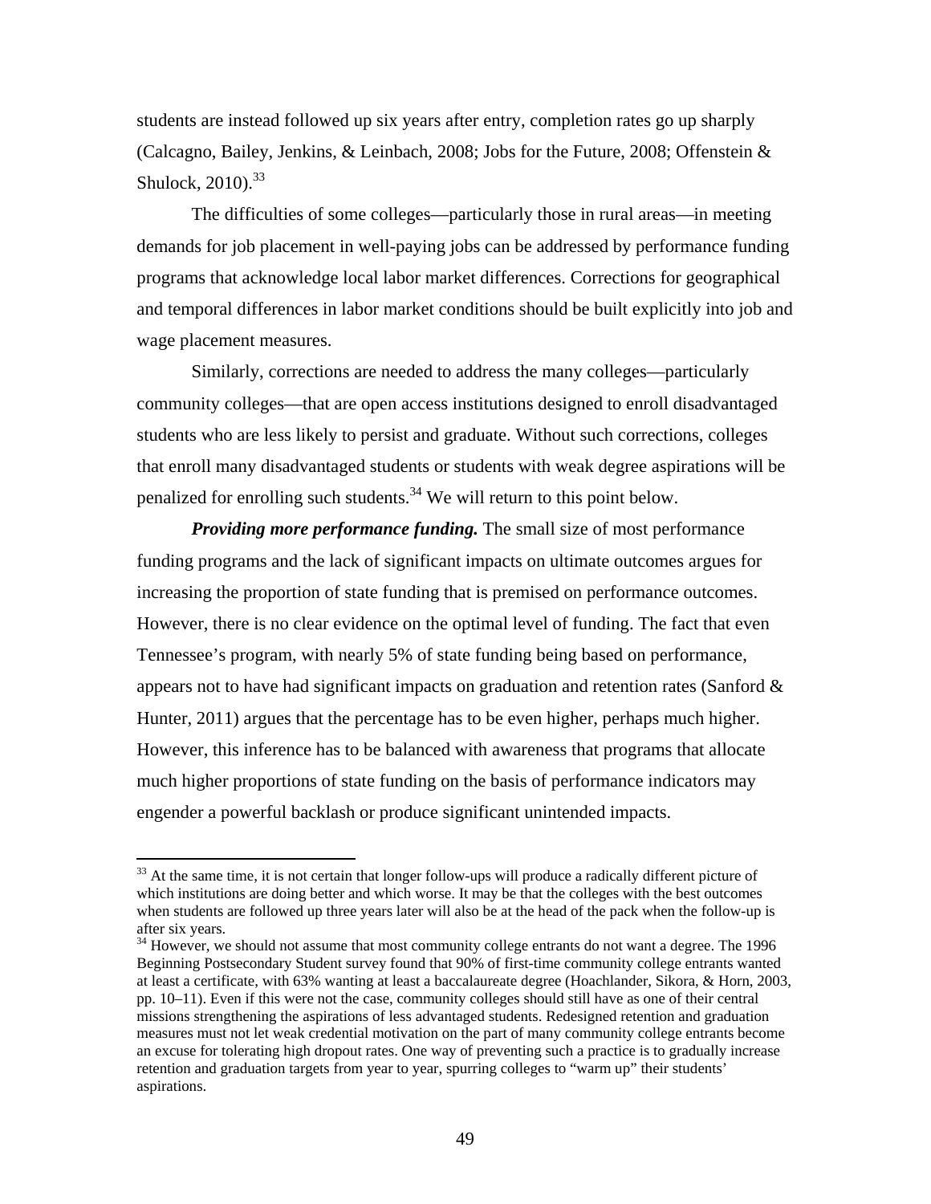students are instead followed up six years after entry, completion rates go up sharply (Calcagno, Bailey, Jenkins, & Leinbach, 2008; Jobs for the Future, 2008; Offenstein & Shulock, 2010).[33]

The difficulties of some colleges—particularly those in rural areas—in meeting demands for job placement in well-paying jobs can be addressed by performance funding programs that acknowledge local labor market differences. Corrections for geographical and temporal differences in labor market conditions should be built explicitly into job and wage placement measures.

Similarly, corrections are needed to address the many colleges—particularly community colleges—that are open access institutions designed to enroll disadvantaged students who are less likely to persist and graduate. Without such corrections, colleges that enroll many disadvantaged students or students with weak degree aspirations will be penalized for enrolling such students.[34] We will return to this point below.

***Providing more performance funding.*** The small size of most performance funding programs and the lack of significant impacts on ultimate outcomes argues for increasing the proportion of state funding that is premised on performance outcomes. However, there is no clear evidence on the optimal level of funding. The fact that even Tennessee's program, with nearly 5% of state funding being based on performance, appears not to have had significant impacts on graduation and retention rates (Sanford & Hunter, 2011) argues that the percentage has to be even higher, perhaps much higher. However, this inference has to be balanced with awareness that programs that allocate much higher proportions of state funding on the basis of performance indicators may engender a powerful backlash or produce significant unintended impacts.

---

[33] At the same time, it is not certain that longer follow-ups will produce a radically different picture of which institutions are doing better and which worse. It may be that the colleges with the best outcomes when students are followed up three years later will also be at the head of the pack when the follow-up is after six years.

[34] However, we should not assume that most community college entrants do not want a degree. The 1996 Beginning Postsecondary Student survey found that 90% of first-time community college entrants wanted at least a certificate, with 63% wanting at least a baccalaureate degree (Hoachlander, Sikora, & Horn, 2003, pp. 10–11). Even if this were not the case, community colleges should still have as one of their central missions strengthening the aspirations of less advantaged students. Redesigned retention and graduation measures must not let weak credential motivation on the part of many community college entrants become an excuse for tolerating high dropout rates. One way of preventing such a practice is to gradually increase retention and graduation targets from year to year, spurring colleges to "warm up" their students' aspirations.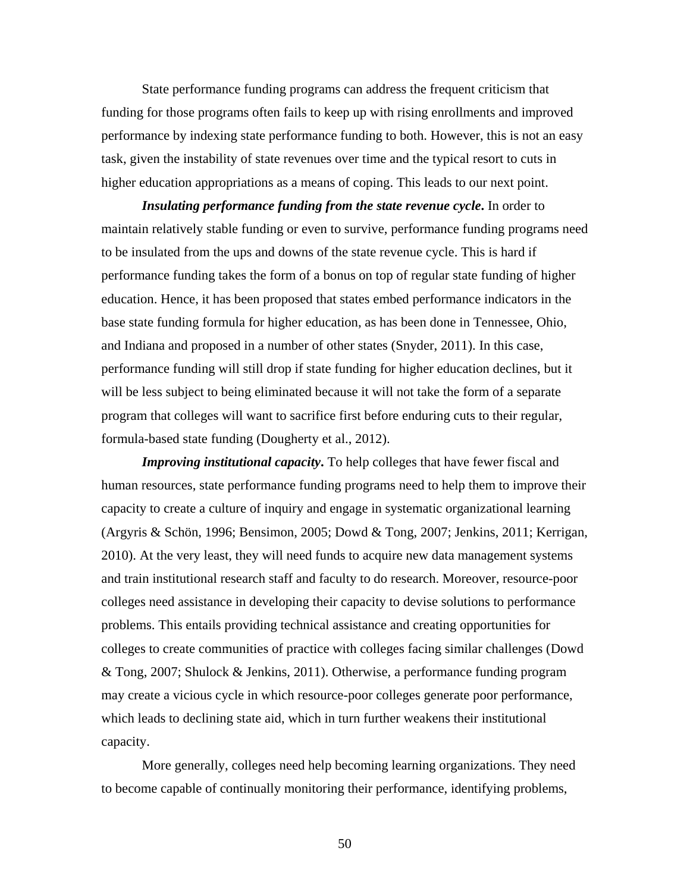State performance funding programs can address the frequent criticism that funding for those programs often fails to keep up with rising enrollments and improved performance by indexing state performance funding to both. However, this is not an easy task, given the instability of state revenues over time and the typical resort to cuts in higher education appropriations as a means of coping. This leads to our next point.

***Insulating performance funding from the state revenue cycle*.** In order to maintain relatively stable funding or even to survive, performance funding programs need to be insulated from the ups and downs of the state revenue cycle. This is hard if performance funding takes the form of a bonus on top of regular state funding of higher education. Hence, it has been proposed that states embed performance indicators in the base state funding formula for higher education, as has been done in Tennessee, Ohio, and Indiana and proposed in a number of other states (Snyder, 2011). In this case, performance funding will still drop if state funding for higher education declines, but it will be less subject to being eliminated because it will not take the form of a separate program that colleges will want to sacrifice first before enduring cuts to their regular, formula-based state funding (Dougherty et al., 2012).

***Improving institutional capacity*.** To help colleges that have fewer fiscal and human resources, state performance funding programs need to help them to improve their capacity to create a culture of inquiry and engage in systematic organizational learning (Argyris & Schön, 1996; Bensimon, 2005; Dowd & Tong, 2007; Jenkins, 2011; Kerrigan, 2010). At the very least, they will need funds to acquire new data management systems and train institutional research staff and faculty to do research. Moreover, resource-poor colleges need assistance in developing their capacity to devise solutions to performance problems. This entails providing technical assistance and creating opportunities for colleges to create communities of practice with colleges facing similar challenges (Dowd & Tong, 2007; Shulock & Jenkins, 2011). Otherwise, a performance funding program may create a vicious cycle in which resource-poor colleges generate poor performance, which leads to declining state aid, which in turn further weakens their institutional capacity.

More generally, colleges need help becoming learning organizations. They need to become capable of continually monitoring their performance, identifying problems,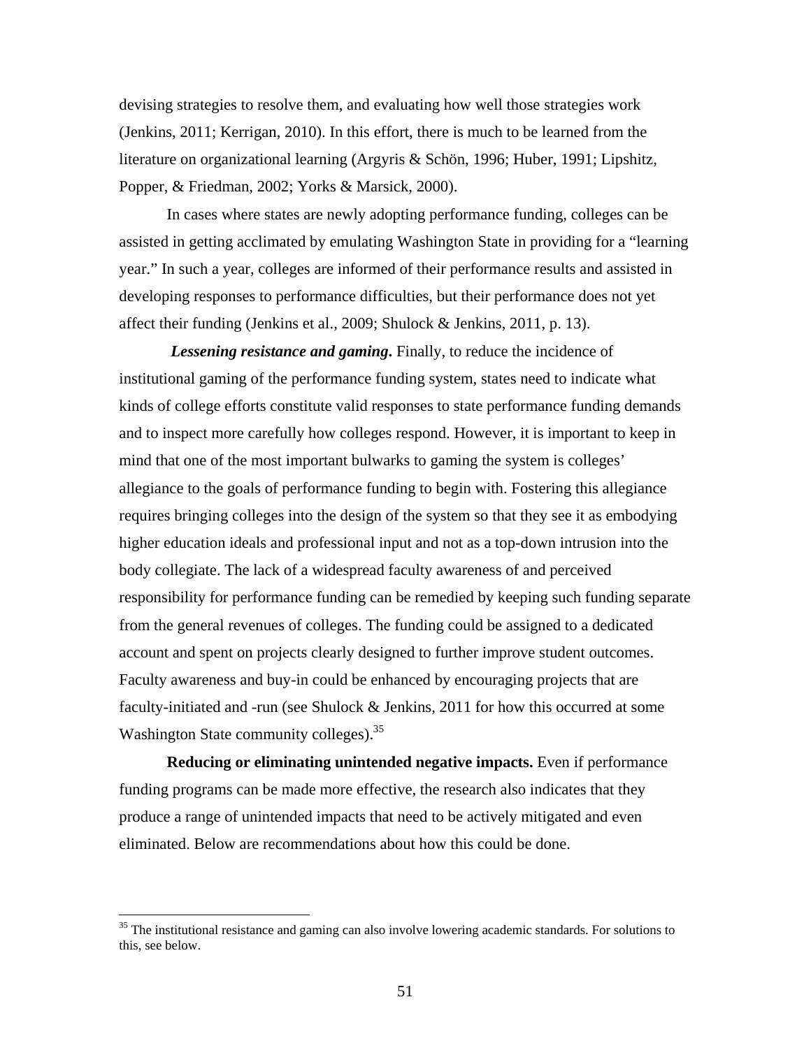devising strategies to resolve them, and evaluating how well those strategies work (Jenkins, 2011; Kerrigan, 2010). In this effort, there is much to be learned from the literature on organizational learning (Argyris & Schön, 1996; Huber, 1991; Lipshitz, Popper, & Friedman, 2002; Yorks & Marsick, 2000).

In cases where states are newly adopting performance funding, colleges can be assisted in getting acclimated by emulating Washington State in providing for a "learning year." In such a year, colleges are informed of their performance results and assisted in developing responses to performance difficulties, but their performance does not yet affect their funding (Jenkins et al., 2009; Shulock & Jenkins, 2011, p. 13).

***Lessening resistance and gaming.*** Finally, to reduce the incidence of institutional gaming of the performance funding system, states need to indicate what kinds of college efforts constitute valid responses to state performance funding demands and to inspect more carefully how colleges respond. However, it is important to keep in mind that one of the most important bulwarks to gaming the system is colleges' allegiance to the goals of performance funding to begin with. Fostering this allegiance requires bringing colleges into the design of the system so that they see it as embodying higher education ideals and professional input and not as a top-down intrusion into the body collegiate. The lack of a widespread faculty awareness of and perceived responsibility for performance funding can be remedied by keeping such funding separate from the general revenues of colleges. The funding could be assigned to a dedicated account and spent on projects clearly designed to further improve student outcomes. Faculty awareness and buy-in could be enhanced by encouraging projects that are faculty-initiated and -run (see Shulock & Jenkins, 2011 for how this occurred at some Washington State community colleges).[35]

**Reducing or eliminating unintended negative impacts.** Even if performance funding programs can be made more effective, the research also indicates that they produce a range of unintended impacts that need to be actively mitigated and even eliminated. Below are recommendations about how this could be done.

[35] The institutional resistance and gaming can also involve lowering academic standards. For solutions to this, see below.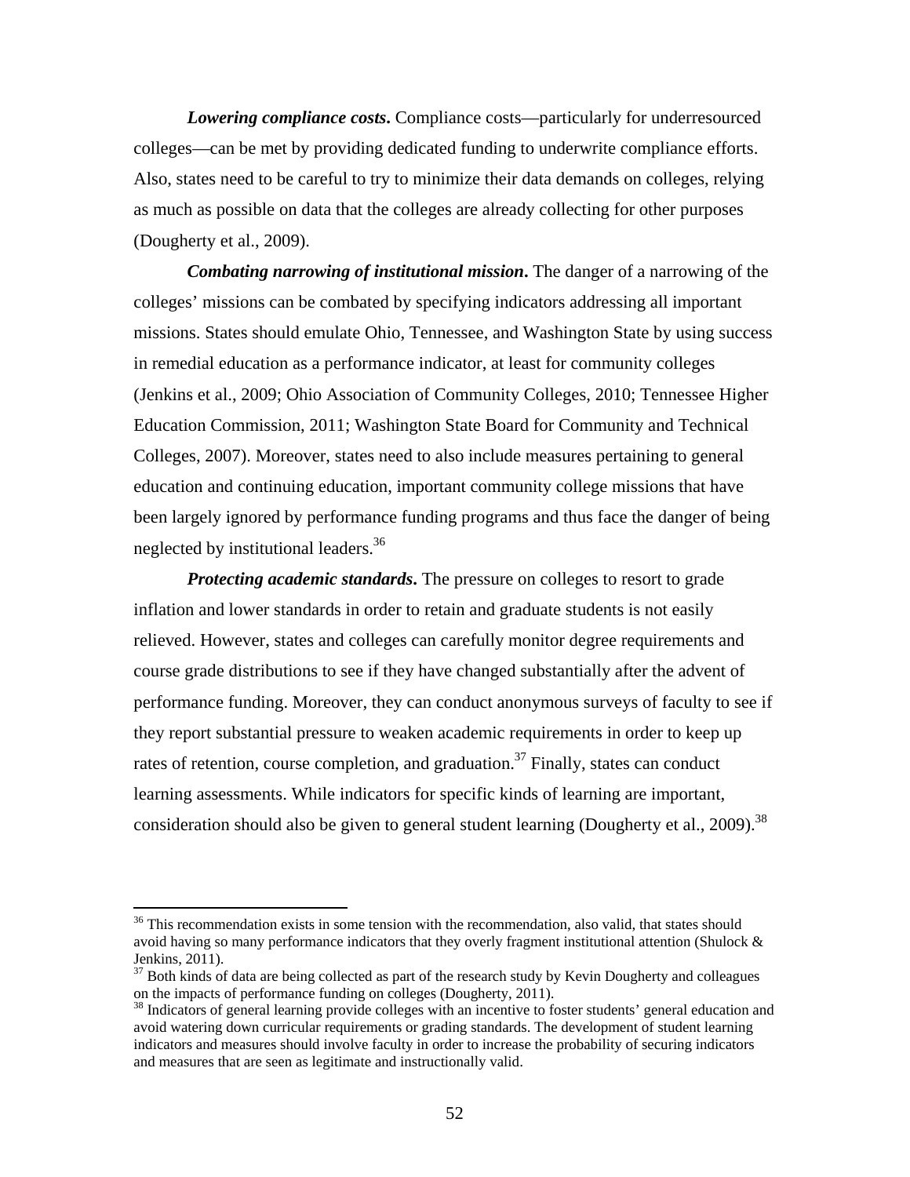***Lowering compliance costs*.** Compliance costs—particularly for underresourced colleges—can be met by providing dedicated funding to underwrite compliance efforts. Also, states need to be careful to try to minimize their data demands on colleges, relying as much as possible on data that the colleges are already collecting for other purposes (Dougherty et al., 2009).

***Combating narrowing of institutional mission*.** The danger of a narrowing of the colleges' missions can be combated by specifying indicators addressing all important missions. States should emulate Ohio, Tennessee, and Washington State by using success in remedial education as a performance indicator, at least for community colleges (Jenkins et al., 2009; Ohio Association of Community Colleges, 2010; Tennessee Higher Education Commission, 2011; Washington State Board for Community and Technical Colleges, 2007). Moreover, states need to also include measures pertaining to general education and continuing education, important community college missions that have been largely ignored by performance funding programs and thus face the danger of being neglected by institutional leaders.[36]

***Protecting academic standards*.** The pressure on colleges to resort to grade inflation and lower standards in order to retain and graduate students is not easily relieved. However, states and colleges can carefully monitor degree requirements and course grade distributions to see if they have changed substantially after the advent of performance funding. Moreover, they can conduct anonymous surveys of faculty to see if they report substantial pressure to weaken academic requirements in order to keep up rates of retention, course completion, and graduation.[37] Finally, states can conduct learning assessments. While indicators for specific kinds of learning are important, consideration should also be given to general student learning (Dougherty et al., 2009).[38]

---

[36] This recommendation exists in some tension with the recommendation, also valid, that states should avoid having so many performance indicators that they overly fragment institutional attention (Shulock & Jenkins, 2011).

[37] Both kinds of data are being collected as part of the research study by Kevin Dougherty and colleagues on the impacts of performance funding on colleges (Dougherty, 2011).

[38] Indicators of general learning provide colleges with an incentive to foster students' general education and avoid watering down curricular requirements or grading standards. The development of student learning indicators and measures should involve faculty in order to increase the probability of securing indicators and measures that are seen as legitimate and instructionally valid.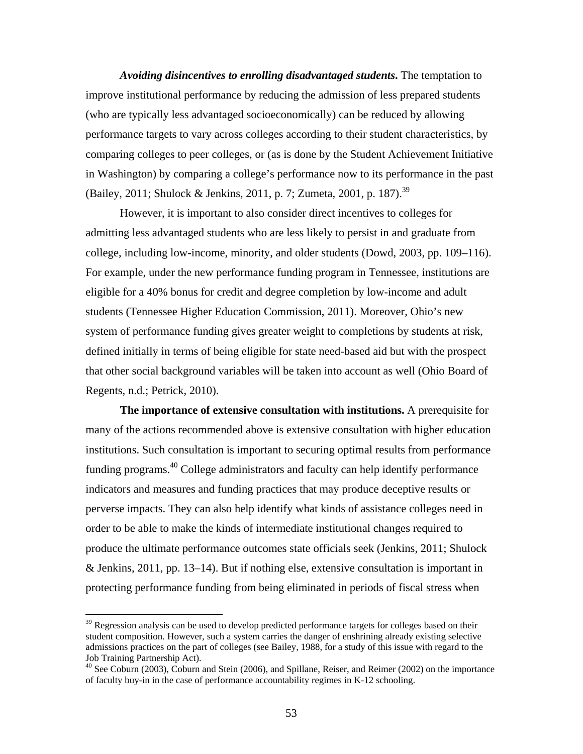***Avoiding disincentives to enrolling disadvantaged students*.** The temptation to improve institutional performance by reducing the admission of less prepared students (who are typically less advantaged socioeconomically) can be reduced by allowing performance targets to vary across colleges according to their student characteristics, by comparing colleges to peer colleges, or (as is done by the Student Achievement Initiative in Washington) by comparing a college's performance now to its performance in the past (Bailey, 2011; Shulock & Jenkins, 2011, p. 7; Zumeta, 2001, p. 187).[39]

However, it is important to also consider direct incentives to colleges for admitting less advantaged students who are less likely to persist in and graduate from college, including low-income, minority, and older students (Dowd, 2003, pp. 109–116). For example, under the new performance funding program in Tennessee, institutions are eligible for a 40% bonus for credit and degree completion by low-income and adult students (Tennessee Higher Education Commission, 2011). Moreover, Ohio's new system of performance funding gives greater weight to completions by students at risk, defined initially in terms of being eligible for state need-based aid but with the prospect that other social background variables will be taken into account as well (Ohio Board of Regents, n.d.; Petrick, 2010).

**The importance of extensive consultation with institutions.** A prerequisite for many of the actions recommended above is extensive consultation with higher education institutions. Such consultation is important to securing optimal results from performance funding programs.[40] College administrators and faculty can help identify performance indicators and measures and funding practices that may produce deceptive results or perverse impacts. They can also help identify what kinds of assistance colleges need in order to be able to make the kinds of intermediate institutional changes required to produce the ultimate performance outcomes state officials seek (Jenkins, 2011; Shulock & Jenkins, 2011, pp. 13–14). But if nothing else, extensive consultation is important in protecting performance funding from being eliminated in periods of fiscal stress when

---

[39] Regression analysis can be used to develop predicted performance targets for colleges based on their student composition. However, such a system carries the danger of enshrining already existing selective admissions practices on the part of colleges (see Bailey, 1988, for a study of this issue with regard to the Job Training Partnership Act).

[40] See Coburn (2003), Coburn and Stein (2006), and Spillane, Reiser, and Reimer (2002) on the importance of faculty buy-in in the case of performance accountability regimes in K-12 schooling.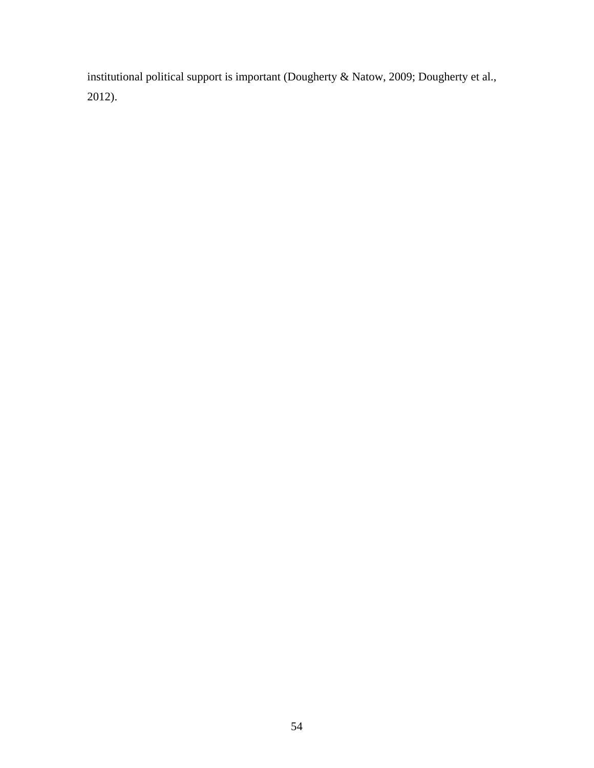institutional political support is important (Dougherty & Natow, 2009; Dougherty et al., 2012).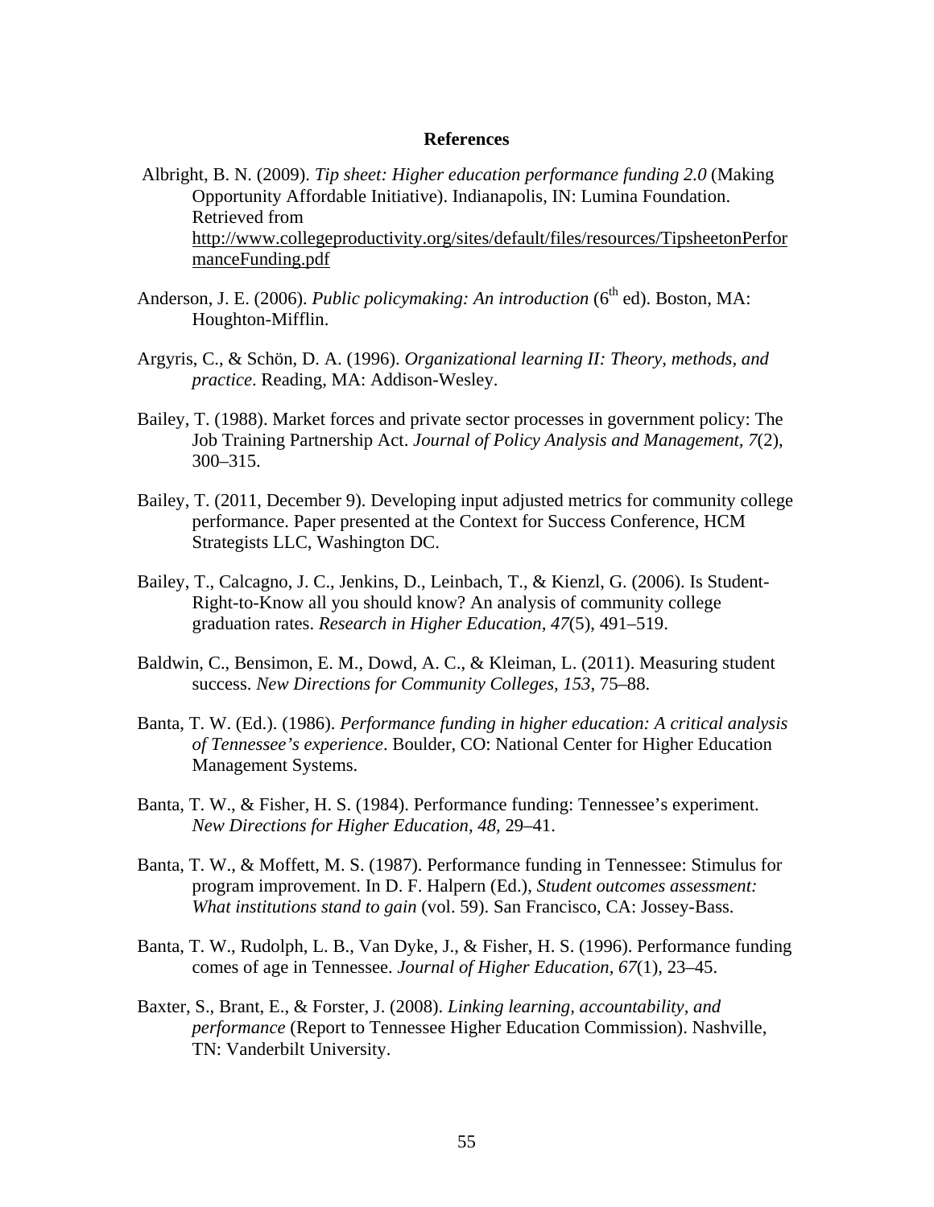# References

Albright, B. N. (2009). *Tip sheet: Higher education performance funding 2.0* (Making Opportunity Affordable Initiative). Indianapolis, IN: Lumina Foundation. Retrieved from http://www.collegeproductivity.org/sites/default/files/resources/TipsheetonPerformanceFunding.pdf

Anderson, J. E. (2006). *Public policymaking: An introduction* (6th ed). Boston, MA: Houghton-Mifflin.

Argyris, C., & Schön, D. A. (1996). *Organizational learning II: Theory, methods, and practice*. Reading, MA: Addison-Wesley.

Bailey, T. (1988). Market forces and private sector processes in government policy: The Job Training Partnership Act. *Journal of Policy Analysis and Management*, *7*(2), 300–315.

Bailey, T. (2011, December 9). Developing input adjusted metrics for community college performance. Paper presented at the Context for Success Conference, HCM Strategists LLC, Washington DC.

Bailey, T., Calcagno, J. C., Jenkins, D., Leinbach, T., & Kienzl, G. (2006). Is Student-Right-to-Know all you should know? An analysis of community college graduation rates. *Research in Higher Education*, *47*(5), 491–519.

Baldwin, C., Bensimon, E. M., Dowd, A. C., & Kleiman, L. (2011). Measuring student success. *New Directions for Community Colleges, 153*, 75–88.

Banta, T. W. (Ed.). (1986). *Performance funding in higher education: A critical analysis of Tennessee's experience*. Boulder, CO: National Center for Higher Education Management Systems.

Banta, T. W., & Fisher, H. S. (1984). Performance funding: Tennessee's experiment. *New Directions for Higher Education, 48*, 29–41.

Banta, T. W., & Moffett, M. S. (1987). Performance funding in Tennessee: Stimulus for program improvement. In D. F. Halpern (Ed.), *Student outcomes assessment: What institutions stand to gain* (vol. 59). San Francisco, CA: Jossey-Bass.

Banta, T. W., Rudolph, L. B., Van Dyke, J., & Fisher, H. S. (1996). Performance funding comes of age in Tennessee. *Journal of Higher Education, 67*(1), 23–45.

Baxter, S., Brant, E., & Forster, J. (2008). *Linking learning, accountability, and performance* (Report to Tennessee Higher Education Commission). Nashville, TN: Vanderbilt University.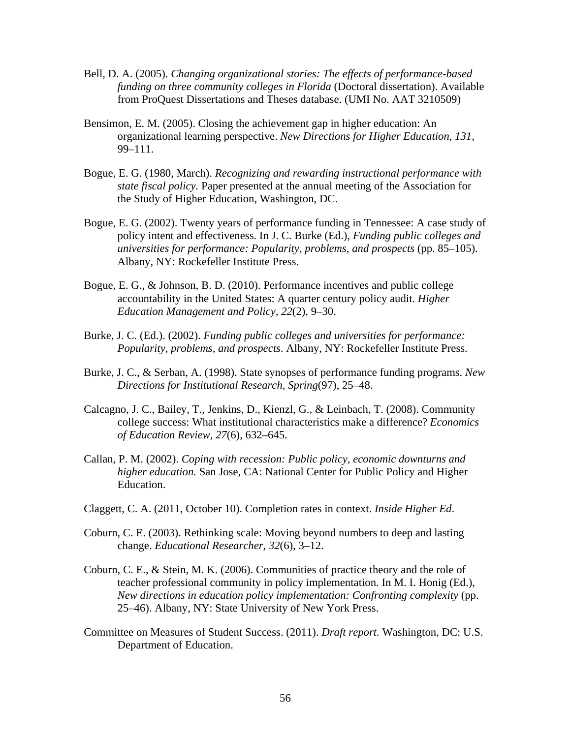Bell, D. A. (2005). *Changing organizational stories: The effects of performance-based funding on three community colleges in Florida* (Doctoral dissertation). Available from ProQuest Dissertations and Theses database. (UMI No. AAT 3210509)

Bensimon, E. M. (2005). Closing the achievement gap in higher education: An organizational learning perspective. *New Directions for Higher Education, 131*, 99–111.

Bogue, E. G. (1980, March). *Recognizing and rewarding instructional performance with state fiscal policy.* Paper presented at the annual meeting of the Association for the Study of Higher Education, Washington, DC.

Bogue, E. G. (2002). Twenty years of performance funding in Tennessee: A case study of policy intent and effectiveness. In J. C. Burke (Ed.), *Funding public colleges and universities for performance: Popularity, problems, and prospects* (pp. 85–105). Albany, NY: Rockefeller Institute Press.

Bogue, E. G., & Johnson, B. D. (2010). Performance incentives and public college accountability in the United States: A quarter century policy audit. *Higher Education Management and Policy, 22*(2), 9–30.

Burke, J. C. (Ed.). (2002). *Funding public colleges and universities for performance: Popularity, problems, and prospects*. Albany, NY: Rockefeller Institute Press.

Burke, J. C., & Serban, A. (1998). State synopses of performance funding programs. *New Directions for Institutional Research, Spring*(97), 25–48.

Calcagno, J. C., Bailey, T., Jenkins, D., Kienzl, G., & Leinbach, T. (2008). Community college success: What institutional characteristics make a difference? *Economics of Education Review*, *27*(6), 632–645.

Callan, P. M. (2002). *Coping with recession: Public policy, economic downturns and higher education.* San Jose, CA: National Center for Public Policy and Higher Education.

Claggett, C. A. (2011, October 10). Completion rates in context. *Inside Higher Ed*.

Coburn, C. E. (2003). Rethinking scale: Moving beyond numbers to deep and lasting change. *Educational Researcher, 32*(6), 3–12.

Coburn, C. E., & Stein, M. K. (2006). Communities of practice theory and the role of teacher professional community in policy implementation. In M. I. Honig (Ed.), *New directions in education policy implementation: Confronting complexity* (pp. 25–46). Albany, NY: State University of New York Press.

Committee on Measures of Student Success. (2011). *Draft report.* Washington, DC: U.S. Department of Education.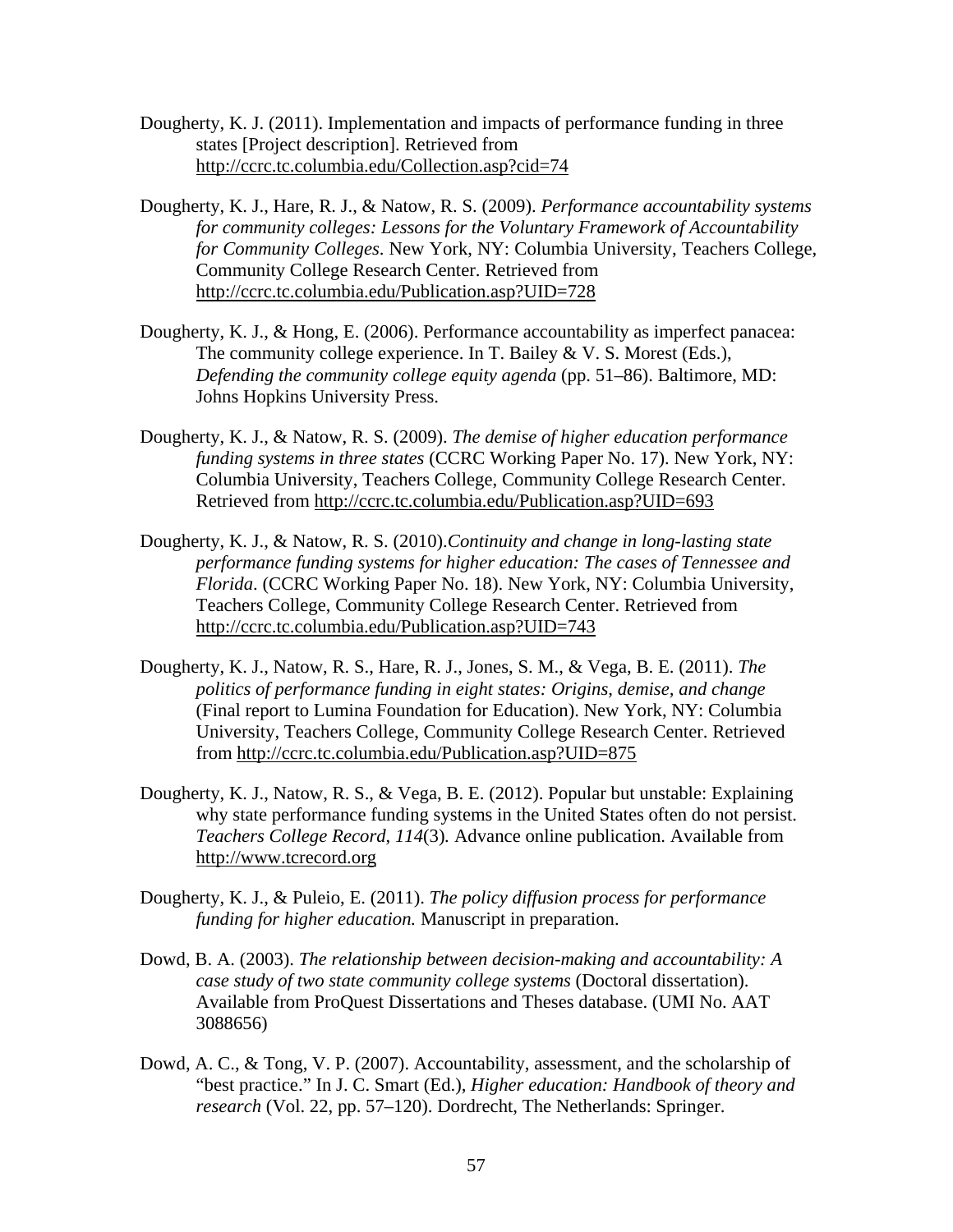Dougherty, K. J. (2011). Implementation and impacts of performance funding in three states [Project description]. Retrieved from http://ccrc.tc.columbia.edu/Collection.asp?cid=74

Dougherty, K. J., Hare, R. J., & Natow, R. S. (2009). *Performance accountability systems for community colleges: Lessons for the Voluntary Framework of Accountability for Community Colleges*. New York, NY: Columbia University, Teachers College, Community College Research Center. Retrieved from http://ccrc.tc.columbia.edu/Publication.asp?UID=728

Dougherty, K. J., & Hong, E. (2006). Performance accountability as imperfect panacea: The community college experience. In T. Bailey & V. S. Morest (Eds.), *Defending the community college equity agenda* (pp. 51–86). Baltimore, MD: Johns Hopkins University Press.

Dougherty, K. J., & Natow, R. S. (2009). *The demise of higher education performance funding systems in three states* (CCRC Working Paper No. 17). New York, NY: Columbia University, Teachers College, Community College Research Center. Retrieved from http://ccrc.tc.columbia.edu/Publication.asp?UID=693

Dougherty, K. J., & Natow, R. S. (2010).*Continuity and change in long-lasting state performance funding systems for higher education: The cases of Tennessee and Florida*. (CCRC Working Paper No. 18). New York, NY: Columbia University, Teachers College, Community College Research Center. Retrieved from http://ccrc.tc.columbia.edu/Publication.asp?UID=743

Dougherty, K. J., Natow, R. S., Hare, R. J., Jones, S. M., & Vega, B. E. (2011). *The politics of performance funding in eight states: Origins, demise, and change* (Final report to Lumina Foundation for Education). New York, NY: Columbia University, Teachers College, Community College Research Center. Retrieved from http://ccrc.tc.columbia.edu/Publication.asp?UID=875

Dougherty, K. J., Natow, R. S., & Vega, B. E. (2012). Popular but unstable: Explaining why state performance funding systems in the United States often do not persist. *Teachers College Record*, *114*(3)*.* Advance online publication. Available from http://www.tcrecord.org

Dougherty, K. J., & Puleio, E. (2011). *The policy diffusion process for performance funding for higher education.* Manuscript in preparation.

Dowd, B. A. (2003). *The relationship between decision-making and accountability: A case study of two state community college systems* (Doctoral dissertation). Available from ProQuest Dissertations and Theses database. (UMI No. AAT 3088656)

Dowd, A. C., & Tong, V. P. (2007). Accountability, assessment, and the scholarship of "best practice." In J. C. Smart (Ed.), *Higher education: Handbook of theory and research* (Vol. 22, pp. 57–120). Dordrecht, The Netherlands: Springer.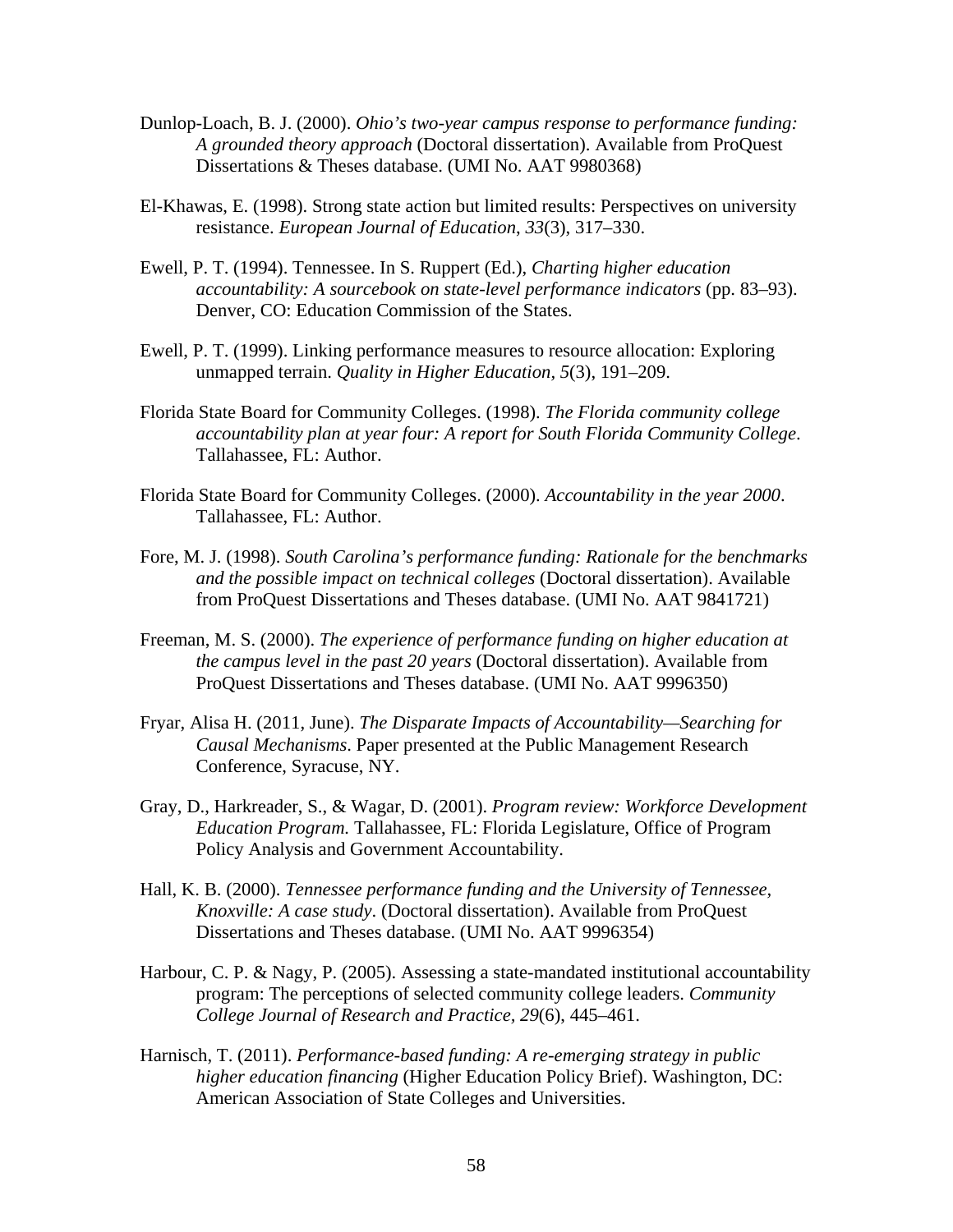Dunlop-Loach, B. J. (2000). *Ohio's two-year campus response to performance funding: A grounded theory approach* (Doctoral dissertation). Available from ProQuest Dissertations & Theses database. (UMI No. AAT 9980368)

El-Khawas, E. (1998). Strong state action but limited results: Perspectives on university resistance. *European Journal of Education, 33*(3), 317–330.

Ewell, P. T. (1994). Tennessee. In S. Ruppert (Ed.), *Charting higher education accountability: A sourcebook on state-level performance indicators* (pp. 83–93). Denver, CO: Education Commission of the States.

Ewell, P. T. (1999). Linking performance measures to resource allocation: Exploring unmapped terrain. *Quality in Higher Education, 5*(3), 191–209.

Florida State Board for Community Colleges. (1998). *The Florida community college accountability plan at year four: A report for South Florida Community College*. Tallahassee, FL: Author.

Florida State Board for Community Colleges. (2000). *Accountability in the year 2000*. Tallahassee, FL: Author.

Fore, M. J. (1998). *South Carolina's performance funding: Rationale for the benchmarks and the possible impact on technical colleges* (Doctoral dissertation). Available from ProQuest Dissertations and Theses database. (UMI No. AAT 9841721)

Freeman, M. S. (2000). *The experience of performance funding on higher education at the campus level in the past 20 years* (Doctoral dissertation). Available from ProQuest Dissertations and Theses database. (UMI No. AAT 9996350)

Fryar, Alisa H. (2011, June). *The Disparate Impacts of Accountability—Searching for Causal Mechanisms*. Paper presented at the Public Management Research Conference, Syracuse, NY.

Gray, D., Harkreader, S., & Wagar, D. (2001). *Program review: Workforce Development Education Program.* Tallahassee, FL: Florida Legislature, Office of Program Policy Analysis and Government Accountability.

Hall, K. B. (2000). *Tennessee performance funding and the University of Tennessee, Knoxville: A case study*. (Doctoral dissertation). Available from ProQuest Dissertations and Theses database. (UMI No. AAT 9996354)

Harbour, C. P. & Nagy, P. (2005). Assessing a state-mandated institutional accountability program: The perceptions of selected community college leaders. *Community College Journal of Research and Practice, 29*(6), 445–461.

Harnisch, T. (2011). *Performance-based funding: A re-emerging strategy in public higher education financing* (Higher Education Policy Brief). Washington, DC: American Association of State Colleges and Universities.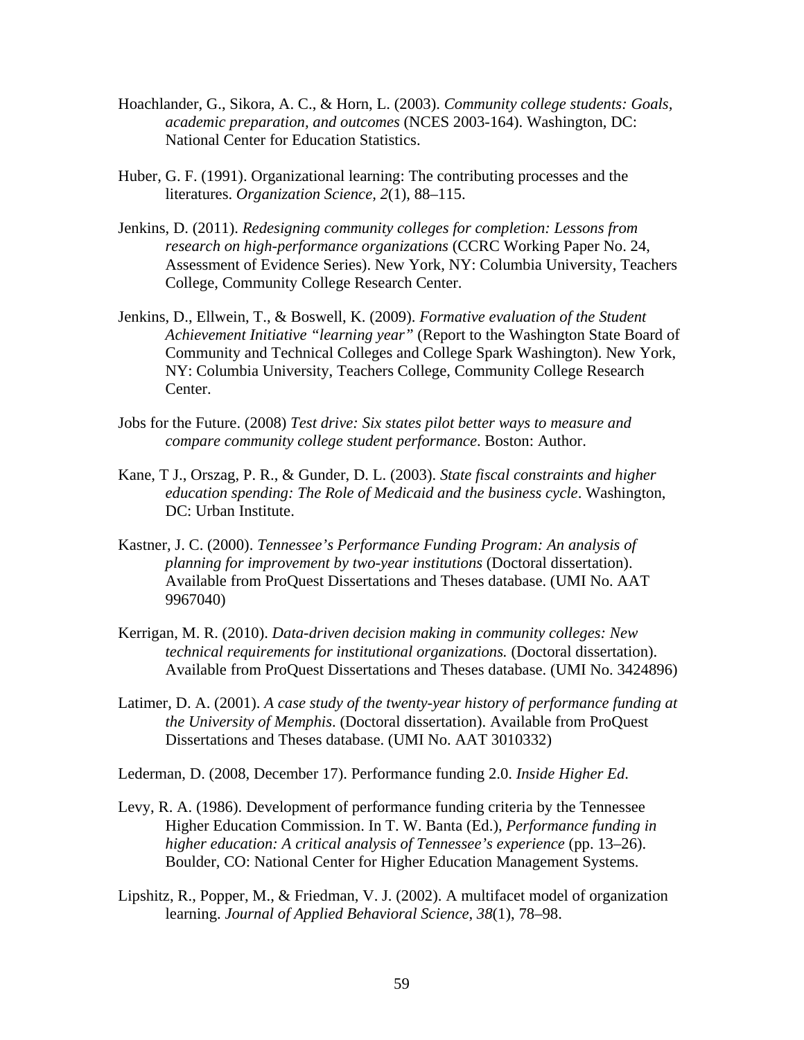Hoachlander, G., Sikora, A. C., & Horn, L. (2003). *Community college students: Goals, academic preparation, and outcomes* (NCES 2003-164). Washington, DC: National Center for Education Statistics.

Huber, G. F. (1991). Organizational learning: The contributing processes and the literatures. *Organization Science, 2*(1), 88–115.

Jenkins, D. (2011). *Redesigning community colleges for completion: Lessons from research on high-performance organizations* (CCRC Working Paper No. 24, Assessment of Evidence Series). New York, NY: Columbia University, Teachers College, Community College Research Center.

Jenkins, D., Ellwein, T., & Boswell, K. (2009). *Formative evaluation of the Student Achievement Initiative "learning year"* (Report to the Washington State Board of Community and Technical Colleges and College Spark Washington). New York, NY: Columbia University, Teachers College, Community College Research Center.

Jobs for the Future. (2008) *Test drive: Six states pilot better ways to measure and compare community college student performance*. Boston: Author.

Kane, T J., Orszag, P. R., & Gunder, D. L. (2003). *State fiscal constraints and higher education spending: The Role of Medicaid and the business cycle*. Washington, DC: Urban Institute.

Kastner, J. C. (2000). *Tennessee's Performance Funding Program: An analysis of planning for improvement by two-year institutions* (Doctoral dissertation). Available from ProQuest Dissertations and Theses database. (UMI No. AAT 9967040)

Kerrigan, M. R. (2010). *Data-driven decision making in community colleges: New technical requirements for institutional organizations.* (Doctoral dissertation). Available from ProQuest Dissertations and Theses database. (UMI No. 3424896)

Latimer, D. A. (2001). *A case study of the twenty-year history of performance funding at the University of Memphis*. (Doctoral dissertation). Available from ProQuest Dissertations and Theses database. (UMI No. AAT 3010332)

Lederman, D. (2008, December 17). Performance funding 2.0. *Inside Higher Ed*.

Levy, R. A. (1986). Development of performance funding criteria by the Tennessee Higher Education Commission. In T. W. Banta (Ed.), *Performance funding in higher education: A critical analysis of Tennessee's experience* (pp. 13–26). Boulder, CO: National Center for Higher Education Management Systems.

Lipshitz, R., Popper, M., & Friedman, V. J. (2002). A multifacet model of organization learning. *Journal of Applied Behavioral Science*, *38*(1), 78–98.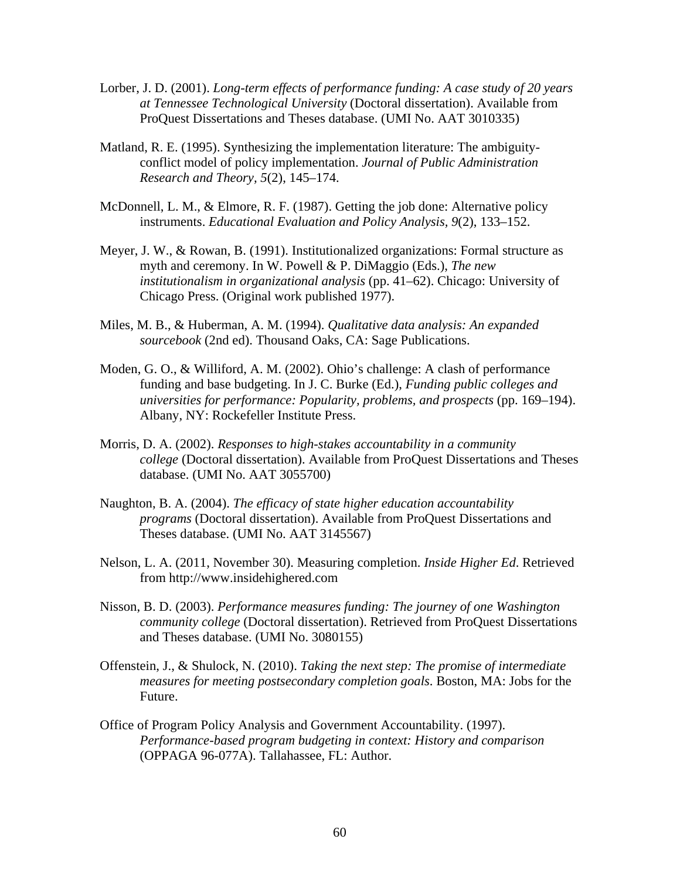Lorber, J. D. (2001). *Long-term effects of performance funding: A case study of 20 years at Tennessee Technological University* (Doctoral dissertation). Available from ProQuest Dissertations and Theses database. (UMI No. AAT 3010335)

Matland, R. E. (1995). Synthesizing the implementation literature: The ambiguity-conflict model of policy implementation. *Journal of Public Administration Research and Theory, 5*(2), 145–174.

McDonnell, L. M., & Elmore, R. F. (1987). Getting the job done: Alternative policy instruments. *Educational Evaluation and Policy Analysis, 9*(2), 133–152.

Meyer, J. W., & Rowan, B. (1991). Institutionalized organizations: Formal structure as myth and ceremony. In W. Powell & P. DiMaggio (Eds.), *The new institutionalism in organizational analysis* (pp. 41–62). Chicago: University of Chicago Press. (Original work published 1977).

Miles, M. B., & Huberman, A. M. (1994). *Qualitative data analysis: An expanded sourcebook* (2nd ed). Thousand Oaks, CA: Sage Publications.

Moden, G. O., & Williford, A. M. (2002). Ohio's challenge: A clash of performance funding and base budgeting. In J. C. Burke (Ed.), *Funding public colleges and universities for performance: Popularity, problems, and prospects* (pp. 169–194). Albany, NY: Rockefeller Institute Press.

Morris, D. A. (2002). *Responses to high-stakes accountability in a community college* (Doctoral dissertation). Available from ProQuest Dissertations and Theses database. (UMI No. AAT 3055700)

Naughton, B. A. (2004). *The efficacy of state higher education accountability programs* (Doctoral dissertation). Available from ProQuest Dissertations and Theses database. (UMI No. AAT 3145567)

Nelson, L. A. (2011, November 30). Measuring completion. *Inside Higher Ed*. Retrieved from http://www.insidehighered.com

Nisson, B. D. (2003). *Performance measures funding: The journey of one Washington community college* (Doctoral dissertation). Retrieved from ProQuest Dissertations and Theses database. (UMI No. 3080155)

Offenstein, J., & Shulock, N. (2010). *Taking the next step: The promise of intermediate measures for meeting postsecondary completion goals*. Boston, MA: Jobs for the Future.

Office of Program Policy Analysis and Government Accountability. (1997). *Performance-based program budgeting in context: History and comparison* (OPPAGA 96-077A). Tallahassee, FL: Author.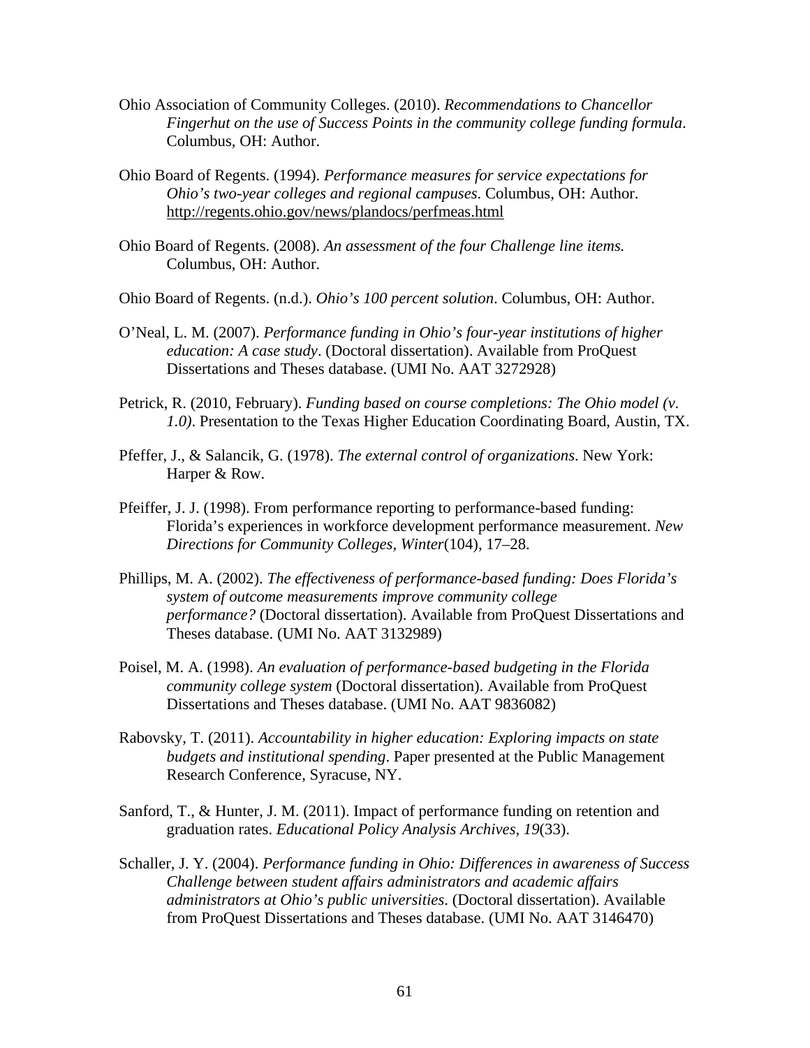Ohio Association of Community Colleges. (2010). *Recommendations to Chancellor Fingerhut on the use of Success Points in the community college funding formula*. Columbus, OH: Author.

Ohio Board of Regents. (1994). *Performance measures for service expectations for Ohio's two-year colleges and regional campuses*. Columbus, OH: Author. http://regents.ohio.gov/news/plandocs/perfmeas.html

Ohio Board of Regents. (2008). *An assessment of the four Challenge line items.* Columbus, OH: Author.

Ohio Board of Regents. (n.d.). *Ohio's 100 percent solution*. Columbus, OH: Author.

O'Neal, L. M. (2007). *Performance funding in Ohio's four-year institutions of higher education: A case study*. (Doctoral dissertation). Available from ProQuest Dissertations and Theses database. (UMI No. AAT 3272928)

Petrick, R. (2010, February). *Funding based on course completions: The Ohio model (v. 1.0)*. Presentation to the Texas Higher Education Coordinating Board, Austin, TX.

Pfeffer, J., & Salancik, G. (1978). *The external control of organizations*. New York: Harper & Row.

Pfeiffer, J. J. (1998). From performance reporting to performance-based funding: Florida's experiences in workforce development performance measurement. *New Directions for Community Colleges, Winter*(104), 17–28.

Phillips, M. A. (2002). *The effectiveness of performance-based funding: Does Florida's system of outcome measurements improve community college performance?* (Doctoral dissertation). Available from ProQuest Dissertations and Theses database. (UMI No. AAT 3132989)

Poisel, M. A. (1998). *An evaluation of performance-based budgeting in the Florida community college system* (Doctoral dissertation). Available from ProQuest Dissertations and Theses database. (UMI No. AAT 9836082)

Rabovsky, T. (2011). *Accountability in higher education: Exploring impacts on state budgets and institutional spending*. Paper presented at the Public Management Research Conference, Syracuse, NY.

Sanford, T., & Hunter, J. M. (2011). Impact of performance funding on retention and graduation rates. *Educational Policy Analysis Archives*, *19*(33).

Schaller, J. Y. (2004). *Performance funding in Ohio: Differences in awareness of Success Challenge between student affairs administrators and academic affairs administrators at Ohio's public universities*. (Doctoral dissertation). Available from ProQuest Dissertations and Theses database. (UMI No. AAT 3146470)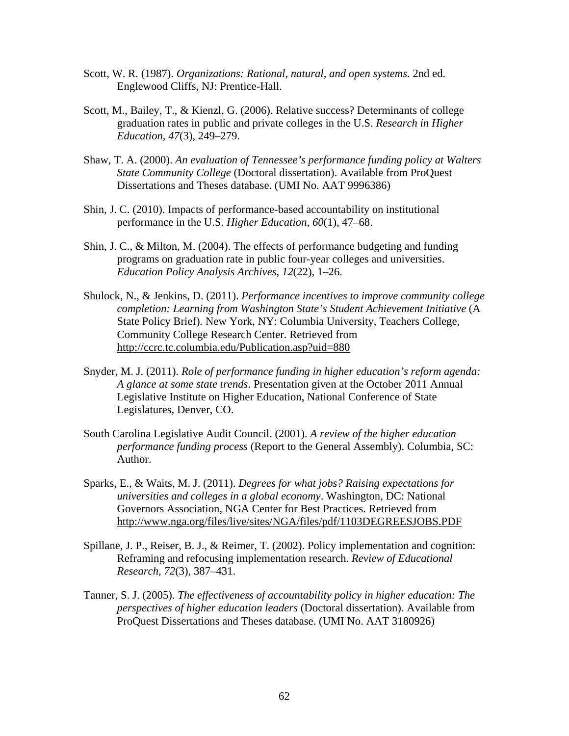Scott, W. R. (1987). *Organizations: Rational, natural, and open systems*. 2nd ed. Englewood Cliffs, NJ: Prentice-Hall.

Scott, M., Bailey, T., & Kienzl, G. (2006). Relative success? Determinants of college graduation rates in public and private colleges in the U.S. *Research in Higher Education, 47*(3), 249–279.

Shaw, T. A. (2000). *An evaluation of Tennessee's performance funding policy at Walters State Community College* (Doctoral dissertation). Available from ProQuest Dissertations and Theses database. (UMI No. AAT 9996386)

Shin, J. C. (2010). Impacts of performance-based accountability on institutional performance in the U.S. *Higher Education, 60*(1), 47–68.

Shin, J. C., & Milton, M. (2004). The effects of performance budgeting and funding programs on graduation rate in public four-year colleges and universities. *Education Policy Analysis Archives, 12*(22), 1–26.

Shulock, N., & Jenkins, D. (2011). *Performance incentives to improve community college completion: Learning from Washington State's Student Achievement Initiative* (A State Policy Brief). New York, NY: Columbia University, Teachers College, Community College Research Center. Retrieved from http://ccrc.tc.columbia.edu/Publication.asp?uid=880

Snyder, M. J. (2011). *Role of performance funding in higher education's reform agenda: A glance at some state trends*. Presentation given at the October 2011 Annual Legislative Institute on Higher Education, National Conference of State Legislatures, Denver, CO.

South Carolina Legislative Audit Council. (2001). *A review of the higher education performance funding process* (Report to the General Assembly). Columbia, SC: Author.

Sparks, E., & Waits, M. J. (2011). *Degrees for what jobs? Raising expectations for universities and colleges in a global economy*. Washington, DC: National Governors Association, NGA Center for Best Practices. Retrieved from http://www.nga.org/files/live/sites/NGA/files/pdf/1103DEGREESJOBS.PDF

Spillane, J. P., Reiser, B. J., & Reimer, T. (2002). Policy implementation and cognition: Reframing and refocusing implementation research. *Review of Educational Research, 72*(3), 387–431.

Tanner, S. J. (2005). *The effectiveness of accountability policy in higher education: The perspectives of higher education leaders* (Doctoral dissertation). Available from ProQuest Dissertations and Theses database. (UMI No. AAT 3180926)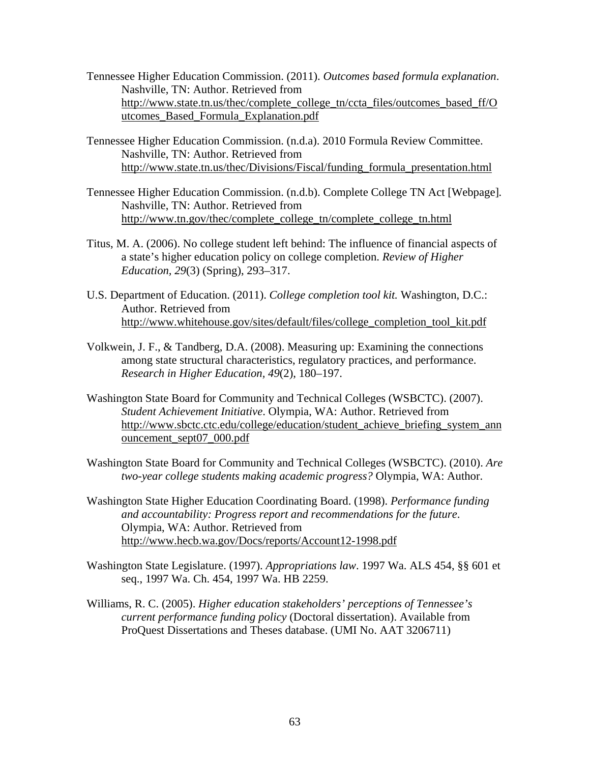Tennessee Higher Education Commission. (2011). *Outcomes based formula explanation*. Nashville, TN: Author. Retrieved from http://www.state.tn.us/thec/complete_college_tn/ccta_files/outcomes_based_ff/Outcomes_Based_Formula_Explanation.pdf

Tennessee Higher Education Commission. (n.d.a). 2010 Formula Review Committee. Nashville, TN: Author. Retrieved from http://www.state.tn.us/thec/Divisions/Fiscal/funding_formula_presentation.html

Tennessee Higher Education Commission. (n.d.b). Complete College TN Act [Webpage]. Nashville, TN: Author. Retrieved from http://www.tn.gov/thec/complete_college_tn/complete_college_tn.html

Titus, M. A. (2006). No college student left behind: The influence of financial aspects of a state's higher education policy on college completion. *Review of Higher Education, 29*(3) (Spring), 293–317.

U.S. Department of Education. (2011). *College completion tool kit.* Washington, D.C.: Author. Retrieved from http://www.whitehouse.gov/sites/default/files/college_completion_tool_kit.pdf

Volkwein, J. F., & Tandberg, D.A. (2008). Measuring up: Examining the connections among state structural characteristics, regulatory practices, and performance. *Research in Higher Education, 49*(2), 180–197.

Washington State Board for Community and Technical Colleges (WSBCTC). (2007). *Student Achievement Initiative*. Olympia, WA: Author. Retrieved from http://www.sbctc.ctc.edu/college/education/student_achieve_briefing_system_announcement_sept07_000.pdf

Washington State Board for Community and Technical Colleges (WSBCTC). (2010). *Are two-year college students making academic progress?* Olympia, WA: Author.

Washington State Higher Education Coordinating Board. (1998). *Performance funding and accountability: Progress report and recommendations for the future*. Olympia, WA: Author. Retrieved from http://www.hecb.wa.gov/Docs/reports/Account12-1998.pdf

Washington State Legislature. (1997). *Appropriations law*. 1997 Wa. ALS 454, §§ 601 et seq., 1997 Wa. Ch. 454, 1997 Wa. HB 2259.

Williams, R. C. (2005). *Higher education stakeholders' perceptions of Tennessee's current performance funding policy* (Doctoral dissertation). Available from ProQuest Dissertations and Theses database. (UMI No. AAT 3206711)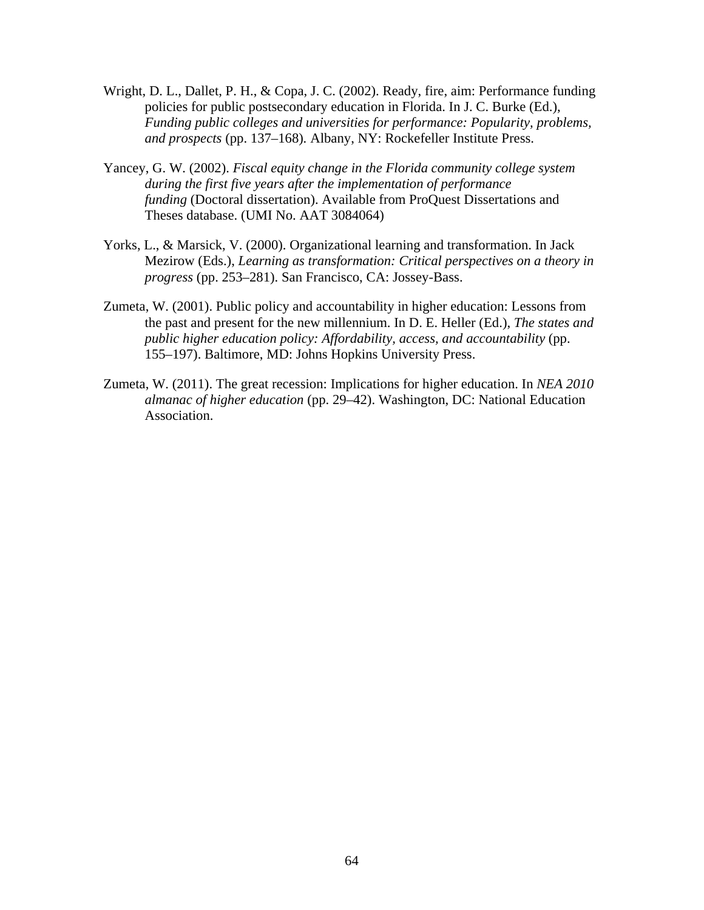Wright, D. L., Dallet, P. H., & Copa, J. C. (2002). Ready, fire, aim: Performance funding policies for public postsecondary education in Florida. In J. C. Burke (Ed.), *Funding public colleges and universities for performance: Popularity, problems, and prospects* (pp. 137–168). Albany, NY: Rockefeller Institute Press.

Yancey, G. W. (2002). *Fiscal equity change in the Florida community college system during the first five years after the implementation of performance funding* (Doctoral dissertation). Available from ProQuest Dissertations and Theses database. (UMI No. AAT 3084064)

Yorks, L., & Marsick, V. (2000). Organizational learning and transformation. In Jack Mezirow (Eds.), *Learning as transformation: Critical perspectives on a theory in progress* (pp. 253–281). San Francisco, CA: Jossey-Bass.

Zumeta, W. (2001). Public policy and accountability in higher education: Lessons from the past and present for the new millennium. In D. E. Heller (Ed.), *The states and public higher education policy: Affordability, access, and accountability* (pp. 155–197). Baltimore, MD: Johns Hopkins University Press.

Zumeta, W. (2011). The great recession: Implications for higher education. In *NEA 2010 almanac of higher education* (pp. 29–42). Washington, DC: National Education Association.